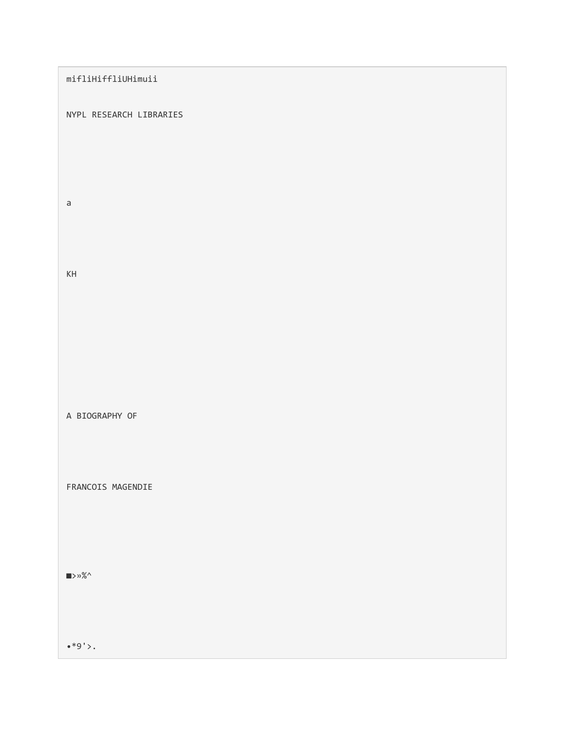mifliHiffliUHimuii

NYPL RESEARCH LIBRARIES

a

KH

# A BIOGRAPHY OF

# FRANCOIS MAGENDIE

■>»%^

•*9'>.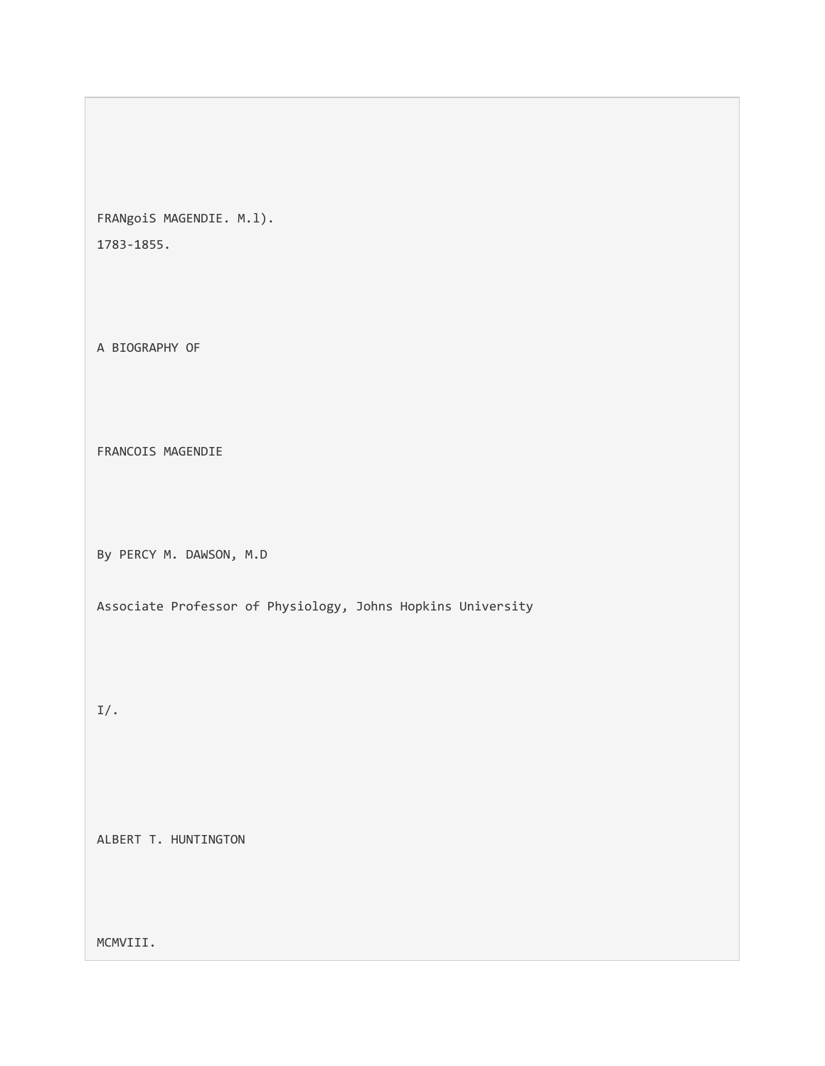FRANgoiS MAGENDIE. M.l).

1783-1855.

# A BIOGRAPHY OF

# FRANCOIS MAGENDIE

By PERCY M. DAWSON, M.D

Associate Professor of Physiology, Johns Hopkins University

I/.

ALBERT T. HUNTINGTON

MCMVIII.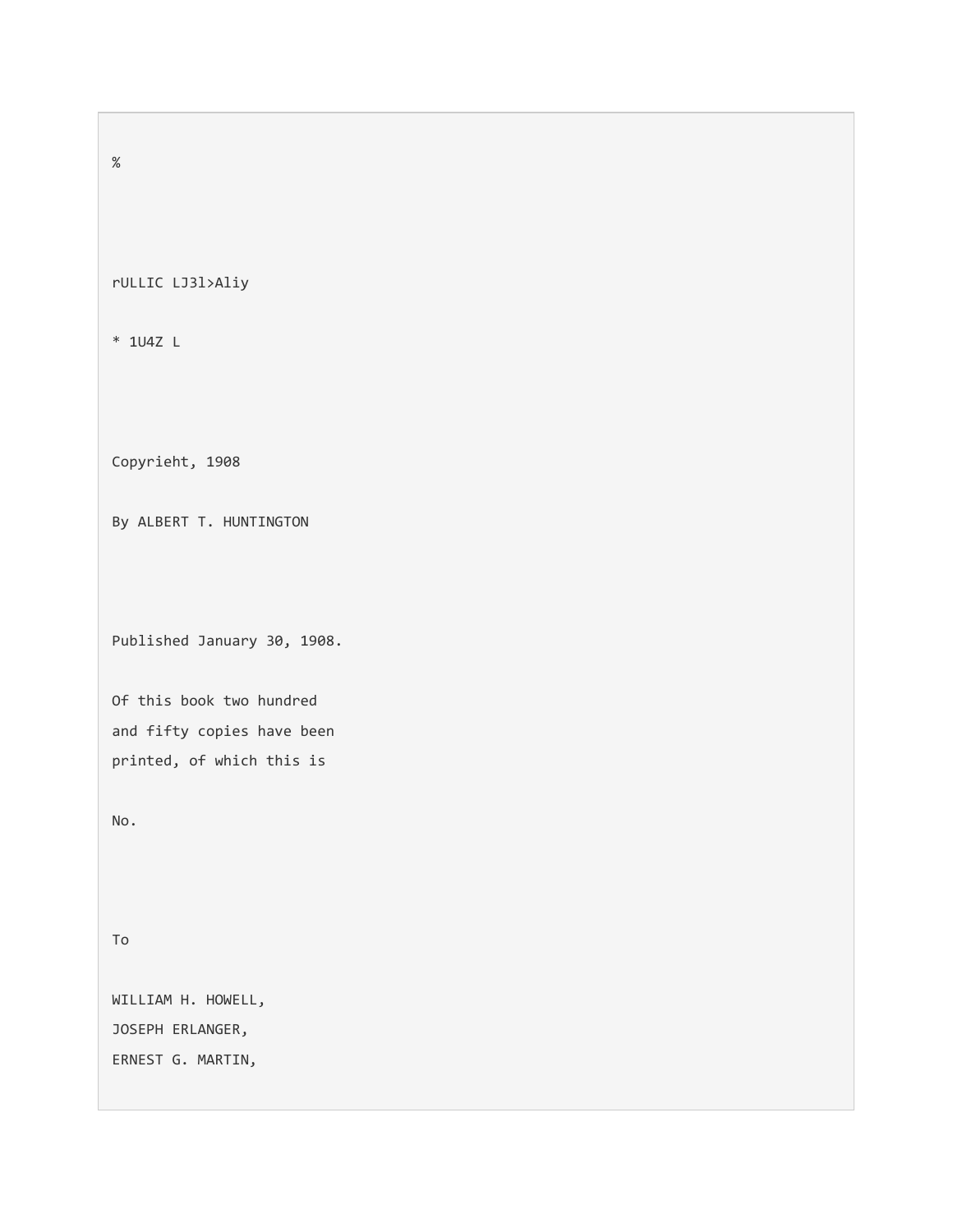%

rULLIC LJ3l>Aliy

* 1U4Z L

Copyrieht, 1908

By ALBERT T. HUNTINGTON

Published January 30, 1908.

Of this book two hundred
and fifty copies have been
printed, of which this is

No.

To

WILLIAM H. HOWELL,
JOSEPH ERLANGER,
ERNEST G. MARTIN,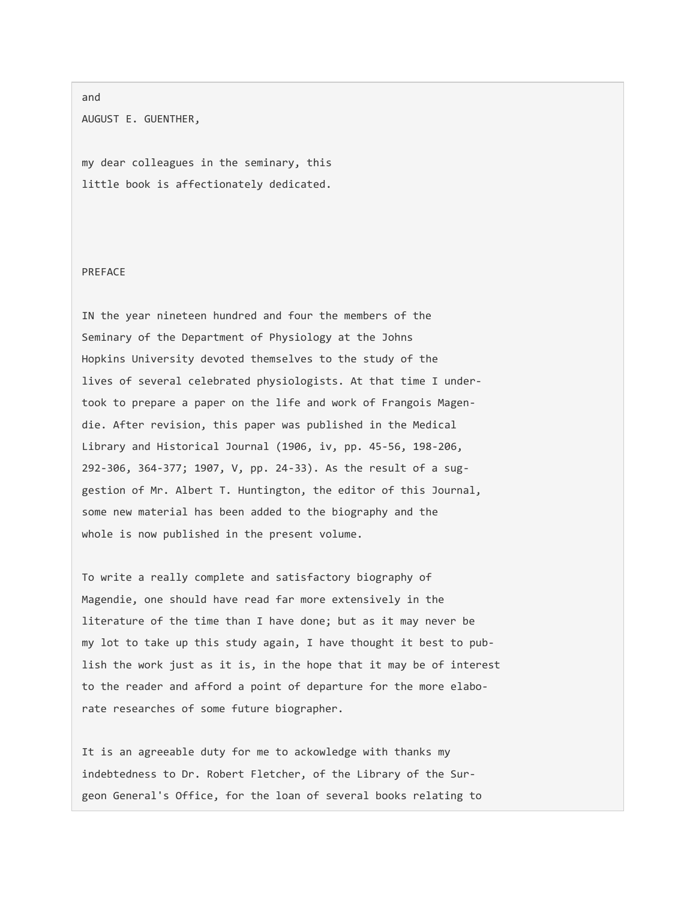and

AUGUST E. GUENTHER,

my dear colleagues in the seminary, this little book is affectionately dedicated.

## PREFACE

IN the year nineteen hundred and four the members of the Seminary of the Department of Physiology at the Johns Hopkins University devoted themselves to the study of the lives of several celebrated physiologists. At that time I undertook to prepare a paper on the life and work of Frangois Magendie. After revision, this paper was published in the Medical Library and Historical Journal (1906, iv, pp. 45-56, 198-206, 292-306, 364-377; 1907, V, pp. 24-33). As the result of a suggestion of Mr. Albert T. Huntington, the editor of this Journal, some new material has been added to the biography and the whole is now published in the present volume.

To write a really complete and satisfactory biography of Magendie, one should have read far more extensively in the literature of the time than I have done; but as it may never be my lot to take up this study again, I have thought it best to publish the work just as it is, in the hope that it may be of interest to the reader and afford a point of departure for the more elaborate researches of some future biographer.

It is an agreeable duty for me to ackowledge with thanks my indebtedness to Dr. Robert Fletcher, of the Library of the Surgeon General's Office, for the loan of several books relating to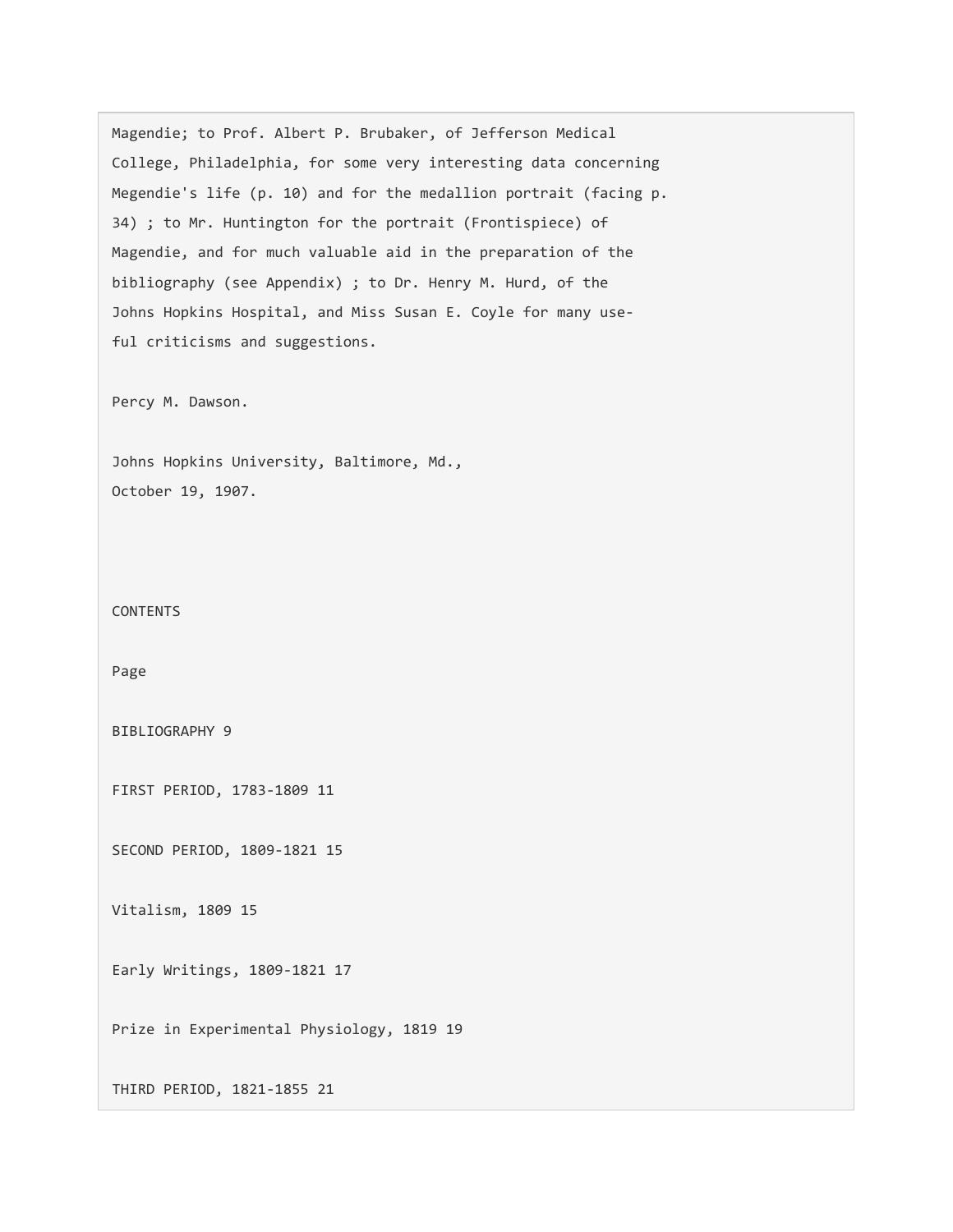Magendie; to Prof. Albert P. Brubaker, of Jefferson Medical College, Philadelphia, for some very interesting data concerning Megendie's life (p. 10) and for the medallion portrait (facing p. 34) ; to Mr. Huntington for the portrait (Frontispiece) of Magendie, and for much valuable aid in the preparation of the bibliography (see Appendix) ; to Dr. Henry M. Hurd, of the Johns Hopkins Hospital, and Miss Susan E. Coyle for many useful criticisms and suggestions.

Percy M. Dawson.

Johns Hopkins University, Baltimore, Md.,
October 19, 1907.

## CONTENTS

| | Page |
|---|---|
| BIBLIOGRAPHY | 9 |
| FIRST PERIOD, 1783-1809 | 11 |
| SECOND PERIOD, 1809-1821 | 15 |
| Vitalism, 1809 | 15 |
| Early Writings, 1809-1821 | 17 |
| Prize in Experimental Physiology, 1819 | 19 |
| THIRD PERIOD, 1821-1855 | 21 |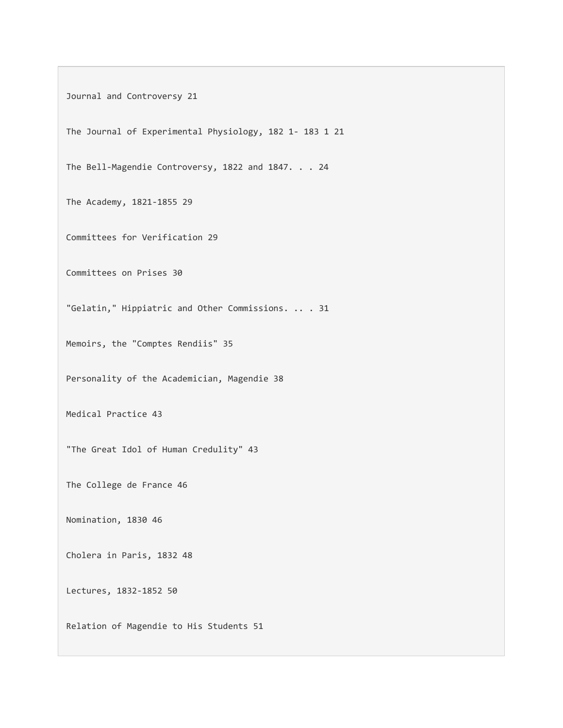Journal and Controversy 21

The Journal of Experimental Physiology, 182 1- 183 1 21

The Bell-Magendie Controversy, 1822 and 1847. . . 24

The Academy, 1821-1855 29

Committees for Verification 29

Committees on Prises 30

"Gelatin," Hippiatric and Other Commissions. .. . 31

Memoirs, the "Comptes Rendiis" 35

Personality of the Academician, Magendie 38

Medical Practice 43

"The Great Idol of Human Credulity" 43

The College de France 46

Nomination, 1830 46

Cholera in Paris, 1832 48

Lectures, 1832-1852 50

Relation of Magendie to His Students 51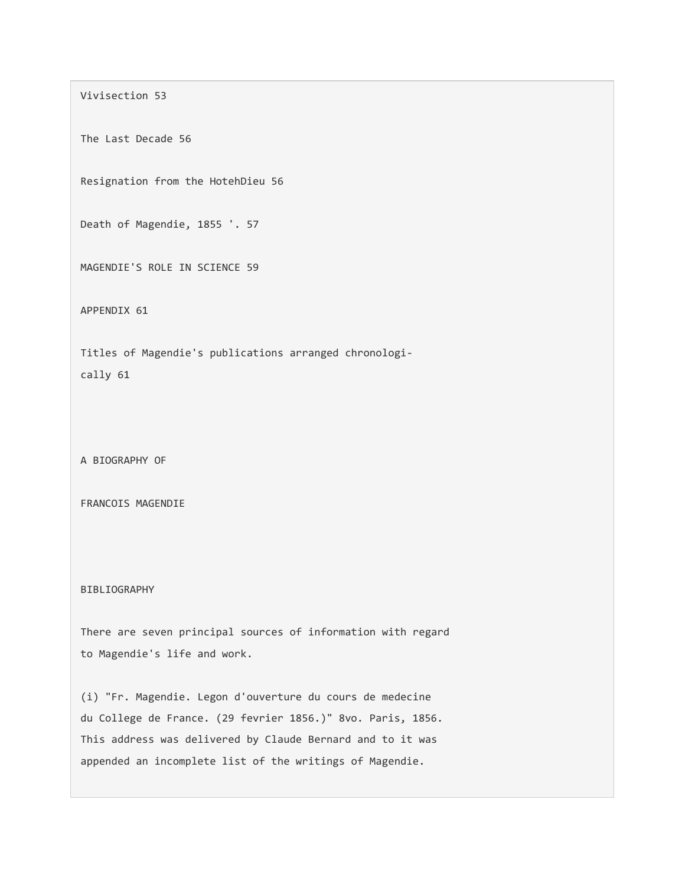Vivisection 53

The Last Decade 56

Resignation from the HotehDieu 56

Death of Magendie, 1855 '. 57

MAGENDIE'S ROLE IN SCIENCE 59

APPENDIX 61

Titles of Magendie's publications arranged chronologically 61

# A BIOGRAPHY OF

# FRANCOIS MAGENDIE

## BIBLIOGRAPHY

There are seven principal sources of information with regard to Magendie's life and work.

(i) "Fr. Magendie. Legon d'ouverture du cours de medecine du College de France. (29 fevrier 1856.)" 8vo. Paris, 1856. This address was delivered by Claude Bernard and to it was appended an incomplete list of the writings of Magendie.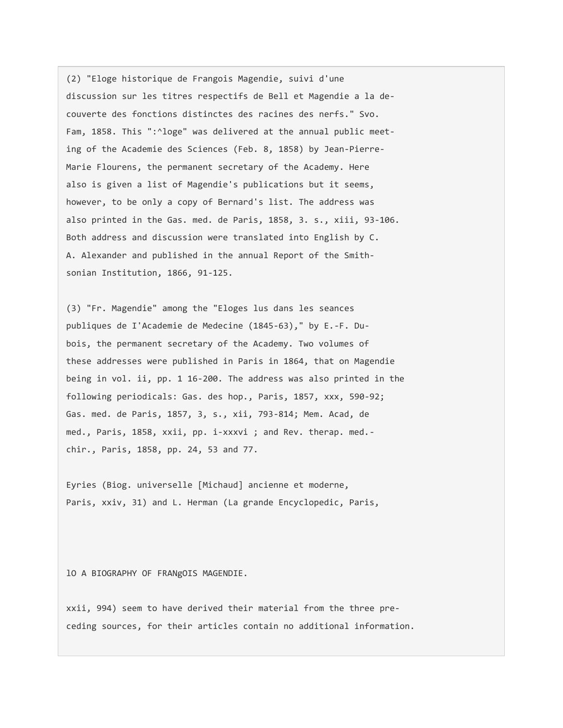(2) "Eloge historique de Frangois Magendie, suivi d'une discussion sur les titres respectifs de Bell et Magendie a la decouverte des fonctions distinctes des racines des nerfs." Svo. Fam, 1858. This ":^loge" was delivered at the annual public meeting of the Academie des Sciences (Feb. 8, 1858) by Jean-Pierre-Marie Flourens, the permanent secretary of the Academy. Here also is given a list of Magendie's publications but it seems, however, to be only a copy of Bernard's list. The address was also printed in the Gas. med. de Paris, 1858, 3. s., xiii, 93-106. Both address and discussion were translated into English by C. A. Alexander and published in the annual Report of the Smithsonian Institution, 1866, 91-125.

(3) "Fr. Magendie" among the "Eloges lus dans les seances publiques de I'Academie de Medecine (1845-63)," by E.-F. Dubois, the permanent secretary of the Academy. Two volumes of these addresses were published in Paris in 1864, that on Magendie being in vol. ii, pp. 1 16-200. The address was also printed in the following periodicals: Gas. des hop., Paris, 1857, xxx, 590-92; Gas. med. de Paris, 1857, 3, s., xii, 793-814; Mem. Acad, de med., Paris, 1858, xxii, pp. i-xxxvi ; and Rev. therap. med.-chir., Paris, 1858, pp. 24, 53 and 77.

Eyries (Biog. universelle [Michaud] ancienne et moderne, Paris, xxiv, 31) and L. Herman (La grande Encyclopedic, Paris, xxii, 994) seem to have derived their material from the three preceding sources, for their articles contain no additional information.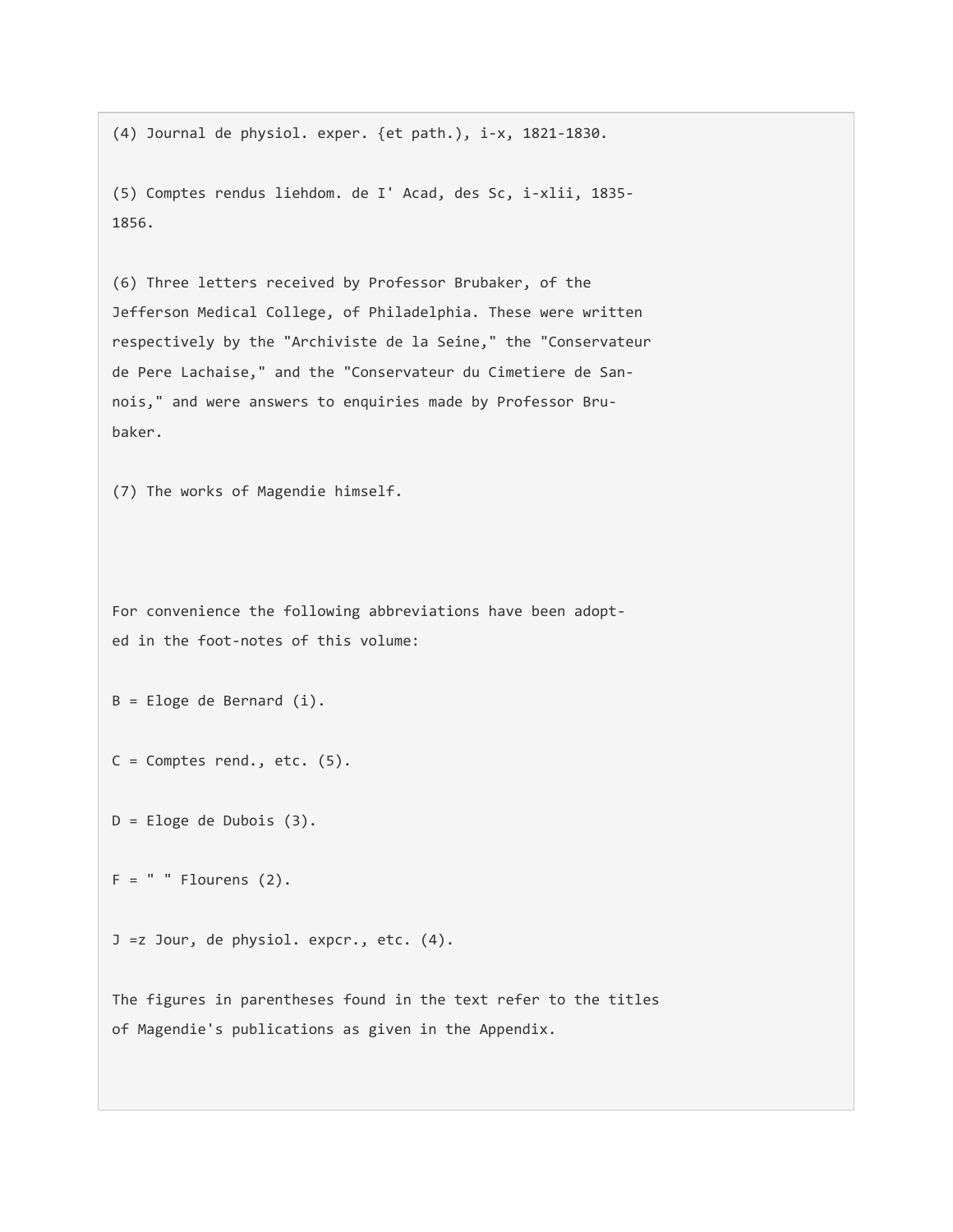(4) Journal de physiol. exper. {et path.), i-x, 1821-1830.

(5) Comptes rendus liehdom. de I' Acad, des Sc, i-xlii, 1835-1856.

(6) Three letters received by Professor Brubaker, of the Jefferson Medical College, of Philadelphia. These were written respectively by the "Archiviste de la Seine," the "Conservateur de Pere Lachaise," and the "Conservateur du Cimetiere de Sannois," and were answers to enquiries made by Professor Brubaker.

(7) The works of Magendie himself.

For convenience the following abbreviations have been adopted in the foot-notes of this volume:

B = Eloge de Bernard (i).

C = Comptes rend., etc. (5).

D = Eloge de Dubois (3).

F = " " Flourens (2).

J =z Jour, de physiol. expcr., etc. (4).

The figures in parentheses found in the text refer to the titles of Magendie's publications as given in the Appendix.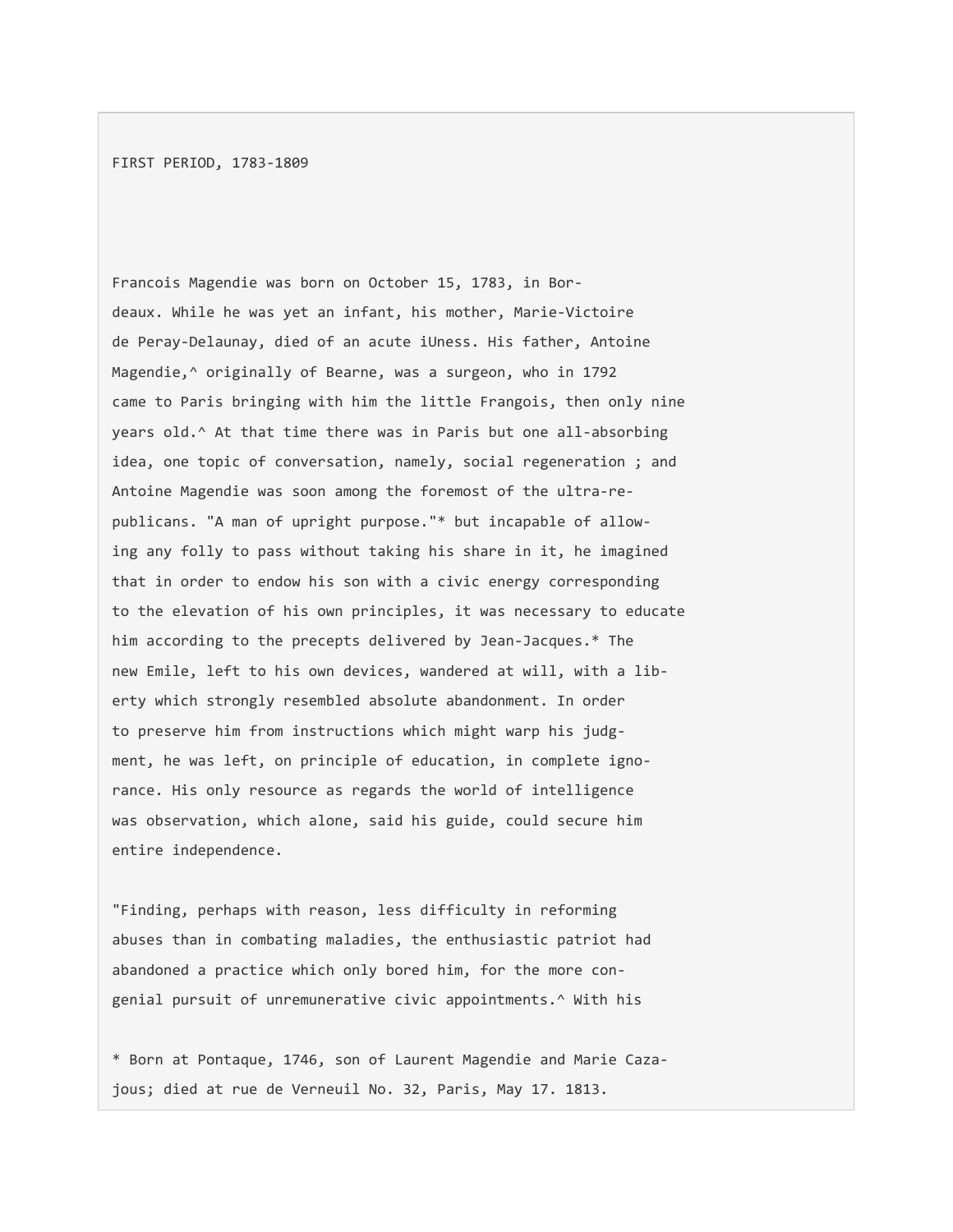FIRST PERIOD, 1783-1809

Francois Magendie was born on October 15, 1783, in Bordeaux. While he was yet an infant, his mother, Marie-Victoire de Peray-Delaunay, died of an acute iUness. His father, Antoine Magendie,^ originally of Bearne, was a surgeon, who in 1792 came to Paris bringing with him the little Frangois, then only nine years old.^ At that time there was in Paris but one all-absorbing idea, one topic of conversation, namely, social regeneration ; and Antoine Magendie was soon among the foremost of the ultra-republicans. "A man of upright purpose."* but incapable of allowing any folly to pass without taking his share in it, he imagined that in order to endow his son with a civic energy corresponding to the elevation of his own principles, it was necessary to educate him according to the precepts delivered by Jean-Jacques.* The new Emile, left to his own devices, wandered at will, with a liberty which strongly resembled absolute abandonment. In order to preserve him from instructions which might warp his judgment, he was left, on principle of education, in complete ignorance. His only resource as regards the world of intelligence was observation, which alone, said his guide, could secure him entire independence.

"Finding, perhaps with reason, less difficulty in reforming abuses than in combating maladies, the enthusiastic patriot had abandoned a practice which only bored him, for the more congenial pursuit of unremunerative civic appointments.^ With his

* Born at Pontaque, 1746, son of Laurent Magendie and Marie Cazajous; died at rue de Verneuil No. 32, Paris, May 17. 1813.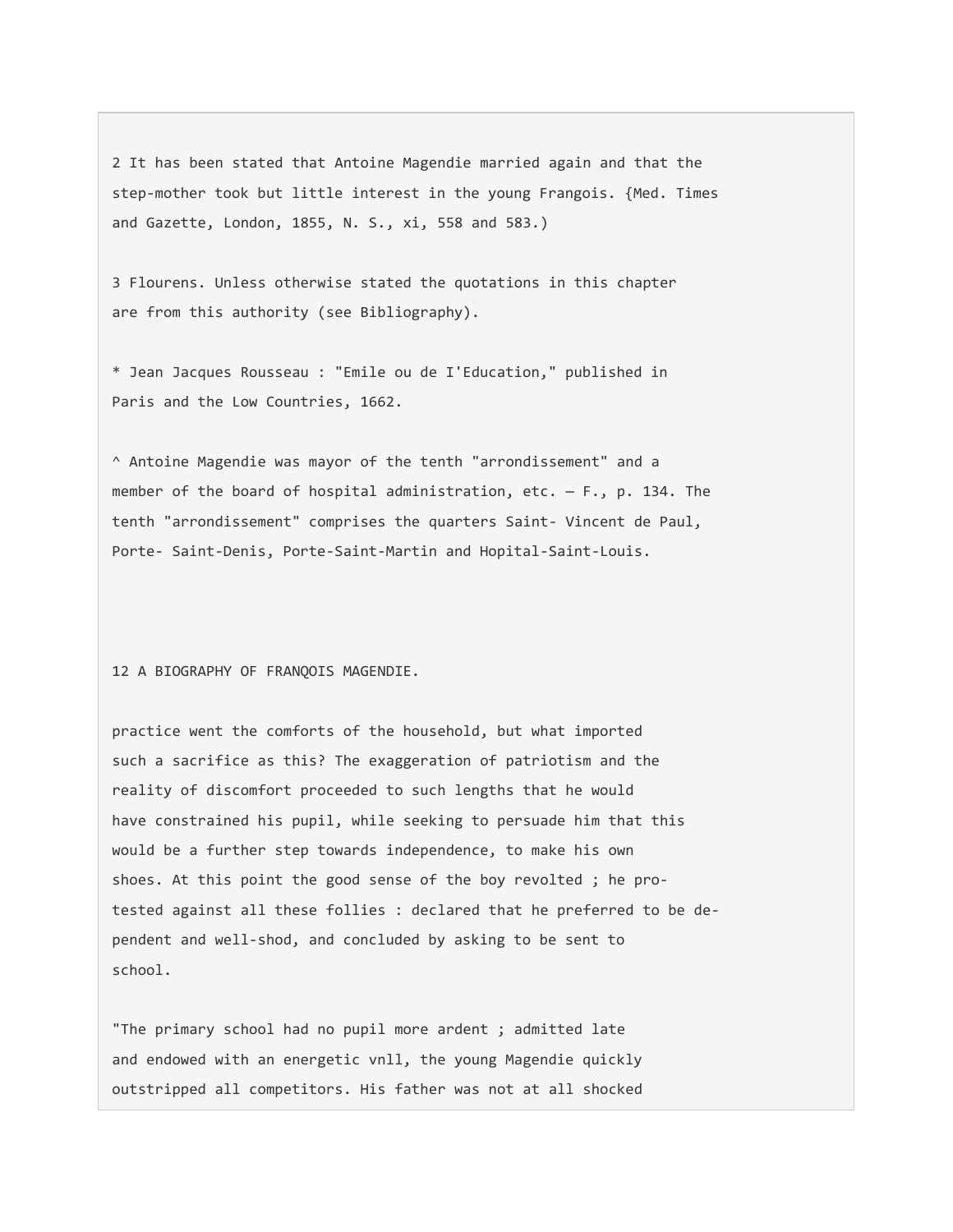2 It has been stated that Antoine Magendie married again and that the step-mother took but little interest in the young Frangois. {Med. Times and Gazette, London, 1855, N. S., xi, 558 and 583.)

3 Flourens. Unless otherwise stated the quotations in this chapter are from this authority (see Bibliography).

* Jean Jacques Rousseau : "Emile ou de I'Education," published in Paris and the Low Countries, 1662.

^ Antoine Magendie was mayor of the tenth "arrondissement" and a member of the board of hospital administration, etc. — F., p. 134. The tenth "arrondissement" comprises the quarters Saint- Vincent de Paul, Porte- Saint-Denis, Porte-Saint-Martin and Hopital-Saint-Louis.

practice went the comforts of the household, but what imported such a sacrifice as this? The exaggeration of patriotism and the reality of discomfort proceeded to such lengths that he would have constrained his pupil, while seeking to persuade him that this would be a further step towards independence, to make his own shoes. At this point the good sense of the boy revolted ; he protested against all these follies : declared that he preferred to be dependent and well-shod, and concluded by asking to be sent to school.

"The primary school had no pupil more ardent ; admitted late and endowed with an energetic vnll, the young Magendie quickly outstripped all competitors. His father was not at all shocked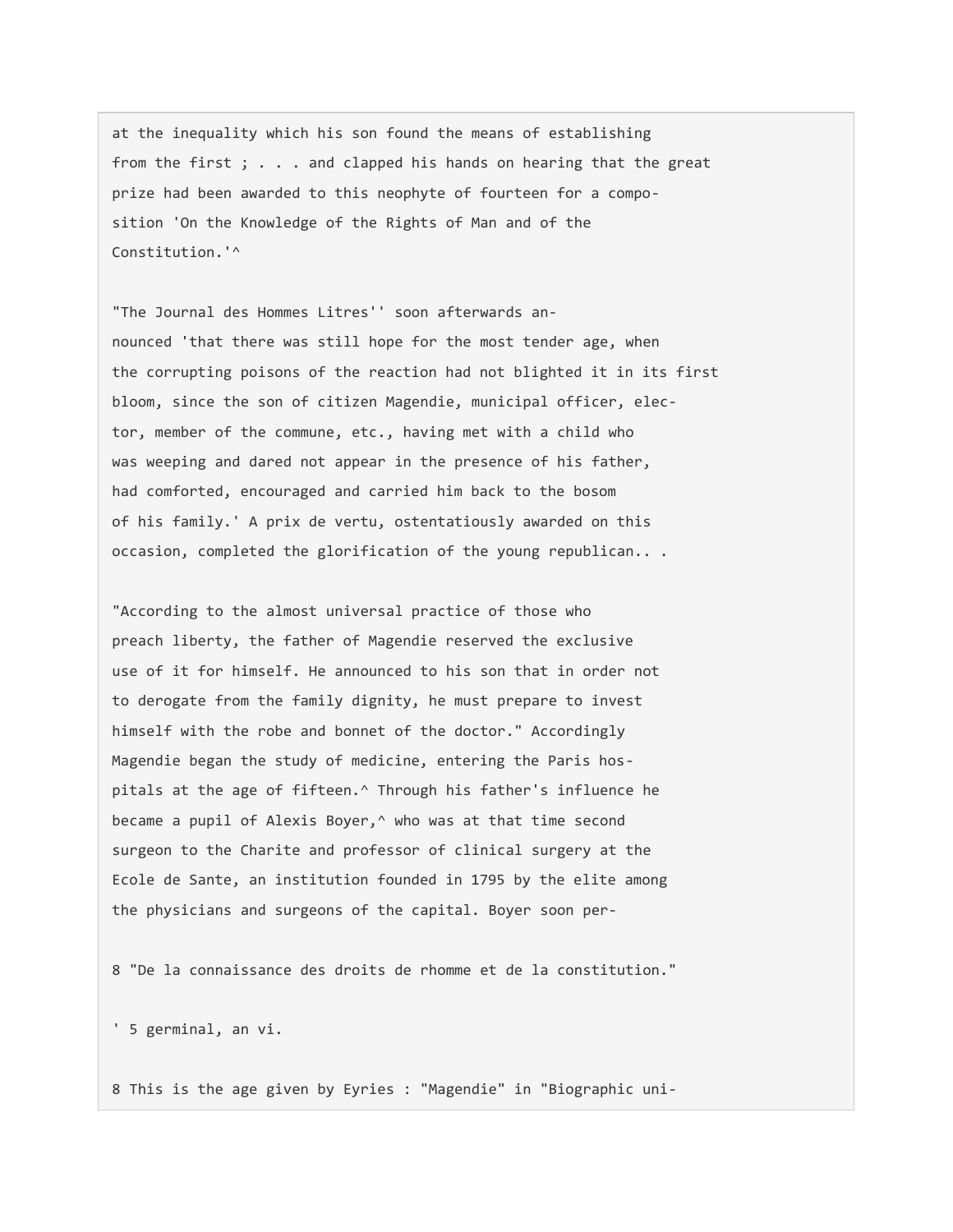at the inequality which his son found the means of establishing from the first ; . . . and clapped his hands on hearing that the great prize had been awarded to this neophyte of fourteen for a composition 'On the Knowledge of the Rights of Man and of the Constitution.'^

"The Journal des Hommes Litres'' soon afterwards announced 'that there was still hope for the most tender age, when the corrupting poisons of the reaction had not blighted it in its first bloom, since the son of citizen Magendie, municipal officer, elector, member of the commune, etc., having met with a child who was weeping and dared not appear in the presence of his father, had comforted, encouraged and carried him back to the bosom of his family.' A prix de vertu, ostentatiously awarded on this occasion, completed the glorification of the young republican.. .

"According to the almost universal practice of those who preach liberty, the father of Magendie reserved the exclusive use of it for himself. He announced to his son that in order not to derogate from the family dignity, he must prepare to invest himself with the robe and bonnet of the doctor." Accordingly Magendie began the study of medicine, entering the Paris hospitals at the age of fifteen.^ Through his father's influence he became a pupil of Alexis Boyer,^ who was at that time second surgeon to the Charite and professor of clinical surgery at the Ecole de Sante, an institution founded in 1795 by the elite among the physicians and surgeons of the capital. Boyer soon per-

8 "De la connaissance des droits de rhomme et de la constitution."

' 5 germinal, an vi.

8 This is the age given by Eyries : "Magendie" in "Biographic uni-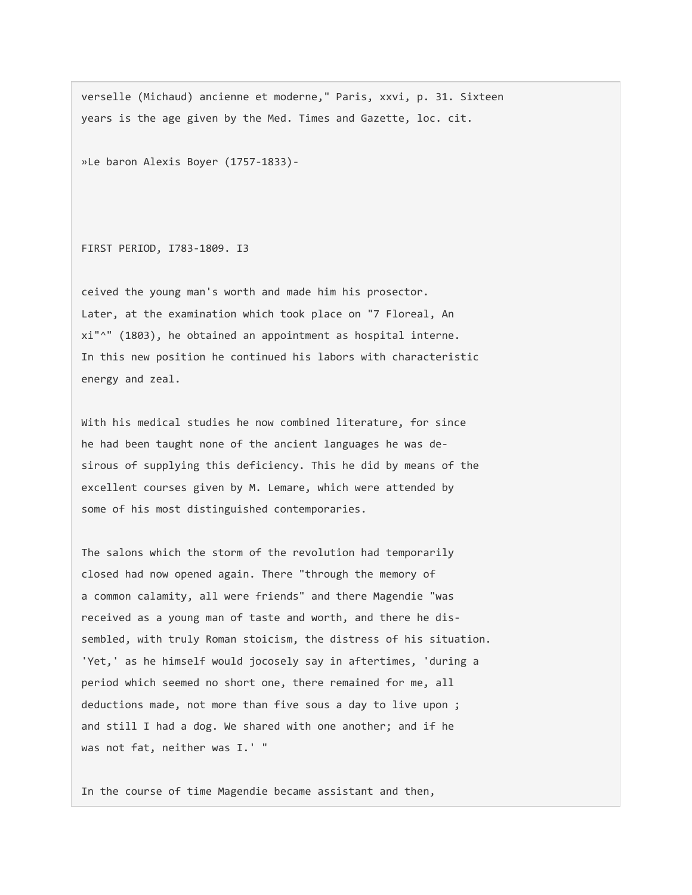verselle (Michaud) ancienne et moderne," Paris, xxvi, p. 31. Sixteen years is the age given by the Med. Times and Gazette, loc. cit.

»Le baron Alexis Boyer (1757-1833)-

ceived the young man's worth and made him his prosector. Later, at the examination which took place on "7 Floreal, An xi"^" (1803), he obtained an appointment as hospital interne. In this new position he continued his labors with characteristic energy and zeal.

With his medical studies he now combined literature, for since he had been taught none of the ancient languages he was desirous of supplying this deficiency. This he did by means of the excellent courses given by M. Lemare, which were attended by some of his most distinguished contemporaries.

The salons which the storm of the revolution had temporarily closed had now opened again. There "through the memory of a common calamity, all were friends" and there Magendie "was received as a young man of taste and worth, and there he dissembled, with truly Roman stoicism, the distress of his situation. 'Yet,' as he himself would jocosely say in aftertimes, 'during a period which seemed no short one, there remained for me, all deductions made, not more than five sous a day to live upon ; and still I had a dog. We shared with one another; and if he was not fat, neither was I.' "

In the course of time Magendie became assistant and then,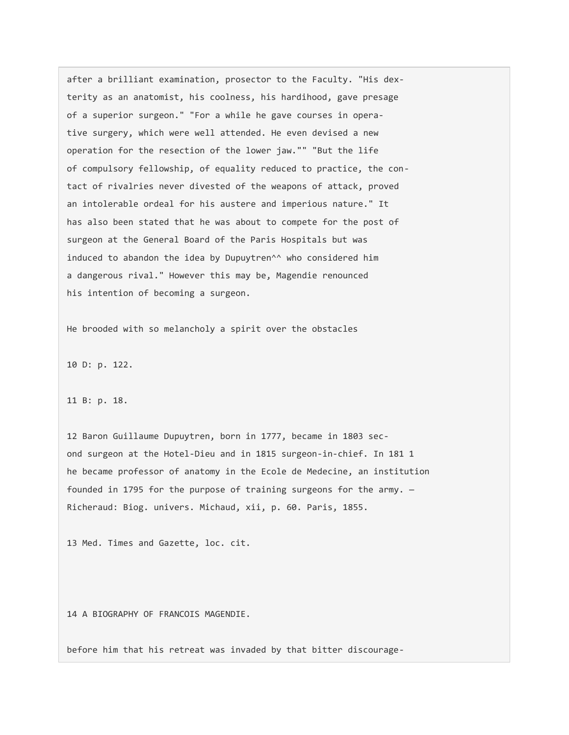after a brilliant examination, prosector to the Faculty. "His dexterity as an anatomist, his coolness, his hardihood, gave presage of a superior surgeon." "For a while he gave courses in operative surgery, which were well attended. He even devised a new operation for the resection of the lower jaw."" "But the life of compulsory fellowship, of equality reduced to practice, the contact of rivalries never divested of the weapons of attack, proved an intolerable ordeal for his austere and imperious nature." It has also been stated that he was about to compete for the post of surgeon at the General Board of the Paris Hospitals but was induced to abandon the idea by Dupuytren^^ who considered him a dangerous rival." However this may be, Magendie renounced his intention of becoming a surgeon.

He brooded with so melancholy a spirit over the obstacles

10 D: p. 122.

11 B: p. 18.

12 Baron Guillaume Dupuytren, born in 1777, became in 1803 second surgeon at the Hotel-Dieu and in 1815 surgeon-in-chief. In 181 1 he became professor of anatomy in the Ecole de Medecine, an institution founded in 1795 for the purpose of training surgeons for the army. — Richeraud: Biog. univers. Michaud, xii, p. 60. Paris, 1855.

13 Med. Times and Gazette, loc. cit.

before him that his retreat was invaded by that bitter discourage-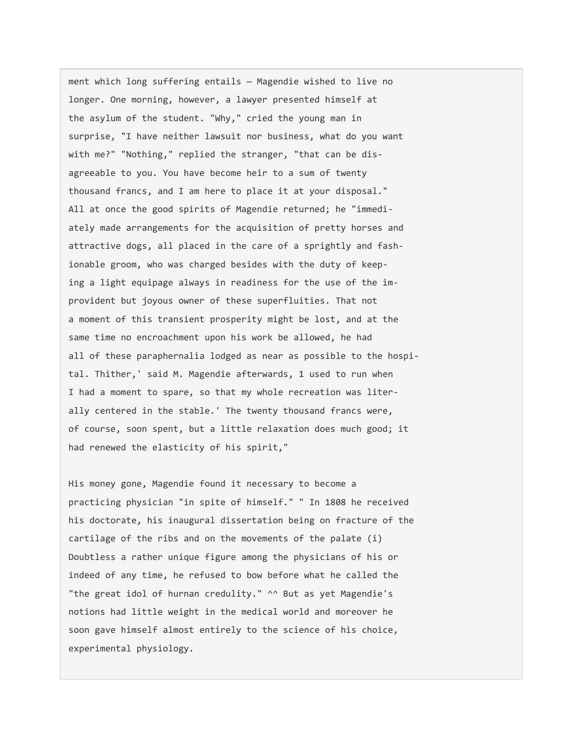ment which long suffering entails — Magendie wished to live no longer. One morning, however, a lawyer presented himself at the asylum of the student. "Why," cried the young man in surprise, "I have neither lawsuit nor business, what do you want with me?" "Nothing," replied the stranger, "that can be disagreeable to you. You have become heir to a sum of twenty thousand francs, and I am here to place it at your disposal." All at once the good spirits of Magendie returned; he "immediately made arrangements for the acquisition of pretty horses and attractive dogs, all placed in the care of a sprightly and fashionable groom, who was charged besides with the duty of keeping a light equipage always in readiness for the use of the improvident but joyous owner of these superfluities. That not a moment of this transient prosperity might be lost, and at the same time no encroachment upon his work be allowed, he had all of these paraphernalia lodged as near as possible to the hospital. Thither,' said M. Magendie afterwards, 1 used to run when I had a moment to spare, so that my whole recreation was literally centered in the stable.' The twenty thousand francs were, of course, soon spent, but a little relaxation does much good; it had renewed the elasticity of his spirit,"

His money gone, Magendie found it necessary to become a practicing physician "in spite of himself." " In 1808 he received his doctorate, his inaugural dissertation being on fracture of the cartilage of the ribs and on the movements of the palate (i) Doubtless a rather unique figure among the physicians of his or indeed of any time, he refused to bow before what he called the "the great idol of hurnan credulity." ^^ But as yet Magendie's notions had little weight in the medical world and moreover he soon gave himself almost entirely to the science of his choice, experimental physiology.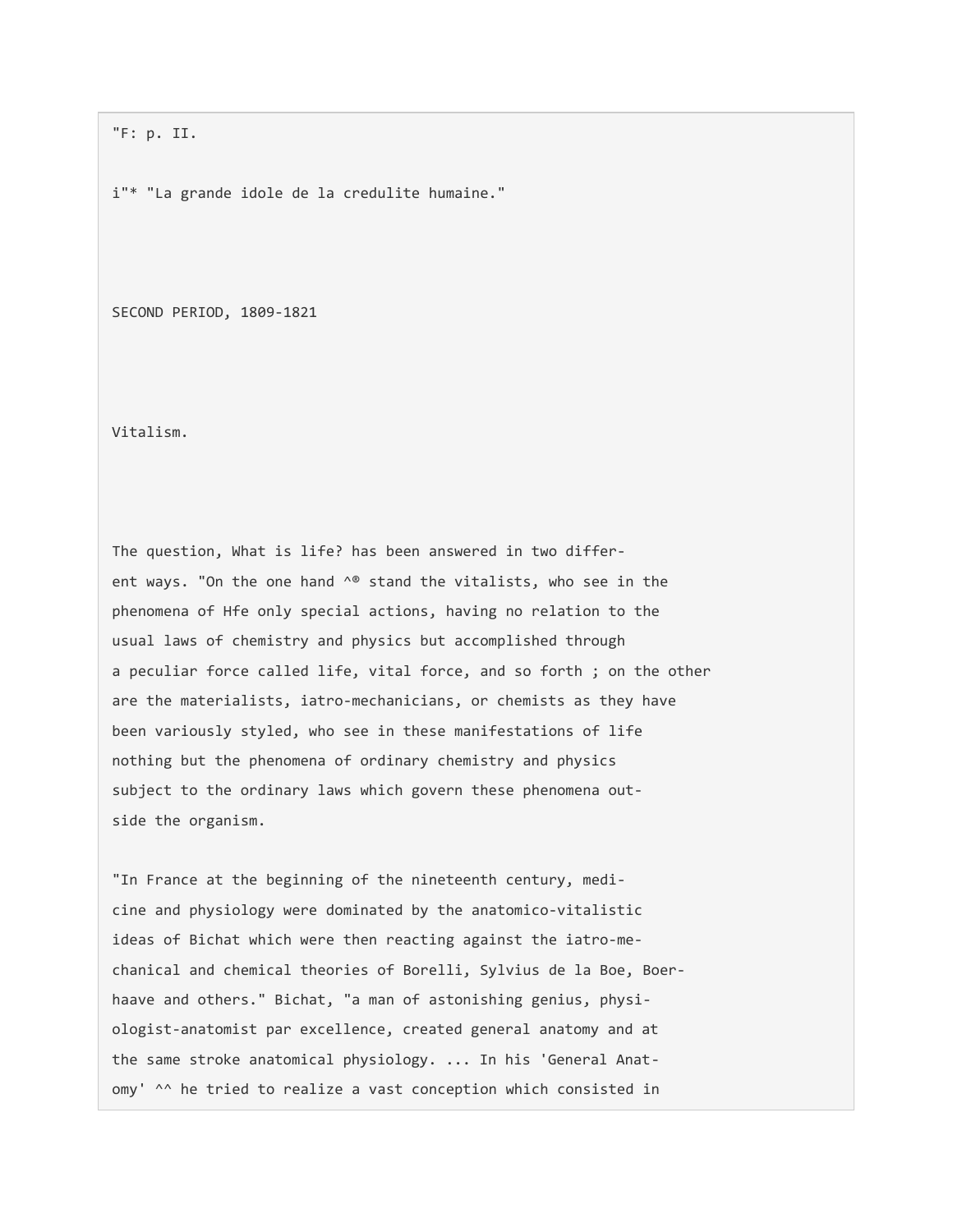"F: p. II.

i"* "La grande idole de la credulite humaine."

## SECOND PERIOD, 1809-1821

### Vitalism.

The question, What is life? has been answered in two different ways. "On the one hand ^® stand the vitalists, who see in the phenomena of Hfe only special actions, having no relation to the usual laws of chemistry and physics but accomplished through a peculiar force called life, vital force, and so forth ; on the other are the materialists, iatro-mechanicians, or chemists as they have been variously styled, who see in these manifestations of life nothing but the phenomena of ordinary chemistry and physics subject to the ordinary laws which govern these phenomena outside the organism.

"In France at the beginning of the nineteenth century, medicine and physiology were dominated by the anatomico-vitalistic ideas of Bichat which were then reacting against the iatro-mechanical and chemical theories of Borelli, Sylvius de la Boe, Boerhaave and others." Bichat, "a man of astonishing genius, physiologist-anatomist par excellence, created general anatomy and at the same stroke anatomical physiology. ... In his 'General Anatomy' ^^ he tried to realize a vast conception which consisted in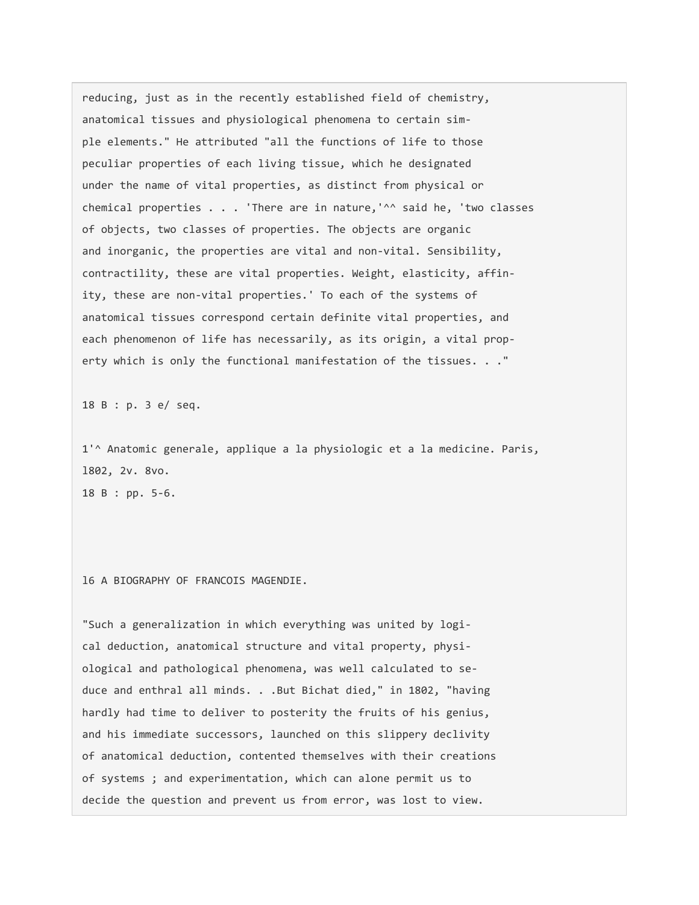reducing, just as in the recently established field of chemistry, anatomical tissues and physiological phenomena to certain simple elements." He attributed "all the functions of life to those peculiar properties of each living tissue, which he designated under the name of vital properties, as distinct from physical or chemical properties . . . 'There are in nature,'^^ said he, 'two classes of objects, two classes of properties. The objects are organic and inorganic, the properties are vital and non-vital. Sensibility, contractility, these are vital properties. Weight, elasticity, affinity, these are non-vital properties.' To each of the systems of anatomical tissues correspond certain definite vital properties, and each phenomenon of life has necessarily, as its origin, a vital property which is only the functional manifestation of the tissues. . ."

18 B : p. 3 e/ seq.

1'^ Anatomic generale, applique a la physiologic et a la medicine. Paris, l802, 2v. 8vo.
18 B : pp. 5-6.

"Such a generalization in which everything was united by logical deduction, anatomical structure and vital property, physiological and pathological phenomena, was well calculated to seduce and enthral all minds. . .But Bichat died," in 1802, "having hardly had time to deliver to posterity the fruits of his genius, and his immediate successors, launched on this slippery declivity of anatomical deduction, contented themselves with their creations of systems ; and experimentation, which can alone permit us to decide the question and prevent us from error, was lost to view.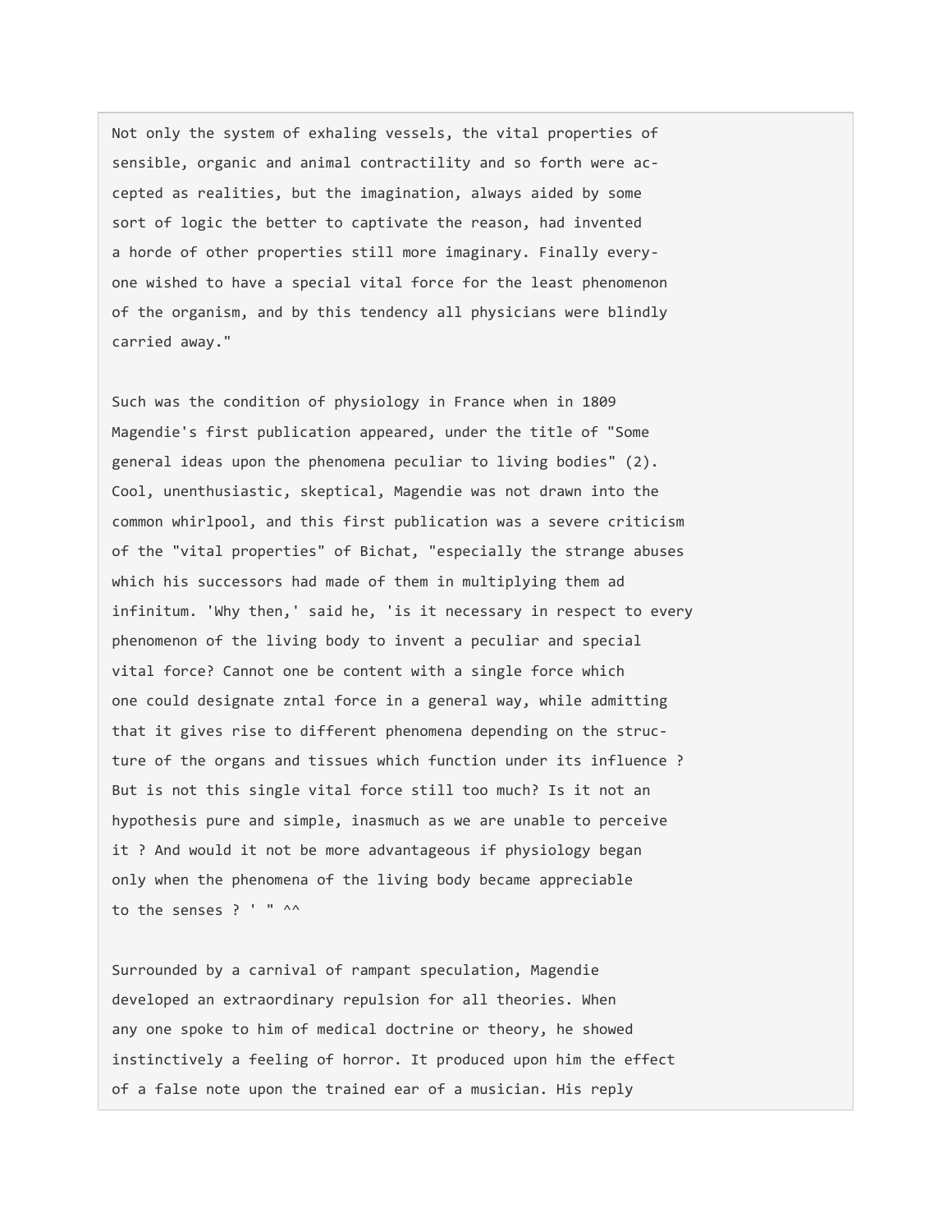Not only the system of exhaling vessels, the vital properties of sensible, organic and animal contractility and so forth were accepted as realities, but the imagination, always aided by some sort of logic the better to captivate the reason, had invented a horde of other properties still more imaginary. Finally everyone wished to have a special vital force for the least phenomenon of the organism, and by this tendency all physicians were blindly carried away."

Such was the condition of physiology in France when in 1809 Magendie's first publication appeared, under the title of "Some general ideas upon the phenomena peculiar to living bodies" (2). Cool, unenthusiastic, skeptical, Magendie was not drawn into the common whirlpool, and this first publication was a severe criticism of the "vital properties" of Bichat, "especially the strange abuses which his successors had made of them in multiplying them ad infinitum. 'Why then,' said he, 'is it necessary in respect to every phenomenon of the living body to invent a peculiar and special vital force? Cannot one be content with a single force which one could designate zntal force in a general way, while admitting that it gives rise to different phenomena depending on the structure of the organs and tissues which function under its influence ? But is not this single vital force still too much? Is it not an hypothesis pure and simple, inasmuch as we are unable to perceive it ? And would it not be more advantageous if physiology began only when the phenomena of the living body became appreciable to the senses ? ' " ^^

Surrounded by a carnival of rampant speculation, Magendie developed an extraordinary repulsion for all theories. When any one spoke to him of medical doctrine or theory, he showed instinctively a feeling of horror. It produced upon him the effect of a false note upon the trained ear of a musician. His reply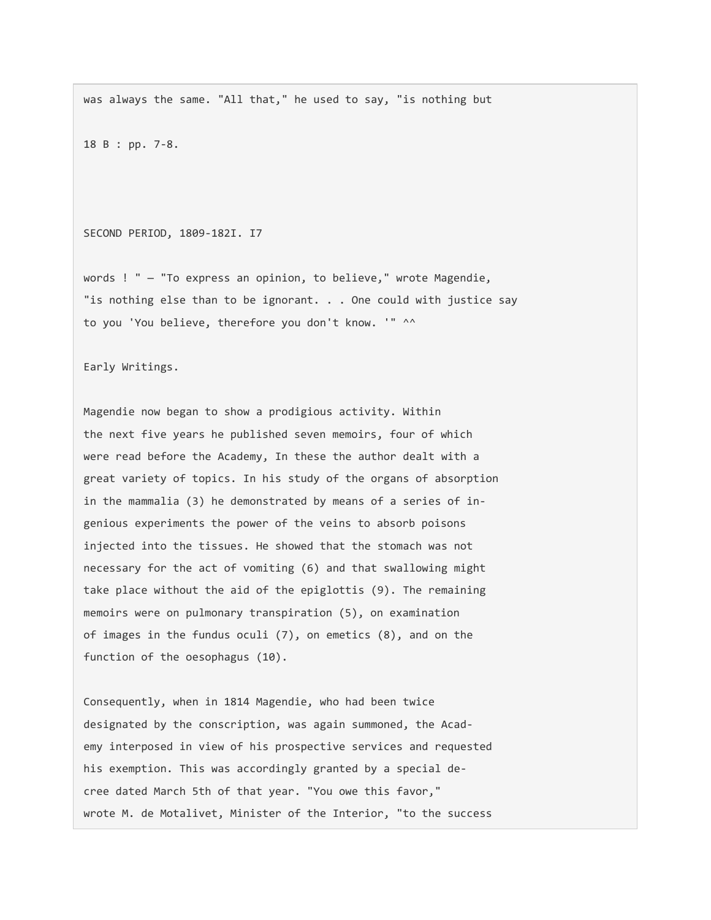was always the same. "All that," he used to say, "is nothing but

18 B : pp. 7-8.

words ! " — "To express an opinion, to believe," wrote Magendie, "is nothing else than to be ignorant. . . One could with justice say to you 'You believe, therefore you don't know. '" ^^

## Early Writings.

Magendie now began to show a prodigious activity. Within the next five years he published seven memoirs, four of which were read before the Academy, In these the author dealt with a great variety of topics. In his study of the organs of absorption in the mammalia (3) he demonstrated by means of a series of ingenious experiments the power of the veins to absorb poisons injected into the tissues. He showed that the stomach was not necessary for the act of vomiting (6) and that swallowing might take place without the aid of the epiglottis (9). The remaining memoirs were on pulmonary transpiration (5), on examination of images in the fundus oculi (7), on emetics (8), and on the function of the oesophagus (10).

Consequently, when in 1814 Magendie, who had been twice designated by the conscription, was again summoned, the Academy interposed in view of his prospective services and requested his exemption. This was accordingly granted by a special decree dated March 5th of that year. "You owe this favor," wrote M. de Motalivet, Minister of the Interior, "to the success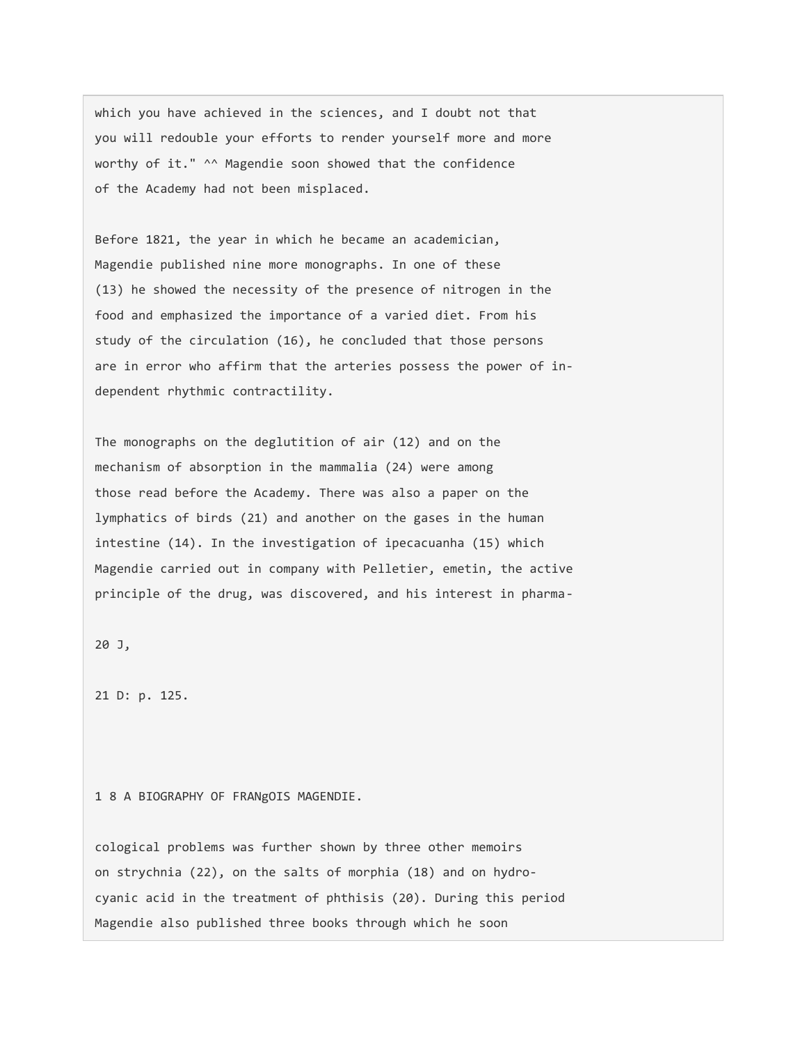which you have achieved in the sciences, and I doubt not that you will redouble your efforts to render yourself more and more worthy of it." ^^ Magendie soon showed that the confidence of the Academy had not been misplaced.

Before 1821, the year in which he became an academician, Magendie published nine more monographs. In one of these (13) he showed the necessity of the presence of nitrogen in the food and emphasized the importance of a varied diet. From his study of the circulation (16), he concluded that those persons are in error who affirm that the arteries possess the power of independent rhythmic contractility.

The monographs on the deglutition of air (12) and on the mechanism of absorption in the mammalia (24) were among those read before the Academy. There was also a paper on the lymphatics of birds (21) and another on the gases in the human intestine (14). In the investigation of ipecacuanha (15) which Magendie carried out in company with Pelletier, emetin, the active principle of the drug, was discovered, and his interest in pharmacological problems was further shown by three other memoirs on strychnia (22), on the salts of morphia (18) and on hydrocyanic acid in the treatment of phthisis (20). During this period Magendie also published three books through which he soon

20 J,

21 D: p. 125.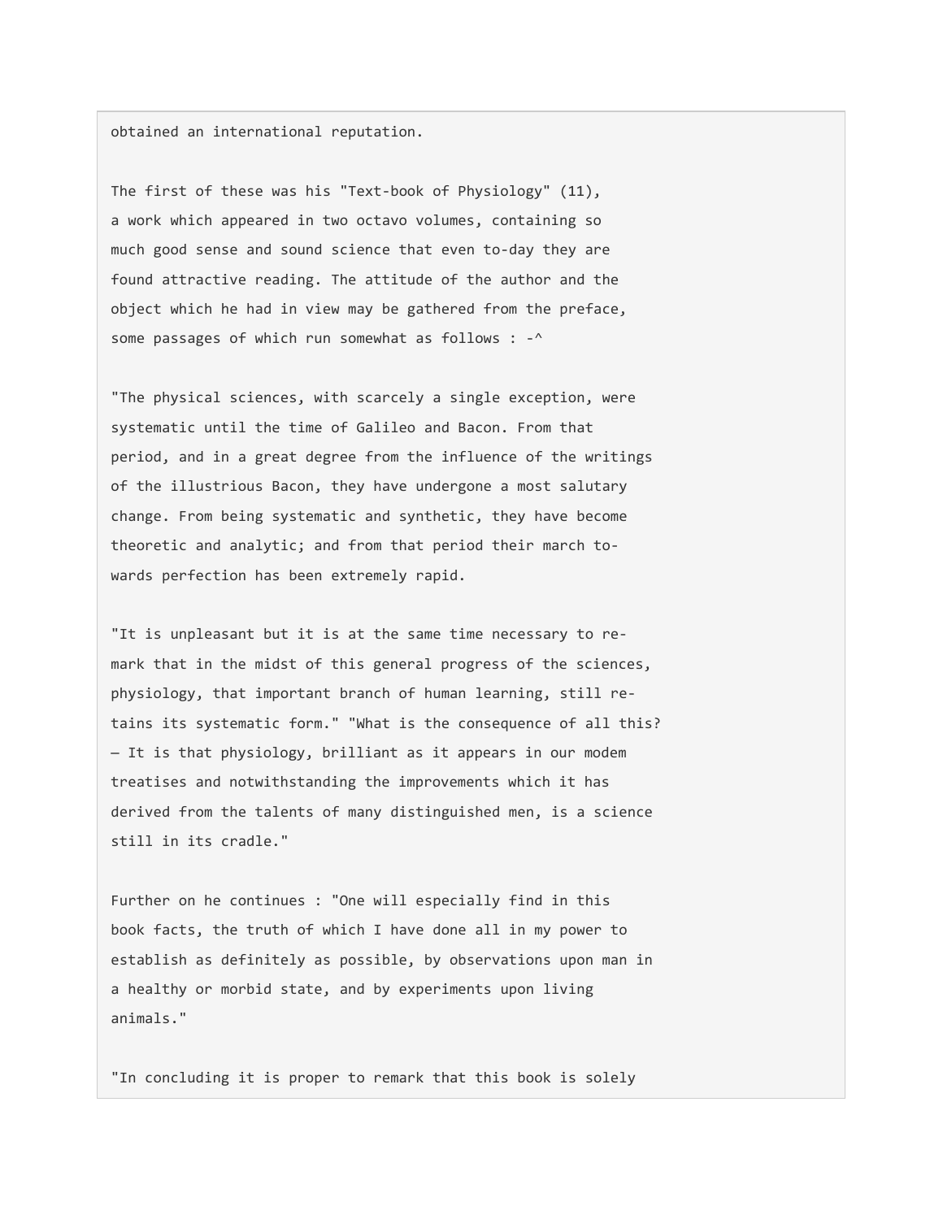obtained an international reputation.

The first of these was his "Text-book of Physiology" (11), a work which appeared in two octavo volumes, containing so much good sense and sound science that even to-day they are found attractive reading. The attitude of the author and the object which he had in view may be gathered from the preface, some passages of which run somewhat as follows : -^

"The physical sciences, with scarcely a single exception, were systematic until the time of Galileo and Bacon. From that period, and in a great degree from the influence of the writings of the illustrious Bacon, they have undergone a most salutary change. From being systematic and synthetic, they have become theoretic and analytic; and from that period their march towards perfection has been extremely rapid.

"It is unpleasant but it is at the same time necessary to remark that in the midst of this general progress of the sciences, physiology, that important branch of human learning, still retains its systematic form." "What is the consequence of all this? — It is that physiology, brilliant as it appears in our modem treatises and notwithstanding the improvements which it has derived from the talents of many distinguished men, is a science still in its cradle."

Further on he continues : "One will especially find in this book facts, the truth of which I have done all in my power to establish as definitely as possible, by observations upon man in a healthy or morbid state, and by experiments upon living animals."

"In concluding it is proper to remark that this book is solely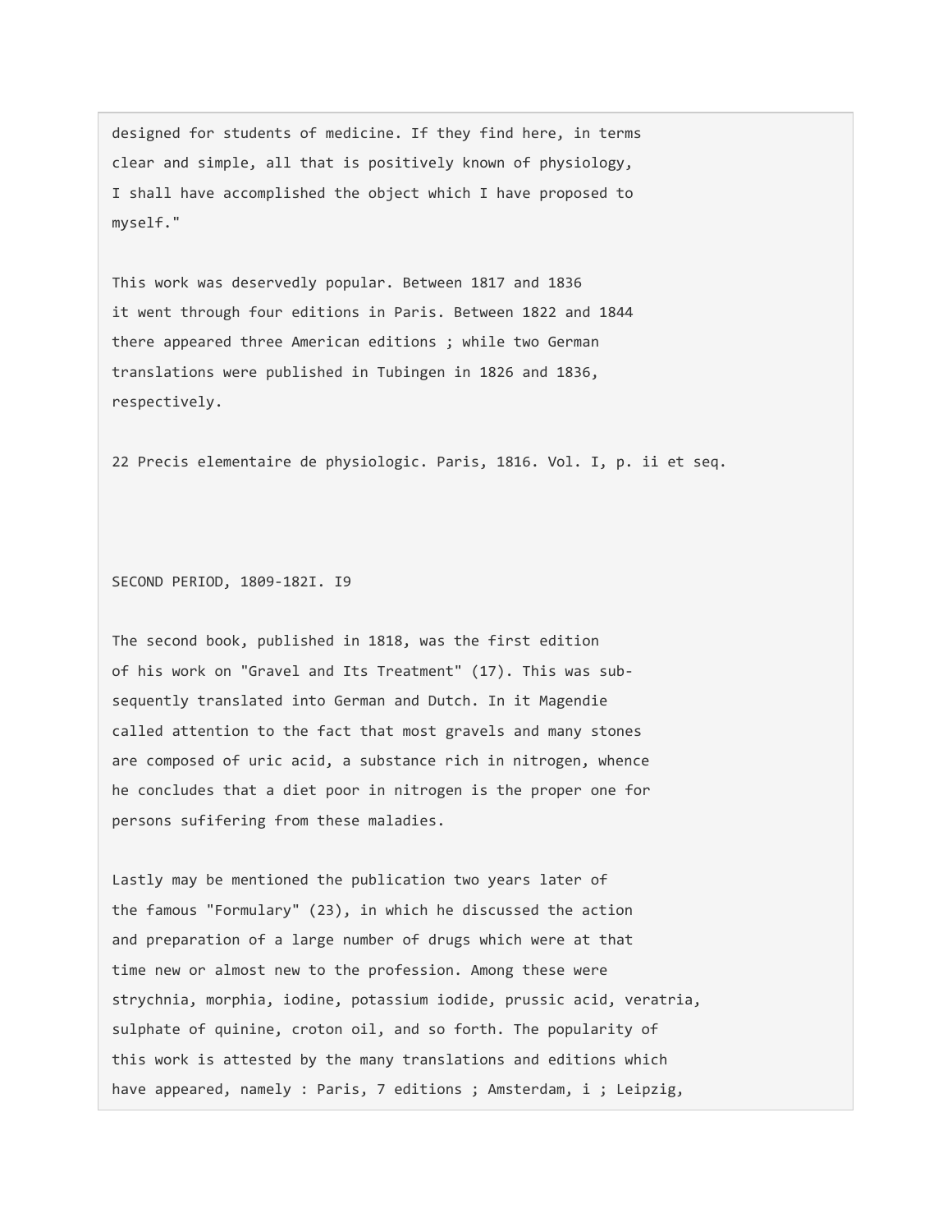designed for students of medicine. If they find here, in terms clear and simple, all that is positively known of physiology, I shall have accomplished the object which I have proposed to myself."

This work was deservedly popular. Between 1817 and 1836 it went through four editions in Paris. Between 1822 and 1844 there appeared three American editions ; while two German translations were published in Tubingen in 1826 and 1836, respectively.

22 Precis elementaire de physiologic. Paris, 1816. Vol. I, p. ii et seq.

The second book, published in 1818, was the first edition of his work on "Gravel and Its Treatment" (17). This was subsequently translated into German and Dutch. In it Magendie called attention to the fact that most gravels and many stones are composed of uric acid, a substance rich in nitrogen, whence he concludes that a diet poor in nitrogen is the proper one for persons sufifering from these maladies.

Lastly may be mentioned the publication two years later of the famous "Formulary" (23), in which he discussed the action and preparation of a large number of drugs which were at that time new or almost new to the profession. Among these were strychnia, morphia, iodine, potassium iodide, prussic acid, veratria, sulphate of quinine, croton oil, and so forth. The popularity of this work is attested by the many translations and editions which have appeared, namely : Paris, 7 editions ; Amsterdam, i ; Leipzig,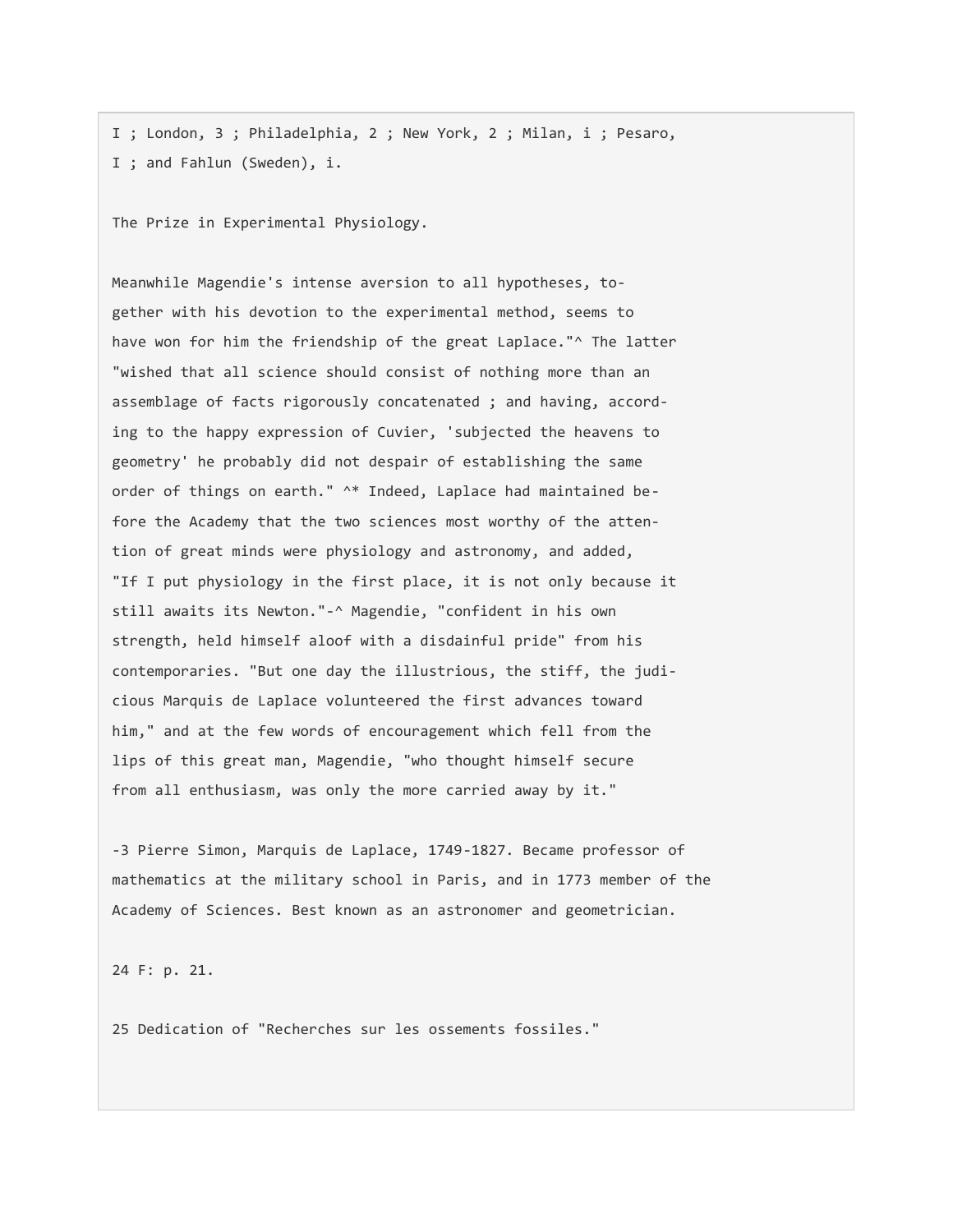I ; London, 3 ; Philadelphia, 2 ; New York, 2 ; Milan, i ; Pesaro, I ; and Fahlun (Sweden), i.

## The Prize in Experimental Physiology.

Meanwhile Magendie's intense aversion to all hypotheses, together with his devotion to the experimental method, seems to have won for him the friendship of the great Laplace."^ The latter "wished that all science should consist of nothing more than an assemblage of facts rigorously concatenated ; and having, according to the happy expression of Cuvier, 'subjected the heavens to geometry' he probably did not despair of establishing the same order of things on earth." ^* Indeed, Laplace had maintained before the Academy that the two sciences most worthy of the attention of great minds were physiology and astronomy, and added, "If I put physiology in the first place, it is not only because it still awaits its Newton."-^ Magendie, "confident in his own strength, held himself aloof with a disdainful pride" from his contemporaries. "But one day the illustrious, the stiff, the judicious Marquis de Laplace volunteered the first advances toward him," and at the few words of encouragement which fell from the lips of this great man, Magendie, "who thought himself secure from all enthusiasm, was only the more carried away by it."

-3 Pierre Simon, Marquis de Laplace, 1749-1827. Became professor of mathematics at the military school in Paris, and in 1773 member of the Academy of Sciences. Best known as an astronomer and geometrician.

24 F: p. 21.

25 Dedication of "Recherches sur les ossements fossiles."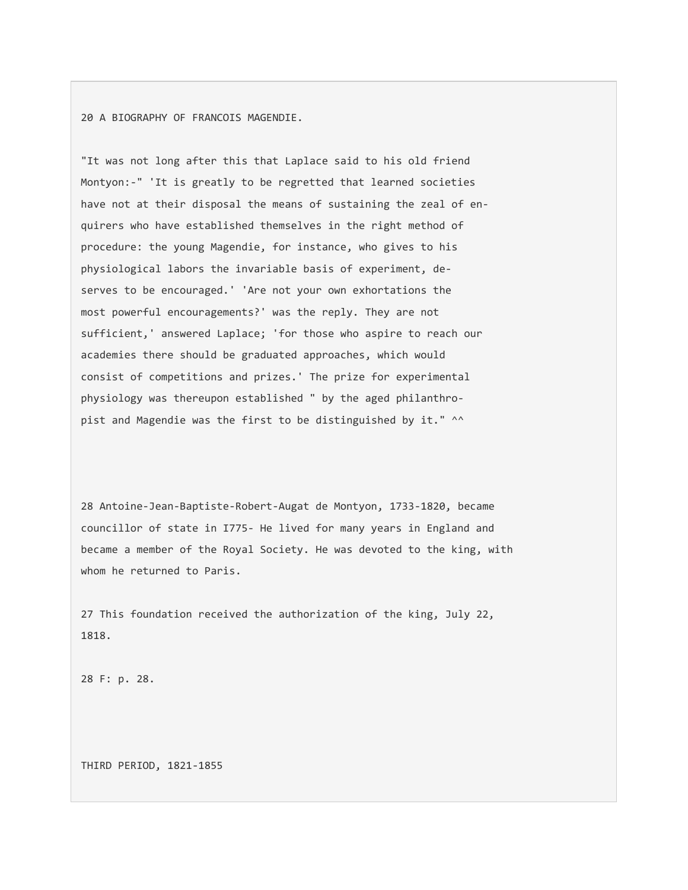"It was not long after this that Laplace said to his old friend Montyon:-" 'It is greatly to be regretted that learned societies have not at their disposal the means of sustaining the zeal of enquirers who have established themselves in the right method of procedure: the young Magendie, for instance, who gives to his physiological labors the invariable basis of experiment, deserves to be encouraged.' 'Are not your own exhortations the most powerful encouragements?' was the reply. They are not sufficient,' answered Laplace; 'for those who aspire to reach our academies there should be graduated approaches, which would consist of competitions and prizes.' The prize for experimental physiology was thereupon established " by the aged philanthropist and Magendie was the first to be distinguished by it." ^^

28 Antoine-Jean-Baptiste-Robert-Augat de Montyon, 1733-1820, became councillor of state in I775- He lived for many years in England and became a member of the Royal Society. He was devoted to the king, with whom he returned to Paris.

27 This foundation received the authorization of the king, July 22, 1818.

28 F: p. 28.

## THIRD PERIOD, 1821-1855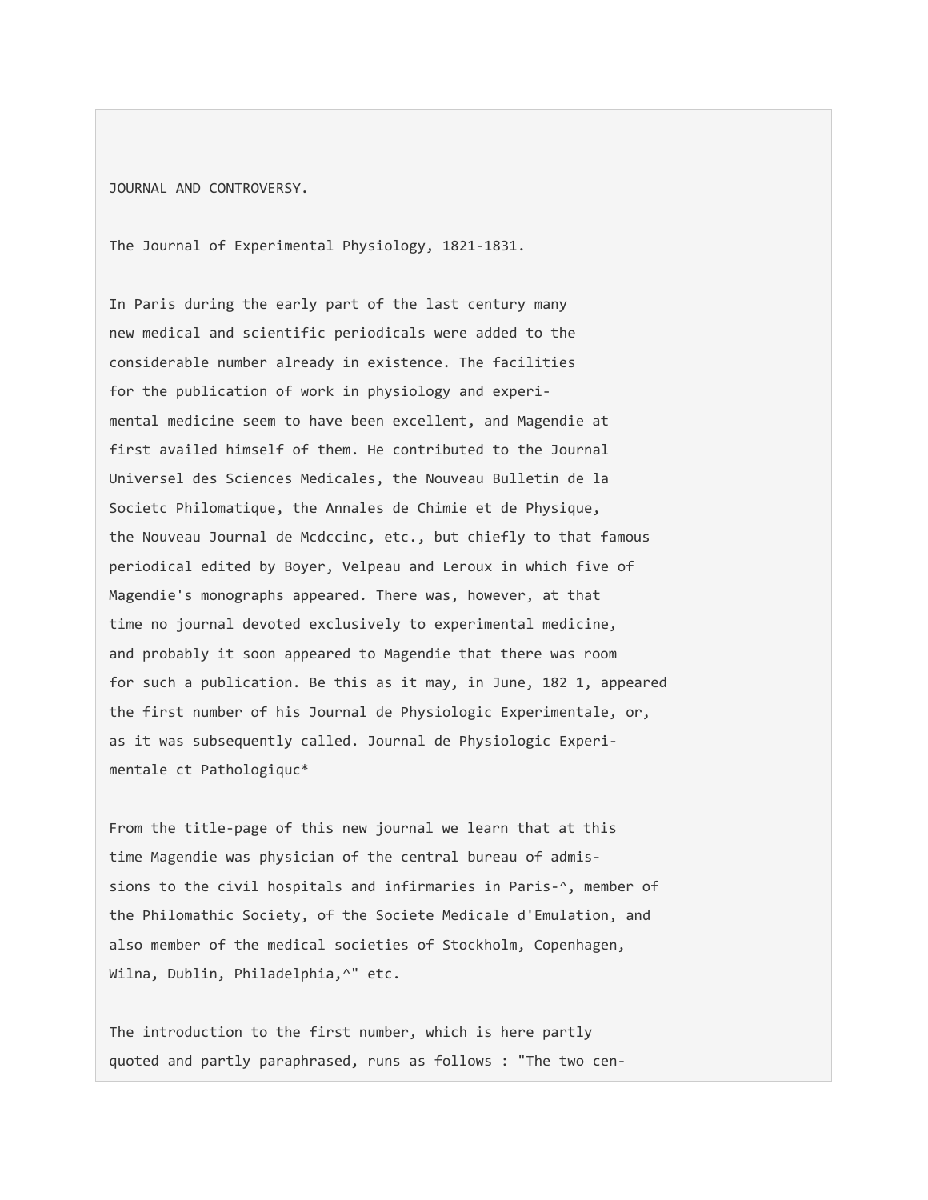## JOURNAL AND CONTROVERSY.

### The Journal of Experimental Physiology, 1821-1831.

In Paris during the early part of the last century many new medical and scientific periodicals were added to the considerable number already in existence. The facilities for the publication of work in physiology and experimental medicine seem to have been excellent, and Magendie at first availed himself of them. He contributed to the Journal Universel des Sciences Medicales, the Nouveau Bulletin de la Societc Philomatique, the Annales de Chimie et de Physique, the Nouveau Journal de Mcdccinc, etc., but chiefly to that famous periodical edited by Boyer, Velpeau and Leroux in which five of Magendie's monographs appeared. There was, however, at that time no journal devoted exclusively to experimental medicine, and probably it soon appeared to Magendie that there was room for such a publication. Be this as it may, in June, 182 1, appeared the first number of his Journal de Physiologic Experimentale, or, as it was subsequently called. Journal de Physiologic Experimentale ct Pathologiquc*

From the title-page of this new journal we learn that at this time Magendie was physician of the central bureau of admissions to the civil hospitals and infirmaries in Paris-^, member of the Philomathic Society, of the Societe Medicale d'Emulation, and also member of the medical societies of Stockholm, Copenhagen, Wilna, Dublin, Philadelphia,^" etc.

The introduction to the first number, which is here partly quoted and partly paraphrased, runs as follows : "The two cen-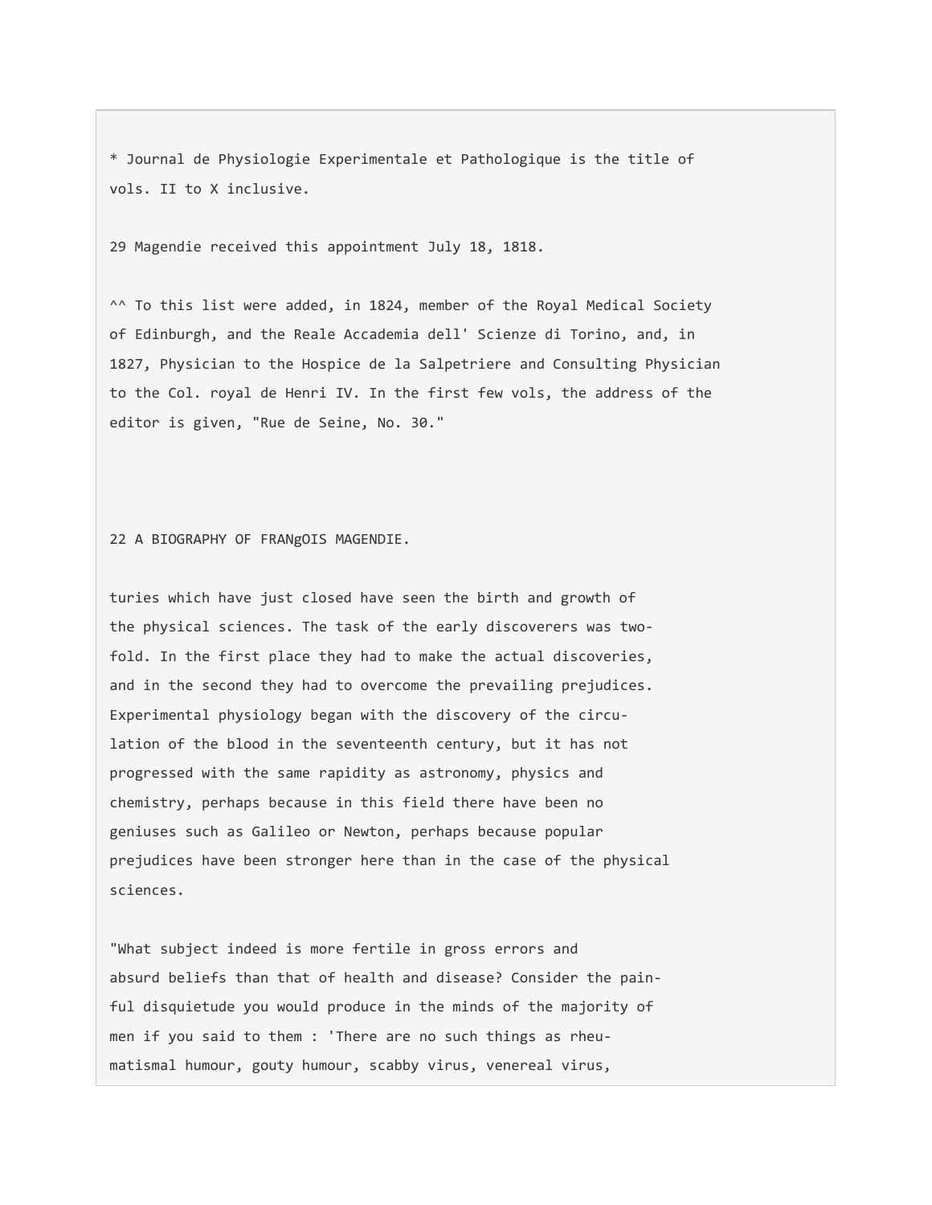* Journal de Physiologie Experimentale et Pathologique is the title of vols. II to X inclusive.

29 Magendie received this appointment July 18, 1818.

^^ To this list were added, in 1824, member of the Royal Medical Society of Edinburgh, and the Reale Accademia dell' Scienze di Torino, and, in 1827, Physician to the Hospice de la Salpetriere and Consulting Physician to the Col. royal de Henri IV. In the first few vols, the address of the editor is given, "Rue de Seine, No. 30."

turies which have just closed have seen the birth and growth of the physical sciences. The task of the early discoverers was two-fold. In the first place they had to make the actual discoveries, and in the second they had to overcome the prevailing prejudices. Experimental physiology began with the discovery of the circulation of the blood in the seventeenth century, but it has not progressed with the same rapidity as astronomy, physics and chemistry, perhaps because in this field there have been no geniuses such as Galileo or Newton, perhaps because popular prejudices have been stronger here than in the case of the physical sciences.

"What subject indeed is more fertile in gross errors and absurd beliefs than that of health and disease? Consider the painful disquietude you would produce in the minds of the majority of men if you said to them : 'There are no such things as rheumatismal humour, gouty humour, scabby virus, venereal virus,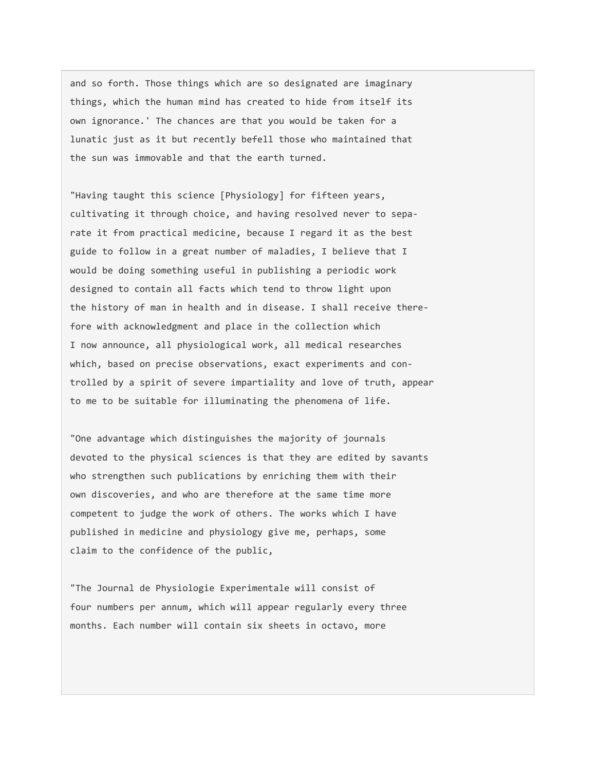and so forth. Those things which are so designated are imaginary things, which the human mind has created to hide from itself its own ignorance.' The chances are that you would be taken for a lunatic just as it but recently befell those who maintained that the sun was immovable and that the earth turned.

"Having taught this science [Physiology] for fifteen years, cultivating it through choice, and having resolved never to separate it from practical medicine, because I regard it as the best guide to follow in a great number of maladies, I believe that I would be doing something useful in publishing a periodic work designed to contain all facts which tend to throw light upon the history of man in health and in disease. I shall receive therefore with acknowledgment and place in the collection which I now announce, all physiological work, all medical researches which, based on precise observations, exact experiments and controlled by a spirit of severe impartiality and love of truth, appear to me to be suitable for illuminating the phenomena of life.

"One advantage which distinguishes the majority of journals devoted to the physical sciences is that they are edited by savants who strengthen such publications by enriching them with their own discoveries, and who are therefore at the same time more competent to judge the work of others. The works which I have published in medicine and physiology give me, perhaps, some claim to the confidence of the public,

"The Journal de Physiologie Experimentale will consist of four numbers per annum, which will appear regularly every three months. Each number will contain six sheets in octavo, more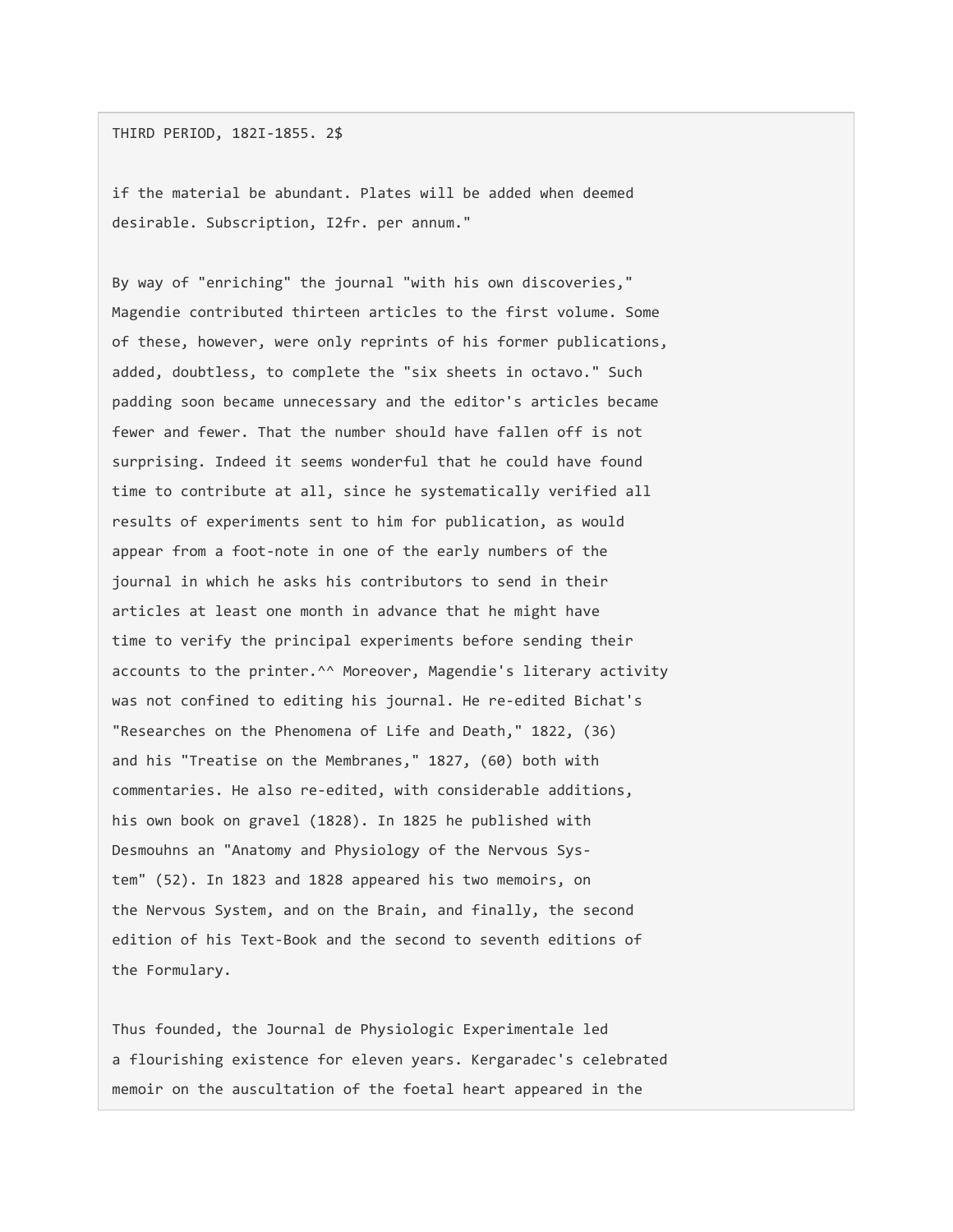if the material be abundant. Plates will be added when deemed desirable. Subscription, I2fr. per annum."

By way of "enriching" the journal "with his own discoveries," Magendie contributed thirteen articles to the first volume. Some of these, however, were only reprints of his former publications, added, doubtless, to complete the "six sheets in octavo." Such padding soon became unnecessary and the editor's articles became fewer and fewer. That the number should have fallen off is not surprising. Indeed it seems wonderful that he could have found time to contribute at all, since he systematically verified all results of experiments sent to him for publication, as would appear from a foot-note in one of the early numbers of the journal in which he asks his contributors to send in their articles at least one month in advance that he might have time to verify the principal experiments before sending their accounts to the printer.^^ Moreover, Magendie's literary activity was not confined to editing his journal. He re-edited Bichat's "Researches on the Phenomena of Life and Death," 1822, (36) and his "Treatise on the Membranes," 1827, (60) both with commentaries. He also re-edited, with considerable additions, his own book on gravel (1828). In 1825 he published with Desmouhns an "Anatomy and Physiology of the Nervous System" (52). In 1823 and 1828 appeared his two memoirs, on the Nervous System, and on the Brain, and finally, the second edition of his Text-Book and the second to seventh editions of the Formulary.

Thus founded, the Journal de Physiologic Experimentale led a flourishing existence for eleven years. Kergaradec's celebrated memoir on the auscultation of the foetal heart appeared in the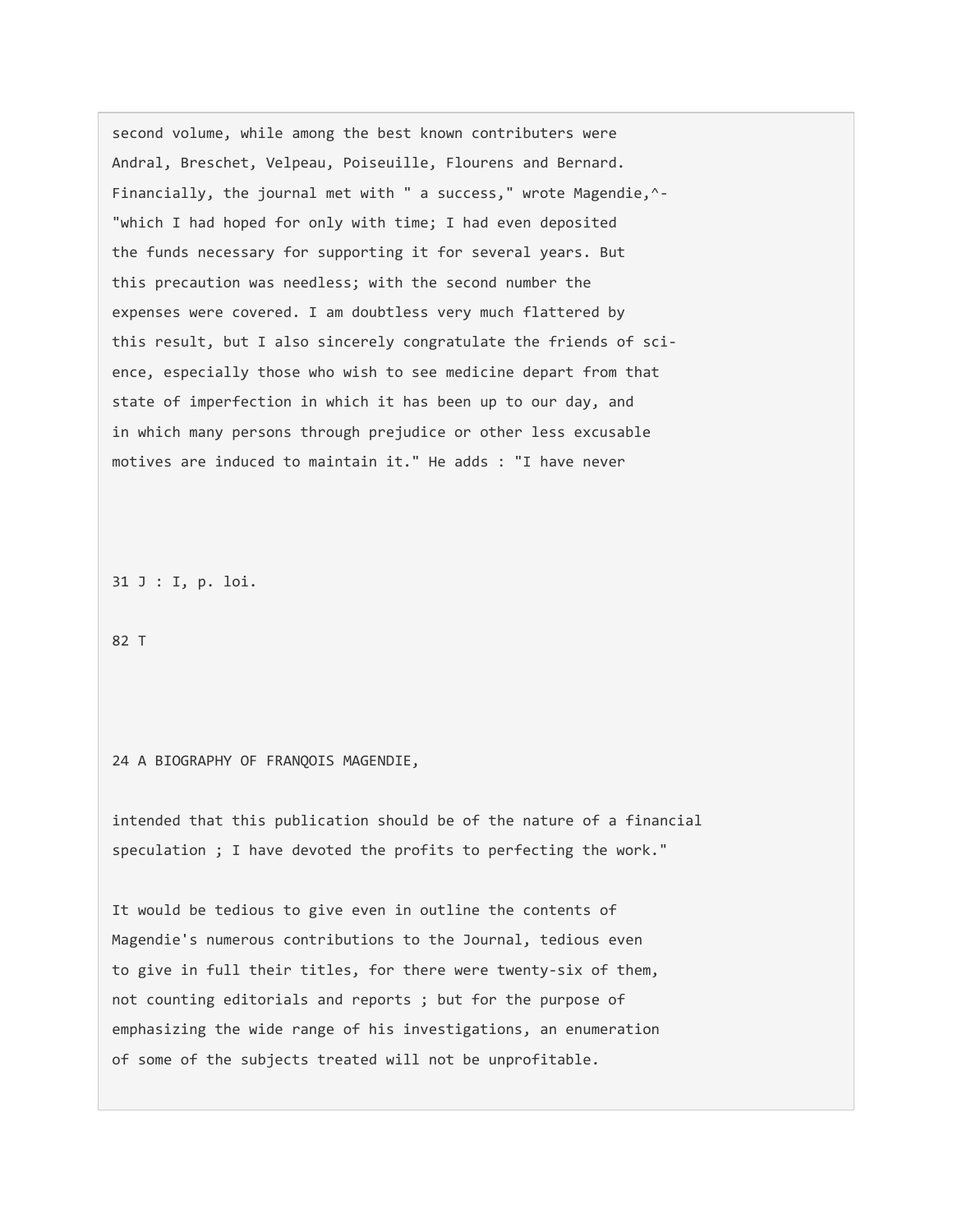second volume, while among the best known contributers were Andral, Breschet, Velpeau, Poiseuille, Flourens and Bernard. Financially, the journal met with " a success," wrote Magendie,[31] "which I had hoped for only with time; I had even deposited the funds necessary for supporting it for several years. But this precaution was needless; with the second number the expenses were covered. I am doubtless very much flattered by this result, but I also sincerely congratulate the friends of science, especially those who wish to see medicine depart from that state of imperfection in which it has been up to our day, and in which many persons through prejudice or other less excusable motives are induced to maintain it." He adds : "I have never intended that this publication should be of the nature of a financial speculation ; I have devoted the profits to perfecting the work."

It would be tedious to give even in outline the contents of Magendie's numerous contributions to the Journal, tedious even to give in full their titles, for there were twenty-six of them, not counting editorials and reports ; but for the purpose of emphasizing the wide range of his investigations, an enumeration of some of the subjects treated will not be unprofitable.

31 J : I, p. loi.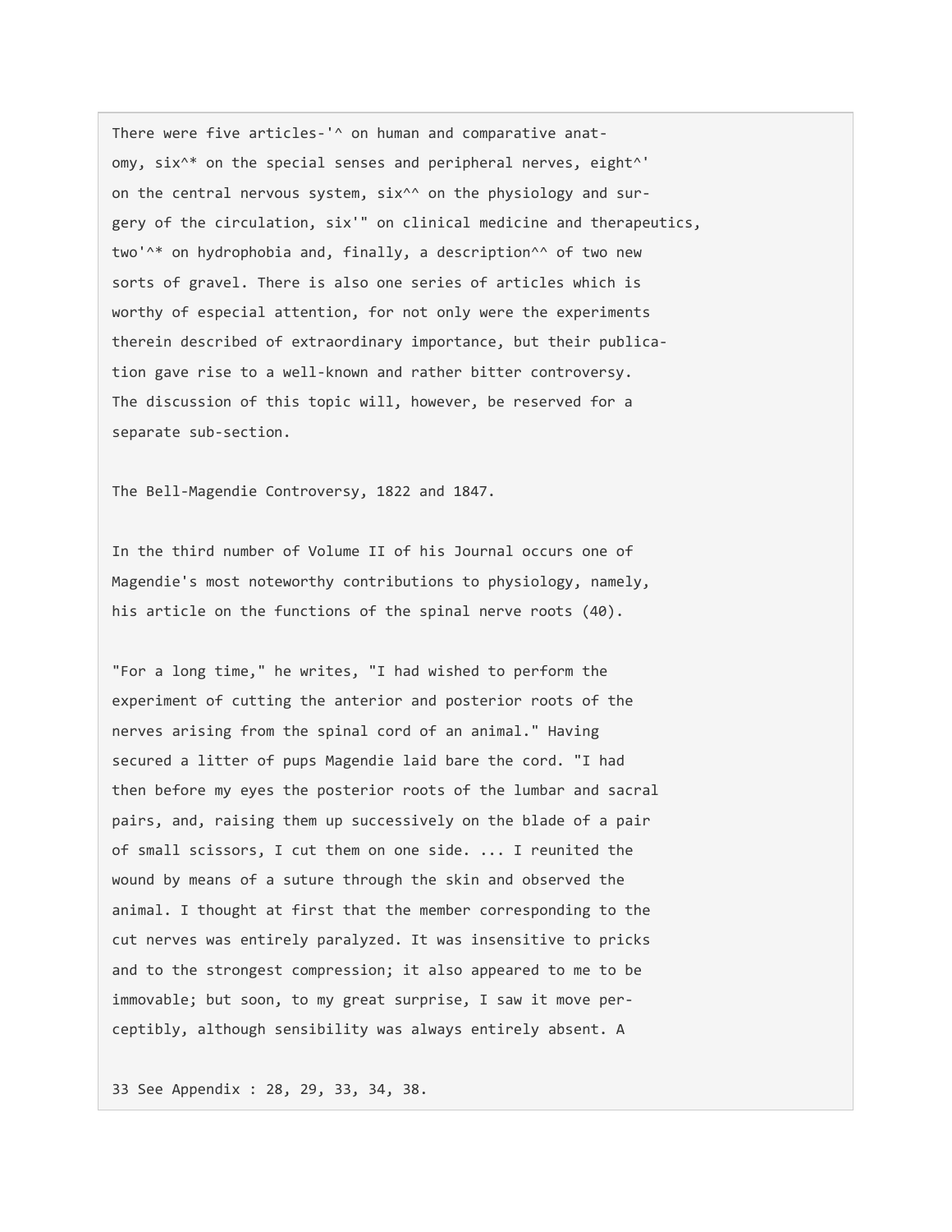There were five articles-'^ on human and comparative anatomy, six^* on the special senses and peripheral nerves, eight^' on the central nervous system, six^^ on the physiology and surgery of the circulation, six'" on clinical medicine and therapeutics, two'^* on hydrophobia and, finally, a description^^ of two new sorts of gravel. There is also one series of articles which is worthy of especial attention, for not only were the experiments therein described of extraordinary importance, but their publication gave rise to a well-known and rather bitter controversy. The discussion of this topic will, however, be reserved for a separate sub-section.

## The Bell-Magendie Controversy, 1822 and 1847.

In the third number of Volume II of his Journal occurs one of Magendie's most noteworthy contributions to physiology, namely, his article on the functions of the spinal nerve roots (40).

"For a long time," he writes, "I had wished to perform the experiment of cutting the anterior and posterior roots of the nerves arising from the spinal cord of an animal." Having secured a litter of pups Magendie laid bare the cord. "I had then before my eyes the posterior roots of the lumbar and sacral pairs, and, raising them up successively on the blade of a pair of small scissors, I cut them on one side. ... I reunited the wound by means of a suture through the skin and observed the animal. I thought at first that the member corresponding to the cut nerves was entirely paralyzed. It was insensitive to pricks and to the strongest compression; it also appeared to me to be immovable; but soon, to my great surprise, I saw it move perceptibly, although sensibility was always entirely absent. A

33 See Appendix : 28, 29, 33, 34, 38.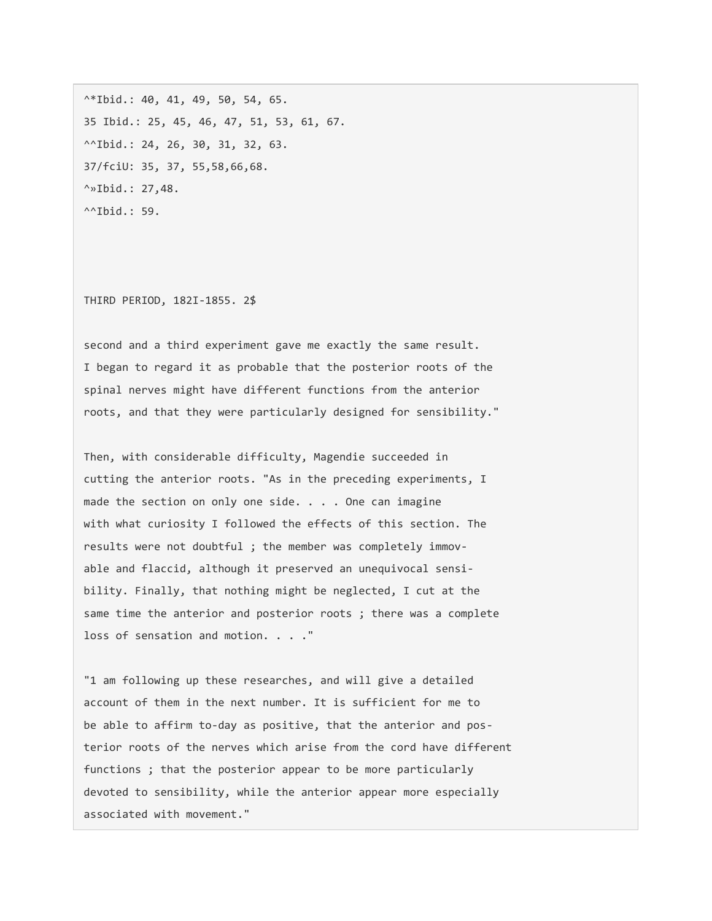^*Ibid.: 40, 41, 49, 50, 54, 65.

35 Ibid.: 25, 45, 46, 47, 51, 53, 61, 67.

^^Ibid.: 24, 26, 30, 31, 32, 63.

37/fciU: 35, 37, 55,58,66,68.

^»Ibid.: 27,48.

^^Ibid.: 59.

second and a third experiment gave me exactly the same result. I began to regard it as probable that the posterior roots of the spinal nerves might have different functions from the anterior roots, and that they were particularly designed for sensibility."

Then, with considerable difficulty, Magendie succeeded in cutting the anterior roots. "As in the preceding experiments, I made the section on only one side. . . . One can imagine with what curiosity I followed the effects of this section. The results were not doubtful ; the member was completely immovable and flaccid, although it preserved an unequivocal sensibility. Finally, that nothing might be neglected, I cut at the same time the anterior and posterior roots ; there was a complete loss of sensation and motion. . . ."

"1 am following up these researches, and will give a detailed account of them in the next number. It is sufficient for me to be able to affirm to-day as positive, that the anterior and posterior roots of the nerves which arise from the cord have different functions ; that the posterior appear to be more particularly devoted to sensibility, while the anterior appear more especially associated with movement."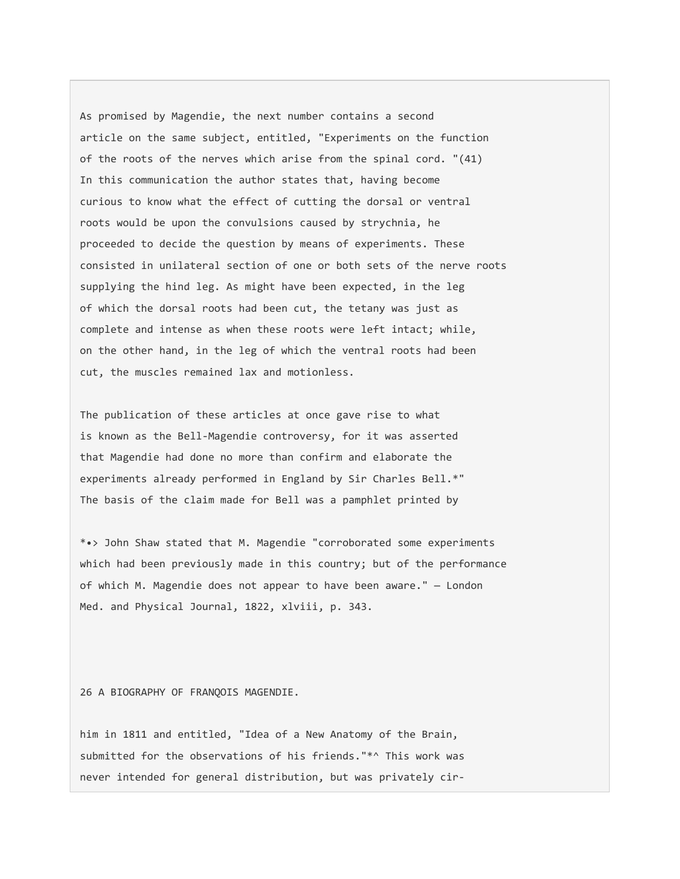As promised by Magendie, the next number contains a second article on the same subject, entitled, "Experiments on the function of the roots of the nerves which arise from the spinal cord. "(41) In this communication the author states that, having become curious to know what the effect of cutting the dorsal or ventral roots would be upon the convulsions caused by strychnia, he proceeded to decide the question by means of experiments. These consisted in unilateral section of one or both sets of the nerve roots supplying the hind leg. As might have been expected, in the leg of which the dorsal roots had been cut, the tetany was just as complete and intense as when these roots were left intact; while, on the other hand, in the leg of which the ventral roots had been cut, the muscles remained lax and motionless.

The publication of these articles at once gave rise to what is known as the Bell-Magendie controversy, for it was asserted that Magendie had done no more than confirm and elaborate the experiments already performed in England by Sir Charles Bell.*" The basis of the claim made for Bell was a pamphlet printed by him in 1811 and entitled, "Idea of a New Anatomy of the Brain, submitted for the observations of his friends."*^ This work was never intended for general distribution, but was privately cir-

*•> John Shaw stated that M. Magendie "corroborated some experiments which had been previously made in this country; but of the performance of which M. Magendie does not appear to have been aware." — London Med. and Physical Journal, 1822, xlviii, p. 343.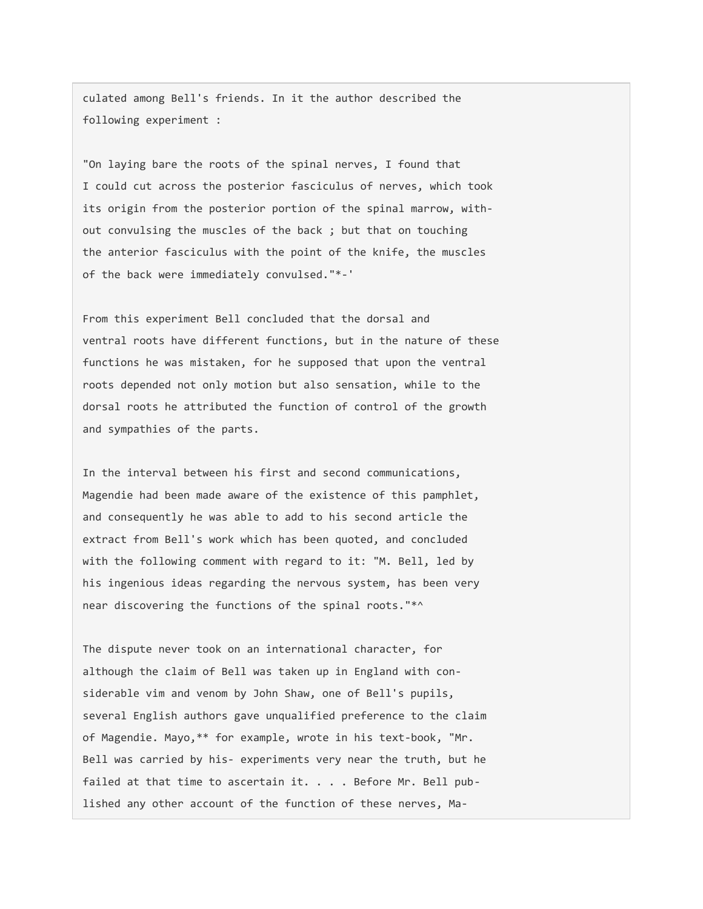culated among Bell's friends. In it the author described the following experiment :

"On laying bare the roots of the spinal nerves, I found that I could cut across the posterior fasciculus of nerves, which took its origin from the posterior portion of the spinal marrow, without convulsing the muscles of the back ; but that on touching the anterior fasciculus with the point of the knife, the muscles of the back were immediately convulsed."*-'

From this experiment Bell concluded that the dorsal and ventral roots have different functions, but in the nature of these functions he was mistaken, for he supposed that upon the ventral roots depended not only motion but also sensation, while to the dorsal roots he attributed the function of control of the growth and sympathies of the parts.

In the interval between his first and second communications, Magendie had been made aware of the existence of this pamphlet, and consequently he was able to add to his second article the extract from Bell's work which has been quoted, and concluded with the following comment with regard to it: "M. Bell, led by his ingenious ideas regarding the nervous system, has been very near discovering the functions of the spinal roots."*^

The dispute never took on an international character, for although the claim of Bell was taken up in England with considerable vim and venom by John Shaw, one of Bell's pupils, several English authors gave unqualified preference to the claim of Magendie. Mayo,** for example, wrote in his text-book, "Mr. Bell was carried by his- experiments very near the truth, but he failed at that time to ascertain it. . . . Before Mr. Bell published any other account of the function of these nerves, Ma-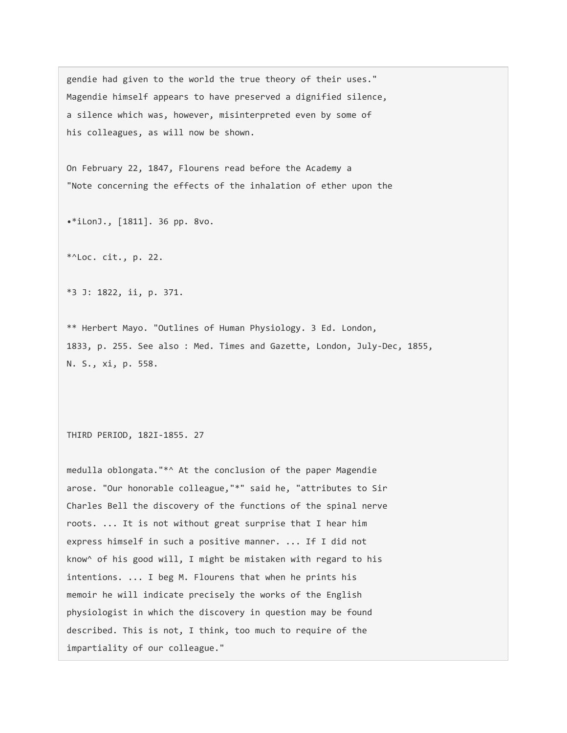gendie had given to the world the true theory of their uses." Magendie himself appears to have preserved a dignified silence, a silence which was, however, misinterpreted even by some of his colleagues, as will now be shown.

On February 22, 1847, Flourens read before the Academy a "Note concerning the effects of the inhalation of ether upon the

•*iLonJ., [1811]. 36 pp. 8vo.

*^Loc. cit., p. 22.

*3 J: 1822, ii, p. 371.

** Herbert Mayo. "Outlines of Human Physiology. 3 Ed. London, 1833, p. 255. See also : Med. Times and Gazette, London, July-Dec, 1855, N. S., xi, p. 558.

THIRD PERIOD, 182I-1855.

medulla oblongata."*^ At the conclusion of the paper Magendie arose. "Our honorable colleague,"*" said he, "attributes to Sir Charles Bell the discovery of the functions of the spinal nerve roots. ... It is not without great surprise that I hear him express himself in such a positive manner. ... If I did not know^ of his good will, I might be mistaken with regard to his intentions. ... I beg M. Flourens that when he prints his memoir he will indicate precisely the works of the English physiologist in which the discovery in question may be found described. This is not, I think, too much to require of the impartiality of our colleague."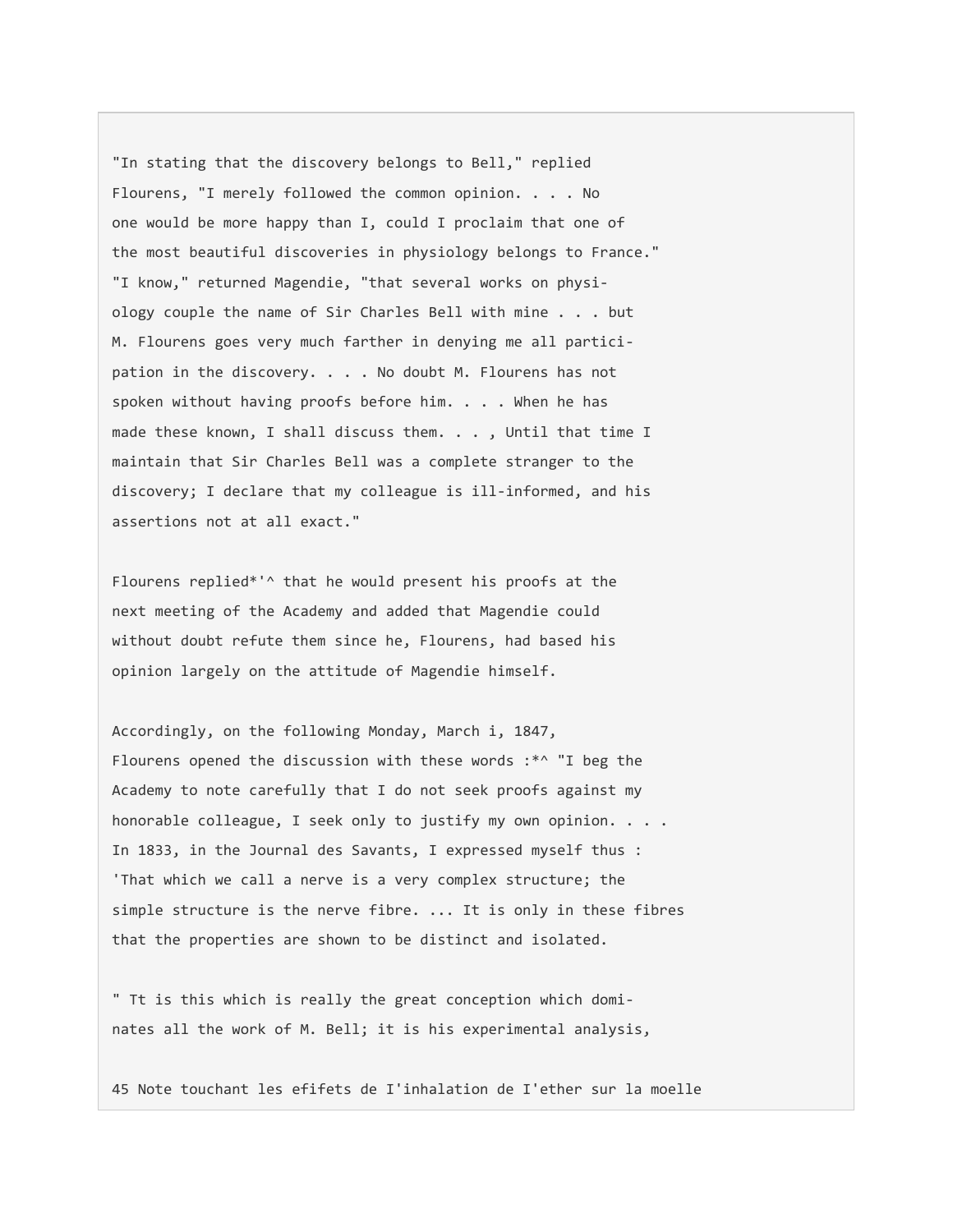"In stating that the discovery belongs to Bell," replied Flourens, "I merely followed the common opinion. . . . No one would be more happy than I, could I proclaim that one of the most beautiful discoveries in physiology belongs to France." "I know," returned Magendie, "that several works on physiology couple the name of Sir Charles Bell with mine . . . but M. Flourens goes very much farther in denying me all participation in the discovery. . . . No doubt M. Flourens has not spoken without having proofs before him. . . . When he has made these known, I shall discuss them. . . , Until that time I maintain that Sir Charles Bell was a complete stranger to the discovery; I declare that my colleague is ill-informed, and his assertions not at all exact."

Flourens replied*'^ that he would present his proofs at the next meeting of the Academy and added that Magendie could without doubt refute them since he, Flourens, had based his opinion largely on the attitude of Magendie himself.

Accordingly, on the following Monday, March i, 1847, Flourens opened the discussion with these words :*^ "I beg the Academy to note carefully that I do not seek proofs against my honorable colleague, I seek only to justify my own opinion. . . . In 1833, in the Journal des Savants, I expressed myself thus : 'That which we call a nerve is a very complex structure; the simple structure is the nerve fibre. ... It is only in these fibres that the properties are shown to be distinct and isolated.

" Tt is this which is really the great conception which dominates all the work of M. Bell; it is his experimental analysis,

45 Note touchant les efifets de I'inhalation de I'ether sur la moelle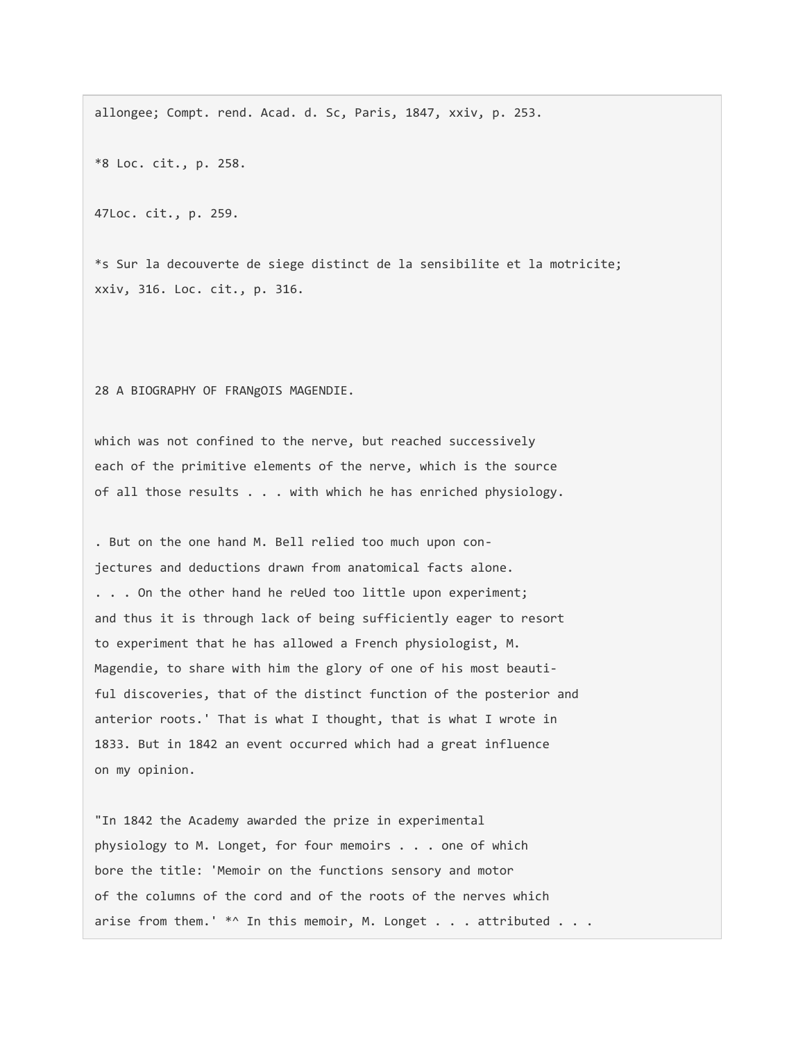allongee; Compt. rend. Acad. d. Sc, Paris, 1847, xxiv, p. 253.

*8 Loc. cit., p. 258.

47Loc. cit., p. 259.

*s Sur la decouverte de siege distinct de la sensibilite et la motricite; xxiv, 316. Loc. cit., p. 316.

which was not confined to the nerve, but reached successively each of the primitive elements of the nerve, which is the source of all those results . . . with which he has enriched physiology.

. But on the one hand M. Bell relied too much upon conjectures and deductions drawn from anatomical facts alone. . . . On the other hand he reUed too little upon experiment; and thus it is through lack of being sufficiently eager to resort to experiment that he has allowed a French physiologist, M. Magendie, to share with him the glory of one of his most beautiful discoveries, that of the distinct function of the posterior and anterior roots.' That is what I thought, that is what I wrote in 1833. But in 1842 an event occurred which had a great influence on my opinion.

"In 1842 the Academy awarded the prize in experimental physiology to M. Longet, for four memoirs . . . one of which bore the title: 'Memoir on the functions sensory and motor of the columns of the cord and of the roots of the nerves which arise from them.' *^ In this memoir, M. Longet . . . attributed . . .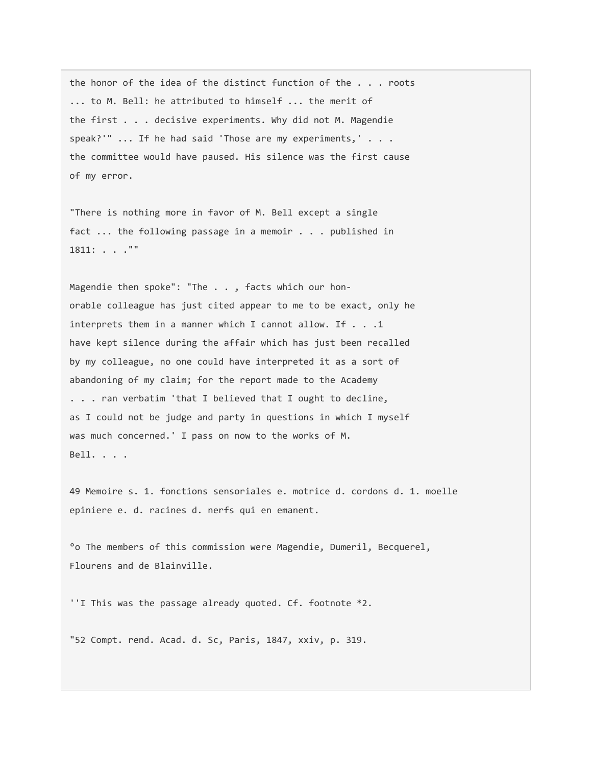the honor of the idea of the distinct function of the . . . roots ... to M. Bell: he attributed to himself ... the merit of the first . . . decisive experiments. Why did not M. Magendie speak?'" ... If he had said 'Those are my experiments,' . . . the committee would have paused. His silence was the first cause of my error.

"There is nothing more in favor of M. Bell except a single fact ... the following passage in a memoir . . . published in 1811: . . .""

Magendie then spoke": "The . . , facts which our honorable colleague has just cited appear to me to be exact, only he interprets them in a manner which I cannot allow. If . . .1 have kept silence during the affair which has just been recalled by my colleague, no one could have interpreted it as a sort of abandoning of my claim; for the report made to the Academy . . . ran verbatim 'that I believed that I ought to decline, as I could not be judge and party in questions in which I myself was much concerned.' I pass on now to the works of M. Bell. . . .

49 Memoire s. 1. fonctions sensoriales e. motrice d. cordons d. 1. moelle epiniere e. d. racines d. nerfs qui en emanent.

°o The members of this commission were Magendie, Dumeril, Becquerel, Flourens and de Blainville.

''I This was the passage already quoted. Cf. footnote *2.

"52 Compt. rend. Acad. d. Sc, Paris, 1847, xxiv, p. 319.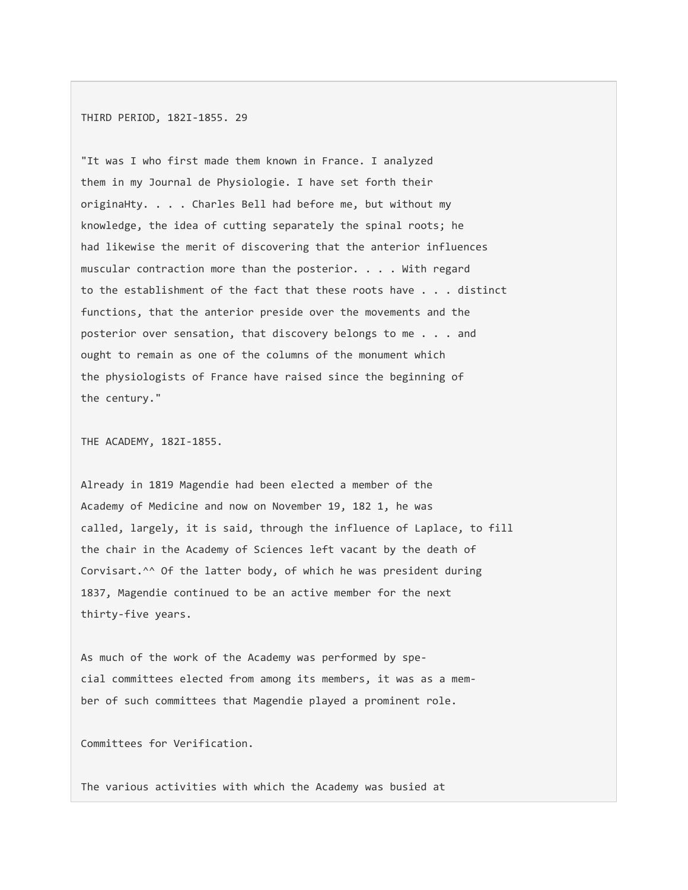"It was I who first made them known in France. I analyzed them in my Journal de Physiologie. I have set forth their originaHty. . . . Charles Bell had before me, but without my knowledge, the idea of cutting separately the spinal roots; he had likewise the merit of discovering that the anterior influences muscular contraction more than the posterior. . . . With regard to the establishment of the fact that these roots have . . . distinct functions, that the anterior preside over the movements and the posterior over sensation, that discovery belongs to me . . . and ought to remain as one of the columns of the monument which the physiologists of France have raised since the beginning of the century."

## THE ACADEMY, 182I-1855.

Already in 1819 Magendie had been elected a member of the Academy of Medicine and now on November 19, 182 1, he was called, largely, it is said, through the influence of Laplace, to fill the chair in the Academy of Sciences left vacant by the death of Corvisart.^^ Of the latter body, of which he was president during 1837, Magendie continued to be an active member for the next thirty-five years.

As much of the work of the Academy was performed by special committees elected from among its members, it was as a member of such committees that Magendie played a prominent role.

### Committees for Verification.

The various activities with which the Academy was busied at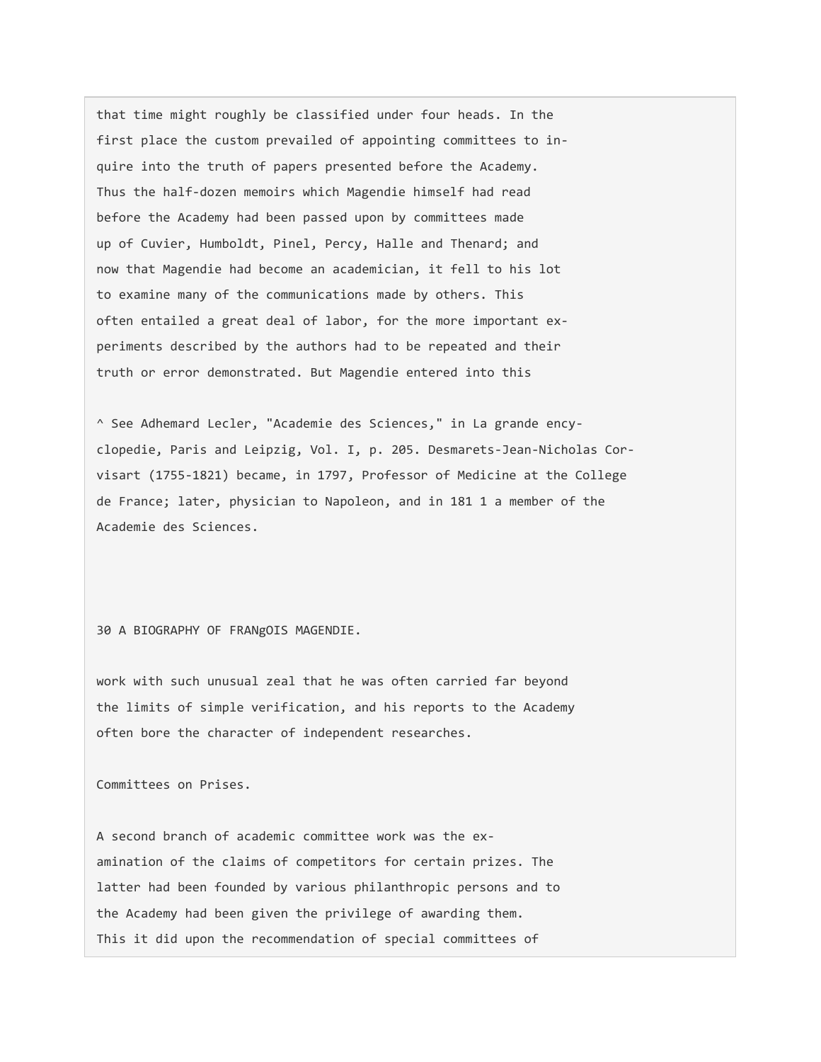that time might roughly be classified under four heads. In the first place the custom prevailed of appointing committees to inquire into the truth of papers presented before the Academy. Thus the half-dozen memoirs which Magendie himself had read before the Academy had been passed upon by committees made up of Cuvier, Humboldt, Pinel, Percy, Halle and Thenard; and now that Magendie had become an academician, it fell to his lot to examine many of the communications made by others. This often entailed a great deal of labor, for the more important experiments described by the authors had to be repeated and their truth or error demonstrated. But Magendie entered into this work with such unusual zeal that he was often carried far beyond the limits of simple verification, and his reports to the Academy often bore the character of independent researches.

^ See Adhemard Lecler, "Academie des Sciences," in La grande encyclopedie, Paris and Leipzig, Vol. I, p. 205. Desmarets-Jean-Nicholas Corvisart (1755-1821) became, in 1797, Professor of Medicine at the College de France; later, physician to Napoleon, and in 181 1 a member of the Academie des Sciences.

## Committees on Prises.

A second branch of academic committee work was the examination of the claims of competitors for certain prizes. The latter had been founded by various philanthropic persons and to the Academy had been given the privilege of awarding them. This it did upon the recommendation of special committees of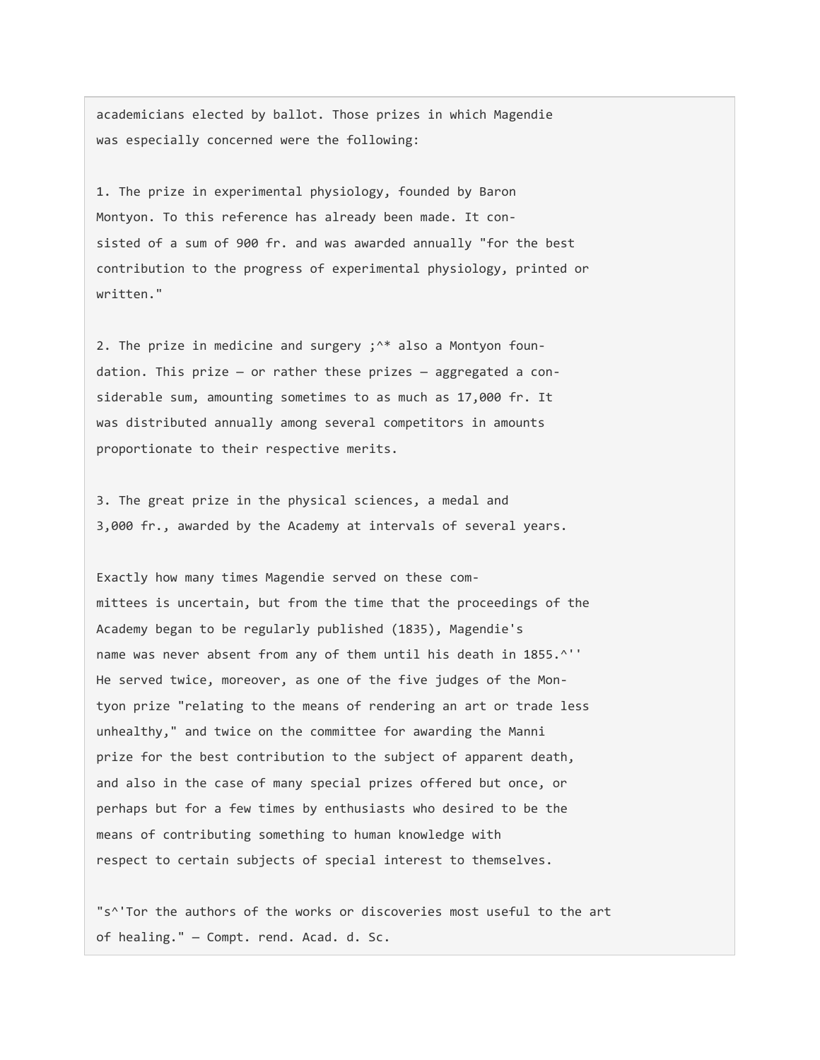academicians elected by ballot. Those prizes in which Magendie was especially concerned were the following:

1. The prize in experimental physiology, founded by Baron Montyon. To this reference has already been made. It consisted of a sum of 900 fr. and was awarded annually "for the best contribution to the progress of experimental physiology, printed or written."

2. The prize in medicine and surgery ;^* also a Montyon foundation. This prize — or rather these prizes — aggregated a considerable sum, amounting sometimes to as much as 17,000 fr. It was distributed annually among several competitors in amounts proportionate to their respective merits.

3. The great prize in the physical sciences, a medal and 3,000 fr., awarded by the Academy at intervals of several years.

Exactly how many times Magendie served on these committees is uncertain, but from the time that the proceedings of the Academy began to be regularly published (1835), Magendie's name was never absent from any of them until his death in 1855.^'' He served twice, moreover, as one of the five judges of the Montyon prize "relating to the means of rendering an art or trade less unhealthy," and twice on the committee for awarding the Manni prize for the best contribution to the subject of apparent death, and also in the case of many special prizes offered but once, or perhaps but for a few times by enthusiasts who desired to be the means of contributing something to human knowledge with respect to certain subjects of special interest to themselves.

"s^'Tor the authors of the works or discoveries most useful to the art of healing." — Compt. rend. Acad. d. Sc.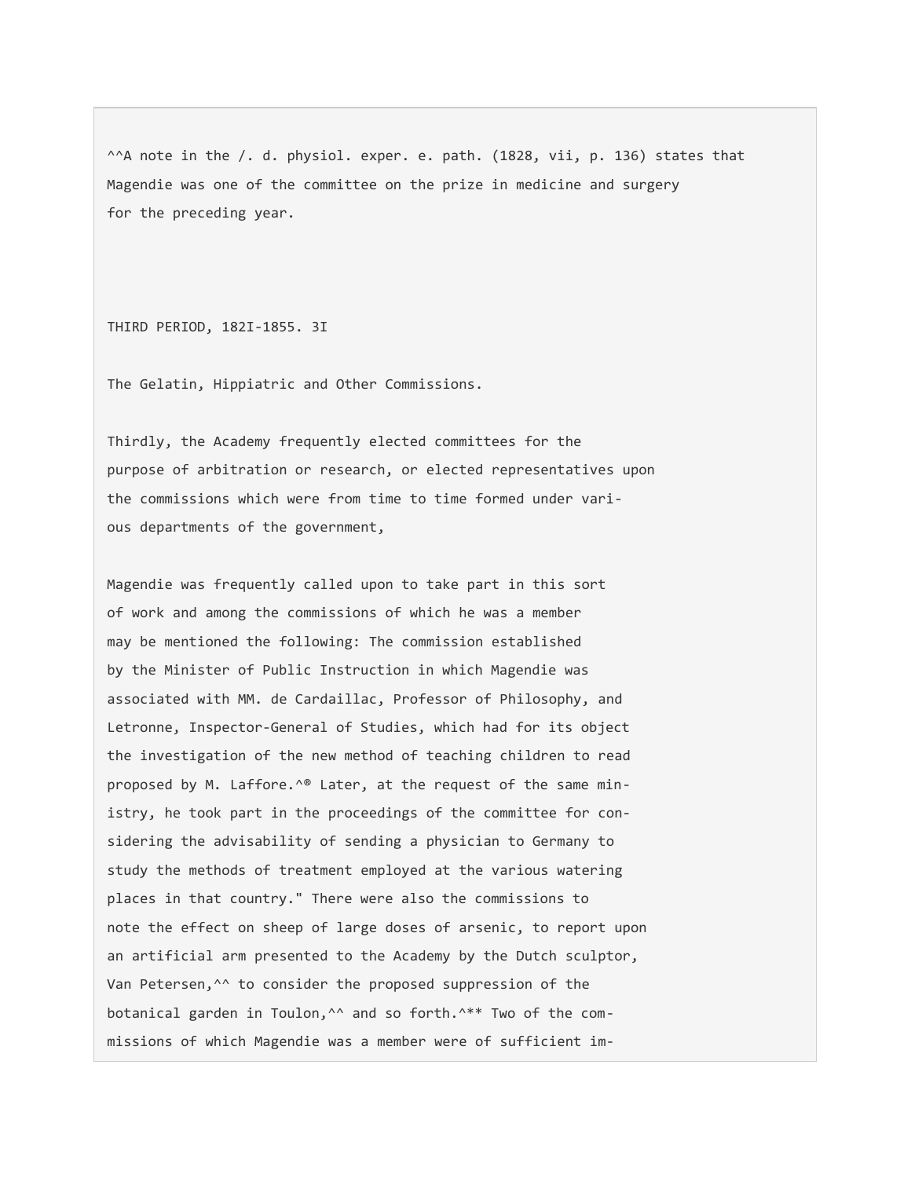^^A note in the /. d. physiol. exper. e. path. (1828, vii, p. 136) states that Magendie was one of the committee on the prize in medicine and surgery for the preceding year.

THIRD PERIOD, 182I-1855. 3I

## The Gelatin, Hippiatric and Other Commissions.

Thirdly, the Academy frequently elected committees for the purpose of arbitration or research, or elected representatives upon the commissions which were from time to time formed under various departments of the government,

Magendie was frequently called upon to take part in this sort of work and among the commissions of which he was a member may be mentioned the following: The commission established by the Minister of Public Instruction in which Magendie was associated with MM. de Cardaillac, Professor of Philosophy, and Letronne, Inspector-General of Studies, which had for its object the investigation of the new method of teaching children to read proposed by M. Laffore.^® Later, at the request of the same ministry, he took part in the proceedings of the committee for considering the advisability of sending a physician to Germany to study the methods of treatment employed at the various watering places in that country." There were also the commissions to note the effect on sheep of large doses of arsenic, to report upon an artificial arm presented to the Academy by the Dutch sculptor, Van Petersen,^^ to consider the proposed suppression of the botanical garden in Toulon,^^ and so forth.^** Two of the commissions of which Magendie was a member were of sufficient im-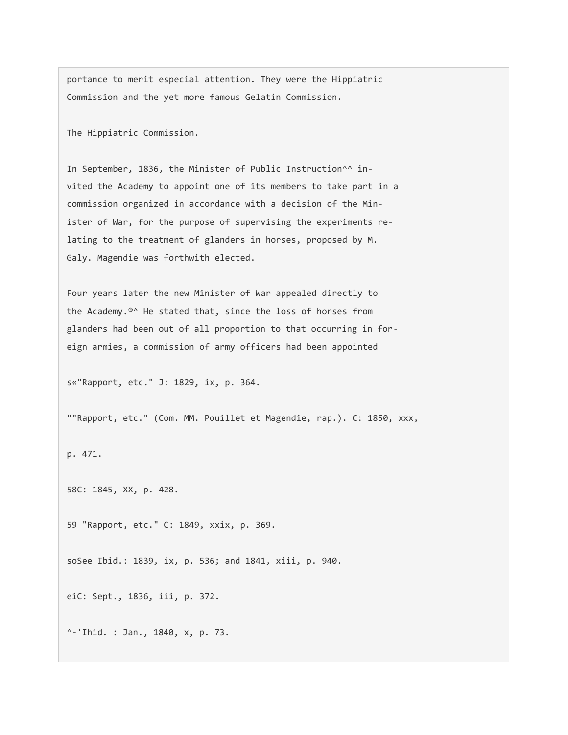portance to merit especial attention. They were the Hippiatric Commission and the yet more famous Gelatin Commission.

## The Hippiatric Commission.

In September, 1836, the Minister of Public Instruction^^ invited the Academy to appoint one of its members to take part in a commission organized in accordance with a decision of the Minister of War, for the purpose of supervising the experiments relating to the treatment of glanders in horses, proposed by M. Galy. Magendie was forthwith elected.

Four years later the new Minister of War appealed directly to the Academy.®^ He stated that, since the loss of horses from glanders had been out of all proportion to that occurring in foreign armies, a commission of army officers had been appointed

s«"Rapport, etc." J: 1829, ix, p. 364.

""Rapport, etc." (Com. MM. Pouillet et Magendie, rap.). C: 1850, xxx, p. 471.

58C: 1845, XX, p. 428.

59 "Rapport, etc." C: 1849, xxix, p. 369.

soSee Ibid.: 1839, ix, p. 536; and 1841, xiii, p. 940.

eiC: Sept., 1836, iii, p. 372.

^-'Ihid. : Jan., 1840, x, p. 73.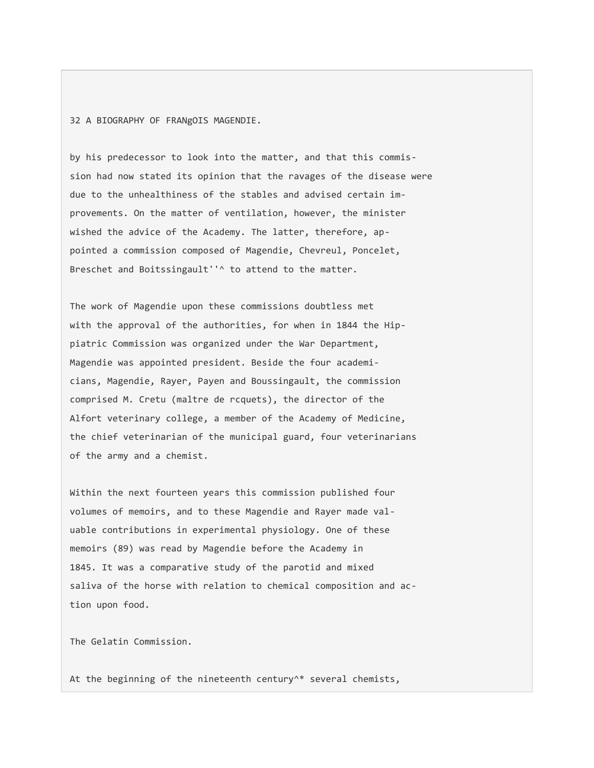by his predecessor to look into the matter, and that this commission had now stated its opinion that the ravages of the disease were due to the unhealthiness of the stables and advised certain improvements. On the matter of ventilation, however, the minister wished the advice of the Academy. The latter, therefore, appointed a commission composed of Magendie, Chevreul, Poncelet, Breschet and Boitssingault''^ to attend to the matter.

The work of Magendie upon these commissions doubtless met with the approval of the authorities, for when in 1844 the Hippiatric Commission was organized under the War Department, Magendie was appointed president. Beside the four academicians, Magendie, Rayer, Payen and Boussingault, the commission comprised M. Cretu (maltre de rcquets), the director of the Alfort veterinary college, a member of the Academy of Medicine, the chief veterinarian of the municipal guard, four veterinarians of the army and a chemist.

Within the next fourteen years this commission published four volumes of memoirs, and to these Magendie and Rayer made valuable contributions in experimental physiology. One of these memoirs (89) was read by Magendie before the Academy in 1845. It was a comparative study of the parotid and mixed saliva of the horse with relation to chemical composition and action upon food.

## The Gelatin Commission.

At the beginning of the nineteenth century^* several chemists,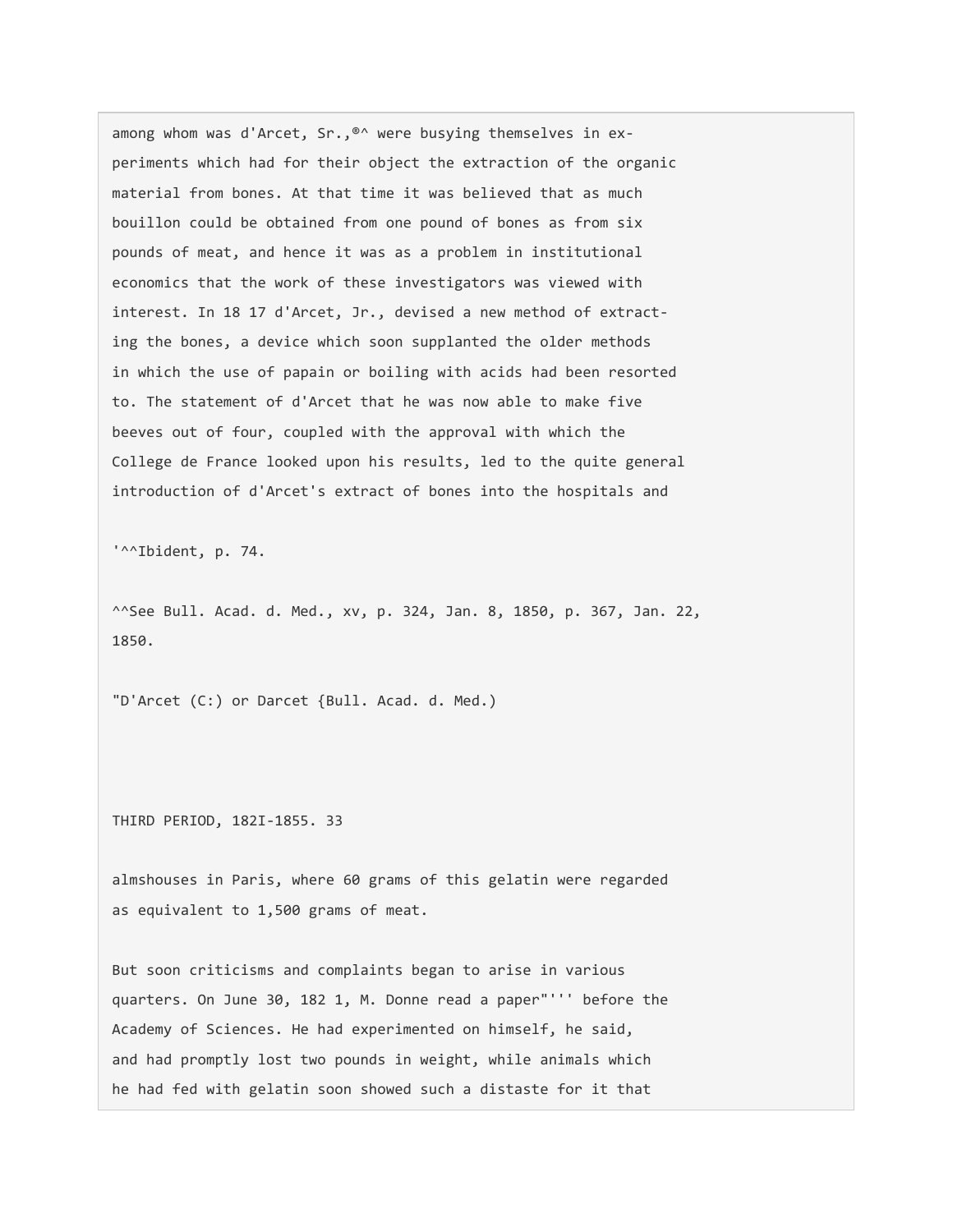among whom was d'Arcet, Sr.,[®^] were busying themselves in experiments which had for their object the extraction of the organic material from bones. At that time it was believed that as much bouillon could be obtained from one pound of bones as from six pounds of meat, and hence it was as a problem in institutional economics that the work of these investigators was viewed with interest. In 18 17 d'Arcet, Jr., devised a new method of extracting the bones, a device which soon supplanted the older methods in which the use of papain or boiling with acids had been resorted to. The statement of d'Arcet that he was now able to make five beeves out of four, coupled with the approval with which the College de France looked upon his results, led to the quite general introduction of d'Arcet's extract of bones into the hospitals and

'^^Ibident, p. 74.

^^See Bull. Acad. d. Med., xv, p. 324, Jan. 8, 1850, p. 367, Jan. 22, 1850.

"D'Arcet (C:) or Darcet {Bull. Acad. d. Med.)

almshouses in Paris, where 60 grams of this gelatin were regarded as equivalent to 1,500 grams of meat.

But soon criticisms and complaints began to arise in various quarters. On June 30, 182 1, M. Donne read a paper"''' before the Academy of Sciences. He had experimented on himself, he said, and had promptly lost two pounds in weight, while animals which he had fed with gelatin soon showed such a distaste for it that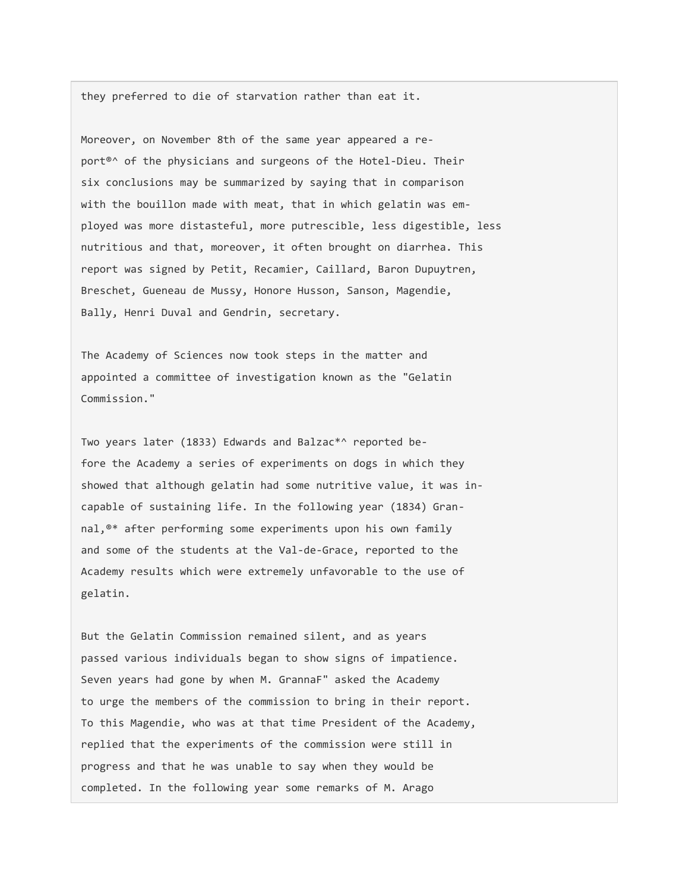they preferred to die of starvation rather than eat it.

Moreover, on November 8th of the same year appeared a report®^ of the physicians and surgeons of the Hotel-Dieu. Their six conclusions may be summarized by saying that in comparison with the bouillon made with meat, that in which gelatin was employed was more distasteful, more putrescible, less digestible, less nutritious and that, moreover, it often brought on diarrhea. This report was signed by Petit, Recamier, Caillard, Baron Dupuytren, Breschet, Gueneau de Mussy, Honore Husson, Sanson, Magendie, Bally, Henri Duval and Gendrin, secretary.

The Academy of Sciences now took steps in the matter and appointed a committee of investigation known as the "Gelatin Commission."

Two years later (1833) Edwards and Balzac*^ reported before the Academy a series of experiments on dogs in which they showed that although gelatin had some nutritive value, it was incapable of sustaining life. In the following year (1834) Grannal,®* after performing some experiments upon his own family and some of the students at the Val-de-Grace, reported to the Academy results which were extremely unfavorable to the use of gelatin.

But the Gelatin Commission remained silent, and as years passed various individuals began to show signs of impatience. Seven years had gone by when M. GrannaF" asked the Academy to urge the members of the commission to bring in their report. To this Magendie, who was at that time President of the Academy, replied that the experiments of the commission were still in progress and that he was unable to say when they would be completed. In the following year some remarks of M. Arago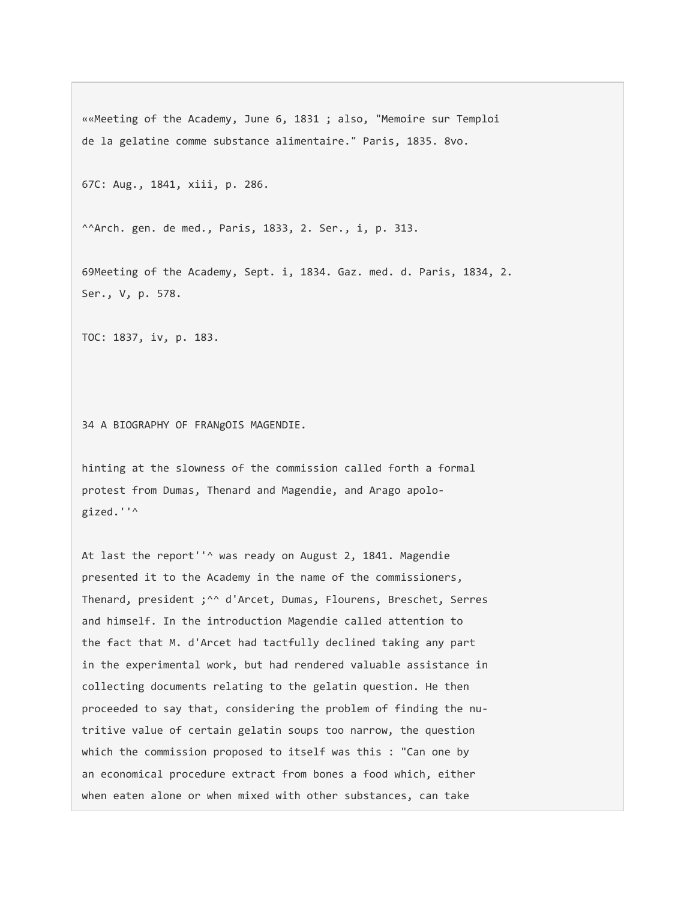[66]Meeting of the Academy, June 6, 1831 ; also, "Memoire sur Temploi de la gelatine comme substance alimentaire." Paris, 1835. 8vo.

[67]C: Aug., 1841, xiii, p. 286.

[68]Arch. gen. de med., Paris, 1833, 2. Ser., i, p. 313.

[69]Meeting of the Academy, Sept. i, 1834. Gaz. med. d. Paris, 1834, 2. Ser., V, p. 578.

[70]C: 1837, iv, p. 183.

hinting at the slowness of the commission called forth a formal protest from Dumas, Thenard and Magendie, and Arago apologized.[70]

At last the report[71] was ready on August 2, 1841. Magendie presented it to the Academy in the name of the commissioners, Thenard, president ;[72] d'Arcet, Dumas, Flourens, Breschet, Serres and himself. In the introduction Magendie called attention to the fact that M. d'Arcet had tactfully declined taking any part in the experimental work, but had rendered valuable assistance in collecting documents relating to the gelatin question. He then proceeded to say that, considering the problem of finding the nutritive value of certain gelatin soups too narrow, the question which the commission proposed to itself was this : "Can one by an economical procedure extract from bones a food which, either when eaten alone or when mixed with other substances, can take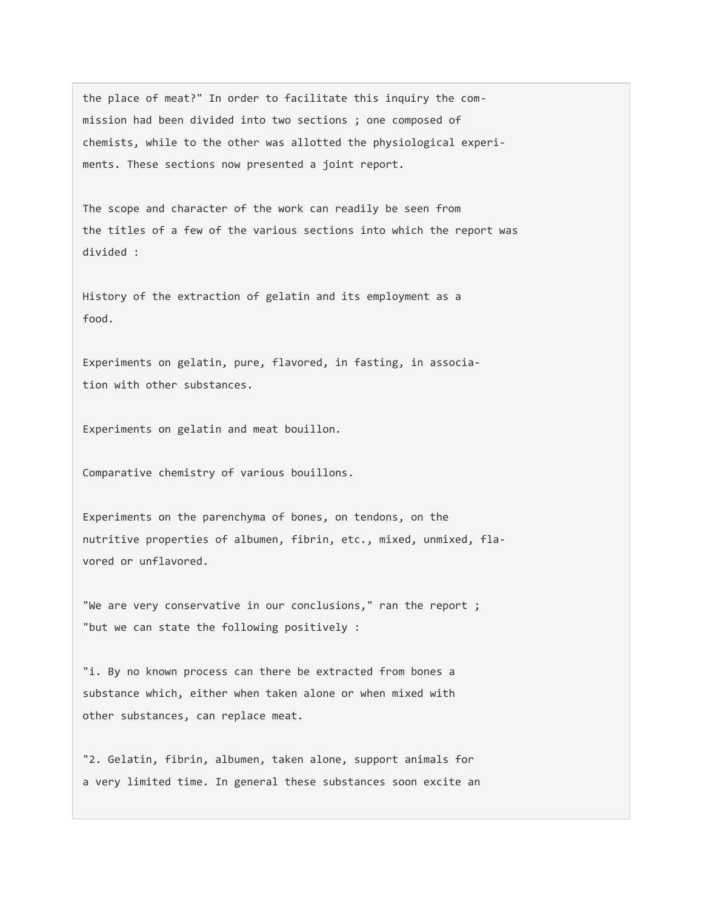the place of meat?" In order to facilitate this inquiry the commission had been divided into two sections ; one composed of chemists, while to the other was allotted the physiological experiments. These sections now presented a joint report.

The scope and character of the work can readily be seen from the titles of a few of the various sections into which the report was divided :

History of the extraction of gelatin and its employment as a food.

Experiments on gelatin, pure, flavored, in fasting, in association with other substances.

Experiments on gelatin and meat bouillon.

Comparative chemistry of various bouillons.

Experiments on the parenchyma of bones, on tendons, on the nutritive properties of albumen, fibrin, etc., mixed, unmixed, flavored or unflavored.

"We are very conservative in our conclusions," ran the report ; "but we can state the following positively :

"1. By no known process can there be extracted from bones a substance which, either when taken alone or when mixed with other substances, can replace meat.

"2. Gelatin, fibrin, albumen, taken alone, support animals for a very limited time. In general these substances soon excite an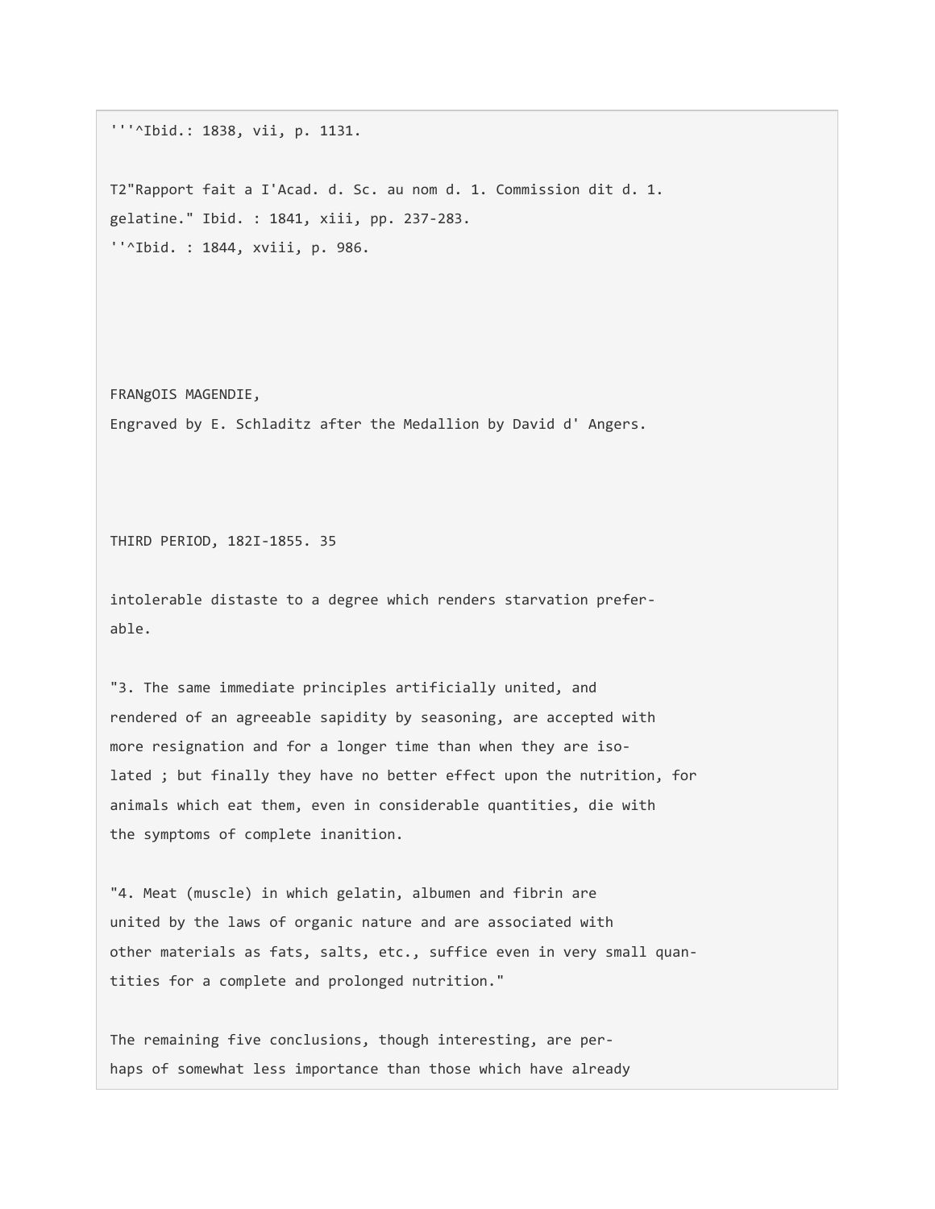'''^Ibid.: 1838, vii, p. 1131.

T2"Rapport fait a I'Acad. d. Sc. au nom d. 1. Commission dit d. 1. gelatine." Ibid. : 1841, xiii, pp. 237-283.

''^Ibid. : 1844, xviii, p. 986.

FRANgOIS MAGENDIE,

Engraved by E. Schladitz after the Medallion by David d' Angers.

intolerable distaste to a degree which renders starvation preferable.

"3. The same immediate principles artificially united, and rendered of an agreeable sapidity by seasoning, are accepted with more resignation and for a longer time than when they are isolated ; but finally they have no better effect upon the nutrition, for animals which eat them, even in considerable quantities, die with the symptoms of complete inanition.

"4. Meat (muscle) in which gelatin, albumen and fibrin are united by the laws of organic nature and are associated with other materials as fats, salts, etc., suffice even in very small quantities for a complete and prolonged nutrition."

The remaining five conclusions, though interesting, are perhaps of somewhat less importance than those which have already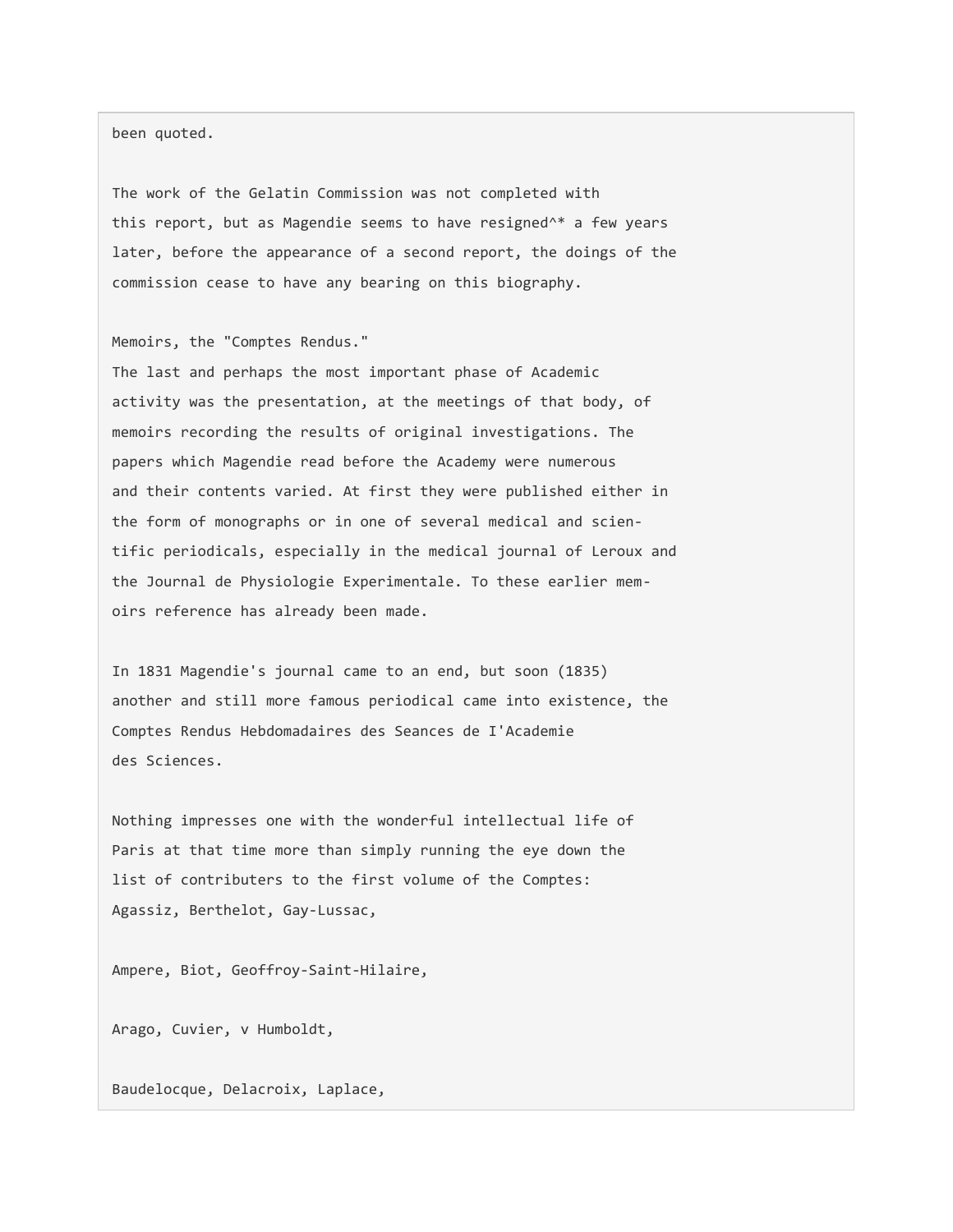been quoted.

The work of the Gelatin Commission was not completed with this report, but as Magendie seems to have resigned^* a few years later, before the appearance of a second report, the doings of the commission cease to have any bearing on this biography.

## Memoirs, the "Comptes Rendus."

The last and perhaps the most important phase of Academic activity was the presentation, at the meetings of that body, of memoirs recording the results of original investigations. The papers which Magendie read before the Academy were numerous and their contents varied. At first they were published either in the form of monographs or in one of several medical and scientific periodicals, especially in the medical journal of Leroux and the Journal de Physiologie Experimentale. To these earlier memoirs reference has already been made.

In 1831 Magendie's journal came to an end, but soon (1835) another and still more famous periodical came into existence, the Comptes Rendus Hebdomadaires des Seances de I'Academie des Sciences.

Nothing impresses one with the wonderful intellectual life of Paris at that time more than simply running the eye down the list of contributers to the first volume of the Comptes:

Agassiz, Berthelot, Gay-Lussac,

Ampere, Biot, Geoffroy-Saint-Hilaire,

Arago, Cuvier, v Humboldt,

Baudelocque, Delacroix, Laplace,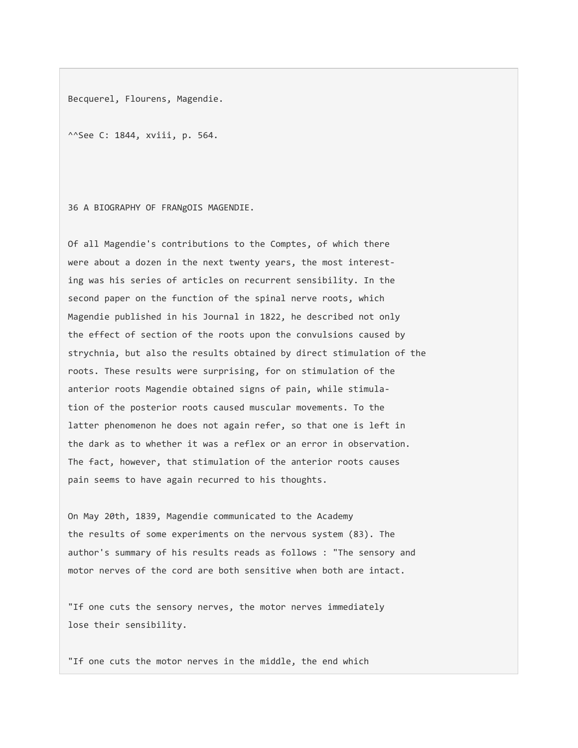Becquerel, Flourens, Magendie.

^^See C: 1844, xviii, p. 564.

Of all Magendie's contributions to the Comptes, of which there were about a dozen in the next twenty years, the most interesting was his series of articles on recurrent sensibility. In the second paper on the function of the spinal nerve roots, which Magendie published in his Journal in 1822, he described not only the effect of section of the roots upon the convulsions caused by strychnia, but also the results obtained by direct stimulation of the roots. These results were surprising, for on stimulation of the anterior roots Magendie obtained signs of pain, while stimulation of the posterior roots caused muscular movements. To the latter phenomenon he does not again refer, so that one is left in the dark as to whether it was a reflex or an error in observation. The fact, however, that stimulation of the anterior roots causes pain seems to have again recurred to his thoughts.

On May 20th, 1839, Magendie communicated to the Academy the results of some experiments on the nervous system (83). The author's summary of his results reads as follows : "The sensory and motor nerves of the cord are both sensitive when both are intact.

"If one cuts the sensory nerves, the motor nerves immediately lose their sensibility.

"If one cuts the motor nerves in the middle, the end which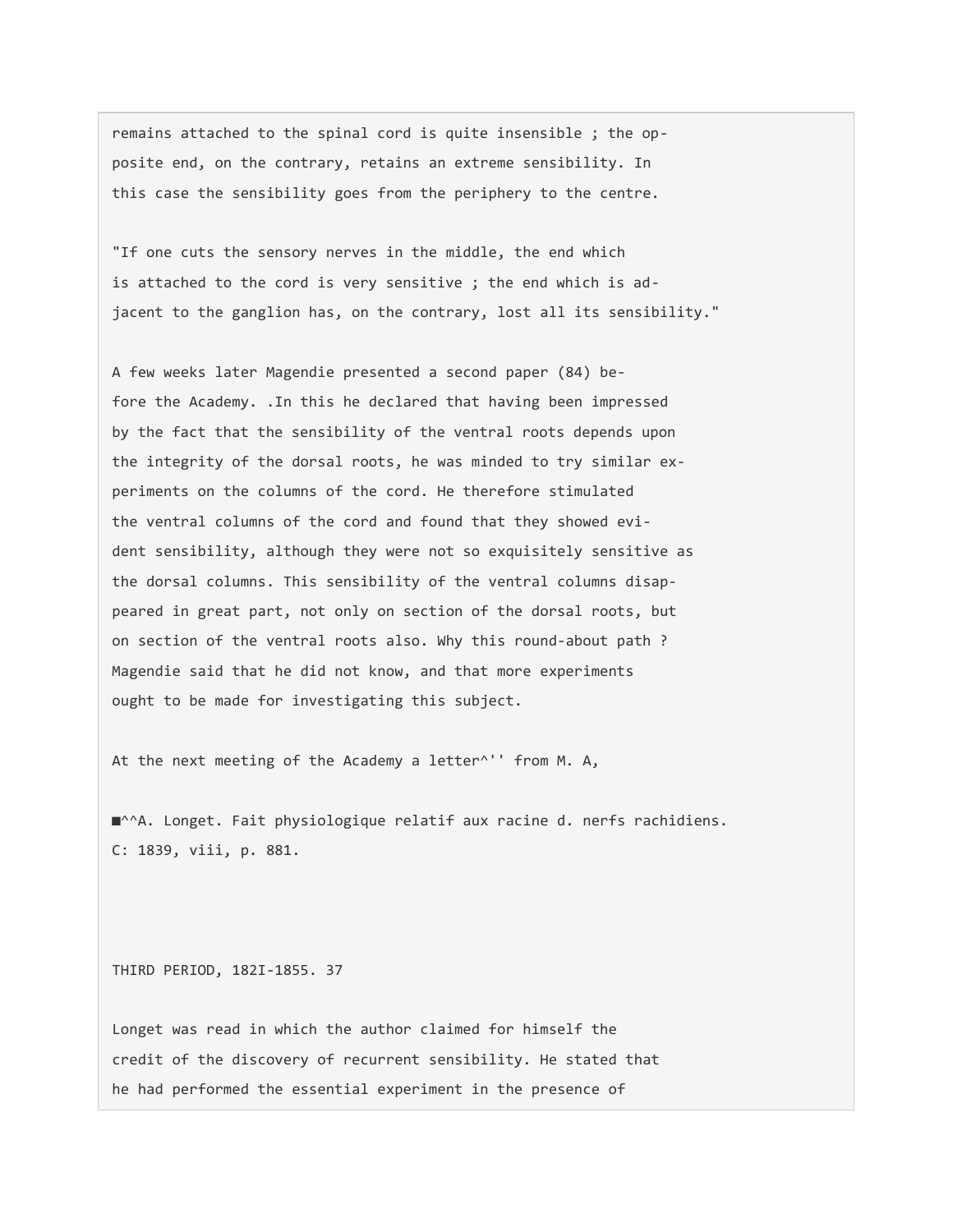remains attached to the spinal cord is quite insensible ; the opposite end, on the contrary, retains an extreme sensibility. In this case the sensibility goes from the periphery to the centre.

"If one cuts the sensory nerves in the middle, the end which is attached to the cord is very sensitive ; the end which is adjacent to the ganglion has, on the contrary, lost all its sensibility."

A few weeks later Magendie presented a second paper (84) before the Academy. .In this he declared that having been impressed by the fact that the sensibility of the ventral roots depends upon the integrity of the dorsal roots, he was minded to try similar experiments on the columns of the cord. He therefore stimulated the ventral columns of the cord and found that they showed evident sensibility, although they were not so exquisitely sensitive as the dorsal columns. This sensibility of the ventral columns disappeared in great part, not only on section of the dorsal roots, but on section of the ventral roots also. Why this round-about path ? Magendie said that he did not know, and that more experiments ought to be made for investigating this subject.

At the next meeting of the Academy a letter[1] from M. A, Longet was read in which the author claimed for himself the credit of the discovery of recurrent sensibility. He stated that he had performed the essential experiment in the presence of

[1] A. Longet. Fait physiologique relatif aux racine d. nerfs rachidiens. C: 1839, viii, p. 881.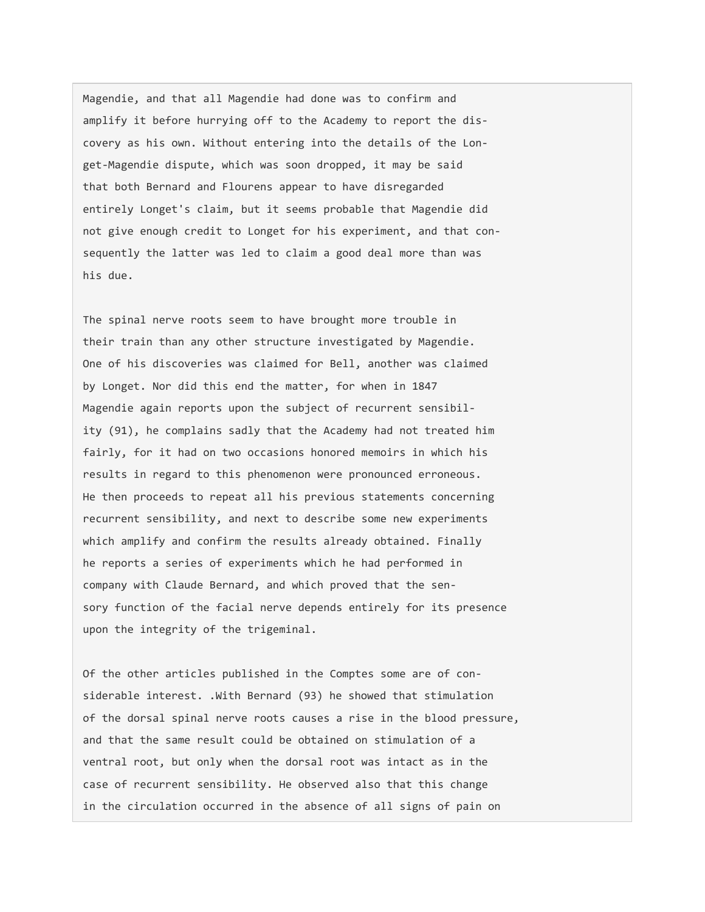Magendie, and that all Magendie had done was to confirm and amplify it before hurrying off to the Academy to report the discovery as his own. Without entering into the details of the Longet-Magendie dispute, which was soon dropped, it may be said that both Bernard and Flourens appear to have disregarded entirely Longet's claim, but it seems probable that Magendie did not give enough credit to Longet for his experiment, and that consequently the latter was led to claim a good deal more than was his due.

The spinal nerve roots seem to have brought more trouble in their train than any other structure investigated by Magendie. One of his discoveries was claimed for Bell, another was claimed by Longet. Nor did this end the matter, for when in 1847 Magendie again reports upon the subject of recurrent sensibility (91), he complains sadly that the Academy had not treated him fairly, for it had on two occasions honored memoirs in which his results in regard to this phenomenon were pronounced erroneous. He then proceeds to repeat all his previous statements concerning recurrent sensibility, and next to describe some new experiments which amplify and confirm the results already obtained. Finally he reports a series of experiments which he had performed in company with Claude Bernard, and which proved that the sensory function of the facial nerve depends entirely for its presence upon the integrity of the trigeminal.

Of the other articles published in the Comptes some are of considerable interest. .With Bernard (93) he showed that stimulation of the dorsal spinal nerve roots causes a rise in the blood pressure, and that the same result could be obtained on stimulation of a ventral root, but only when the dorsal root was intact as in the case of recurrent sensibility. He observed also that this change in the circulation occurred in the absence of all signs of pain on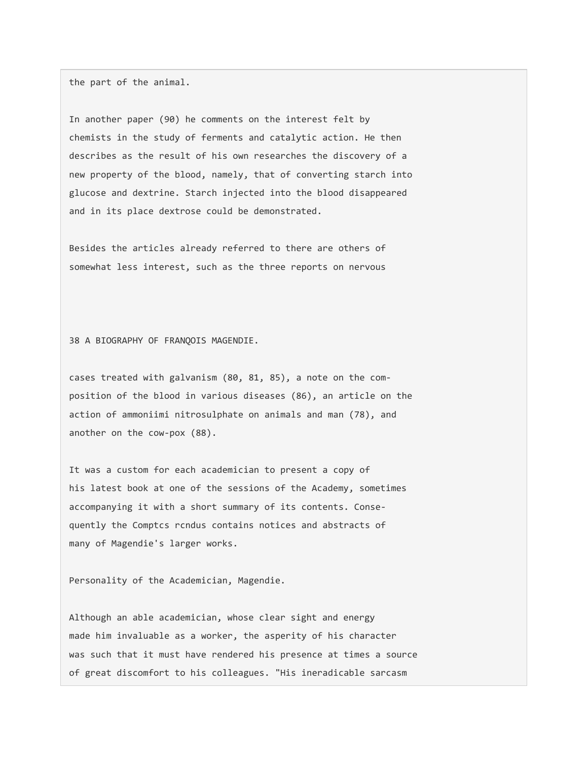the part of the animal.

In another paper (90) he comments on the interest felt by chemists in the study of ferments and catalytic action. He then describes as the result of his own researches the discovery of a new property of the blood, namely, that of converting starch into glucose and dextrine. Starch injected into the blood disappeared and in its place dextrose could be demonstrated.

Besides the articles already referred to there are others of somewhat less interest, such as the three reports on nervous cases treated with galvanism (80, 81, 85), a note on the composition of the blood in various diseases (86), an article on the action of ammoniimi nitrosulphate on animals and man (78), and another on the cow-pox (88).

It was a custom for each academician to present a copy of his latest book at one of the sessions of the Academy, sometimes accompanying it with a short summary of its contents. Consequently the Comptcs rcndus contains notices and abstracts of many of Magendie's larger works.

## Personality of the Academician, Magendie.

Although an able academician, whose clear sight and energy made him invaluable as a worker, the asperity of his character was such that it must have rendered his presence at times a source of great discomfort to his colleagues. "His ineradicable sarcasm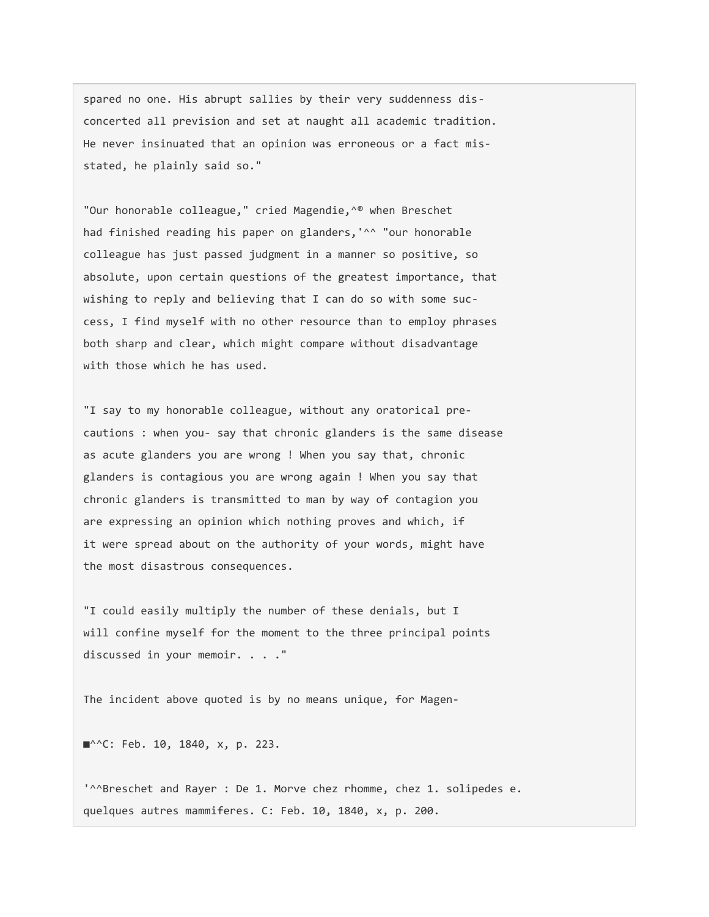spared no one. His abrupt sallies by their very suddenness disconcerted all prevision and set at naught all academic tradition. He never insinuated that an opinion was erroneous or a fact misstated, he plainly said so."

"Our honorable colleague," cried Magendie,^® when Breschet had finished reading his paper on glanders,'^^ "our honorable colleague has just passed judgment in a manner so positive, so absolute, upon certain questions of the greatest importance, that wishing to reply and believing that I can do so with some success, I find myself with no other resource than to employ phrases both sharp and clear, which might compare without disadvantage with those which he has used.

"I say to my honorable colleague, without any oratorical precautions : when you- say that chronic glanders is the same disease as acute glanders you are wrong ! When you say that, chronic glanders is contagious you are wrong again ! When you say that chronic glanders is transmitted to man by way of contagion you are expressing an opinion which nothing proves and which, if it were spread about on the authority of your words, might have the most disastrous consequences.

"I could easily multiply the number of these denials, but I will confine myself for the moment to the three principal points discussed in your memoir. . . ."

The incident above quoted is by no means unique, for Magen-

■^^C: Feb. 10, 1840, x, p. 223.

'^^Breschet and Rayer : De 1. Morve chez rhomme, chez 1. solipedes e. quelques autres mammiferes. C: Feb. 10, 1840, x, p. 200.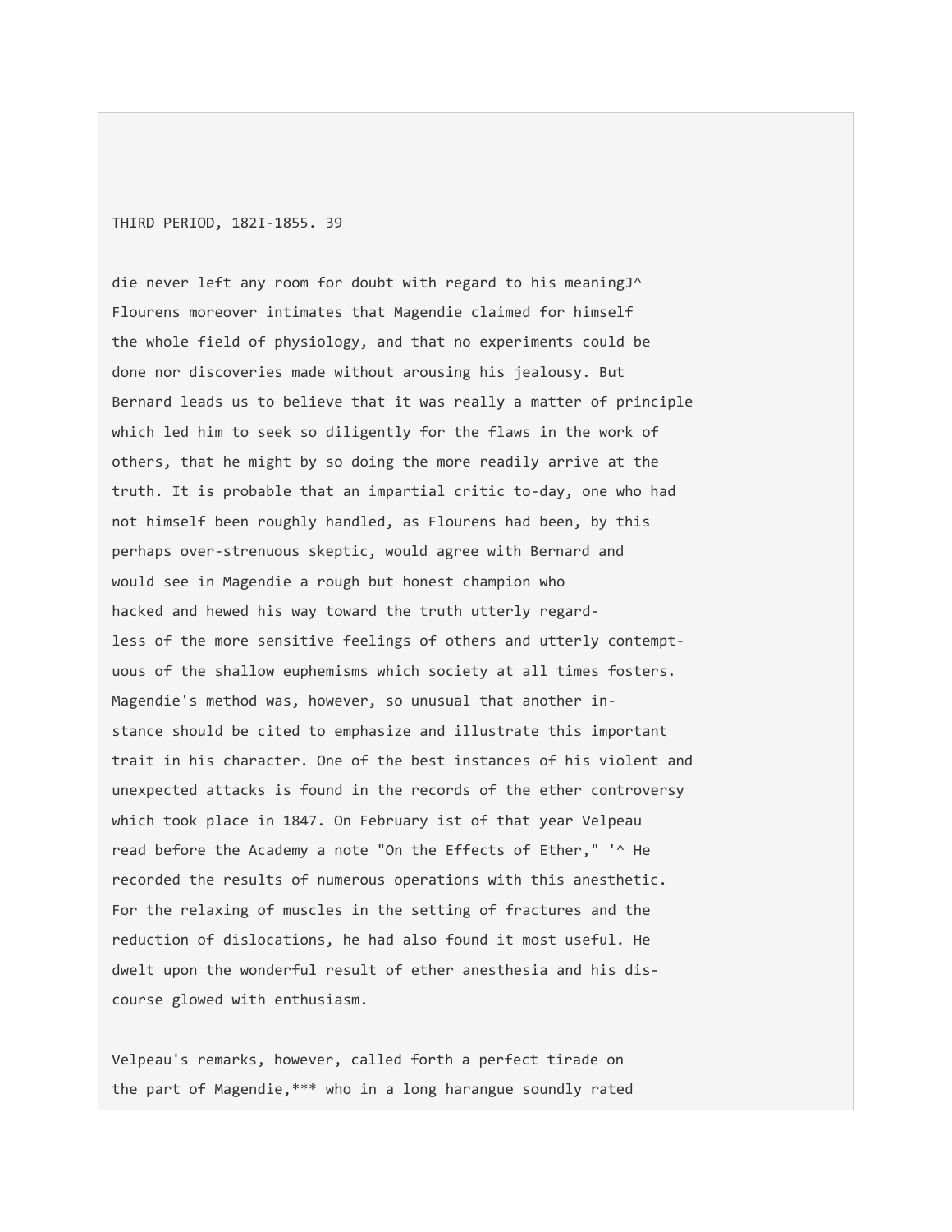die never left any room for doubt with regard to his meaningJ^ Flourens moreover intimates that Magendie claimed for himself the whole field of physiology, and that no experiments could be done nor discoveries made without arousing his jealousy. But Bernard leads us to believe that it was really a matter of principle which led him to seek so diligently for the flaws in the work of others, that he might by so doing the more readily arrive at the truth. It is probable that an impartial critic to-day, one who had not himself been roughly handled, as Flourens had been, by this perhaps over-strenuous skeptic, would agree with Bernard and would see in Magendie a rough but honest champion who hacked and hewed his way toward the truth utterly regardless of the more sensitive feelings of others and utterly contemptuous of the shallow euphemisms which society at all times fosters. Magendie's method was, however, so unusual that another instance should be cited to emphasize and illustrate this important trait in his character. One of the best instances of his violent and unexpected attacks is found in the records of the ether controversy which took place in 1847. On February ist of that year Velpeau read before the Academy a note "On the Effects of Ether," '^ He recorded the results of numerous operations with this anesthetic. For the relaxing of muscles in the setting of fractures and the reduction of dislocations, he had also found it most useful. He dwelt upon the wonderful result of ether anesthesia and his discourse glowed with enthusiasm.

Velpeau's remarks, however, called forth a perfect tirade on the part of Magendie,*** who in a long harangue soundly rated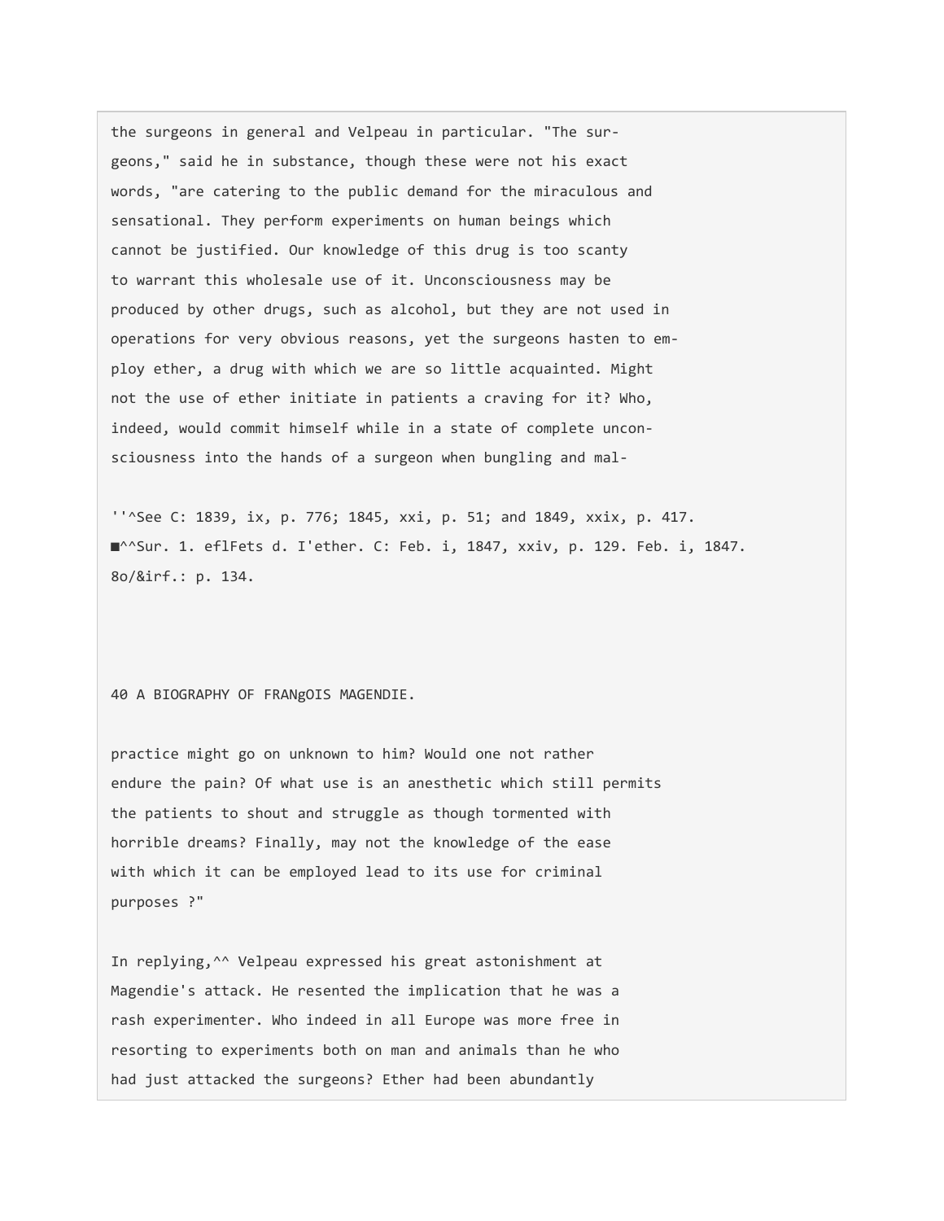the surgeons in general and Velpeau in particular. "The surgeons," said he in substance, though these were not his exact words, "are catering to the public demand for the miraculous and sensational. They perform experiments on human beings which cannot be justified. Our knowledge of this drug is too scanty to warrant this wholesale use of it. Unconsciousness may be produced by other drugs, such as alcohol, but they are not used in operations for very obvious reasons, yet the surgeons hasten to employ ether, a drug with which we are so little acquainted. Might not the use of ether initiate in patients a craving for it? Who, indeed, would commit himself while in a state of complete unconsciousness into the hands of a surgeon when bungling and mal-

''^See C: 1839, ix, p. 776; 1845, xxi, p. 51; and 1849, xxix, p. 417.
■^^Sur. 1. eflFets d. I'ether. C: Feb. i, 1847, xxiv, p. 129. Feb. i, 1847.
8o/&irf.: p. 134.

practice might go on unknown to him? Would one not rather endure the pain? Of what use is an anesthetic which still permits the patients to shout and struggle as though tormented with horrible dreams? Finally, may not the knowledge of the ease with which it can be employed lead to its use for criminal purposes ?"

In replying,^^ Velpeau expressed his great astonishment at Magendie's attack. He resented the implication that he was a rash experimenter. Who indeed in all Europe was more free in resorting to experiments both on man and animals than he who had just attacked the surgeons? Ether had been abundantly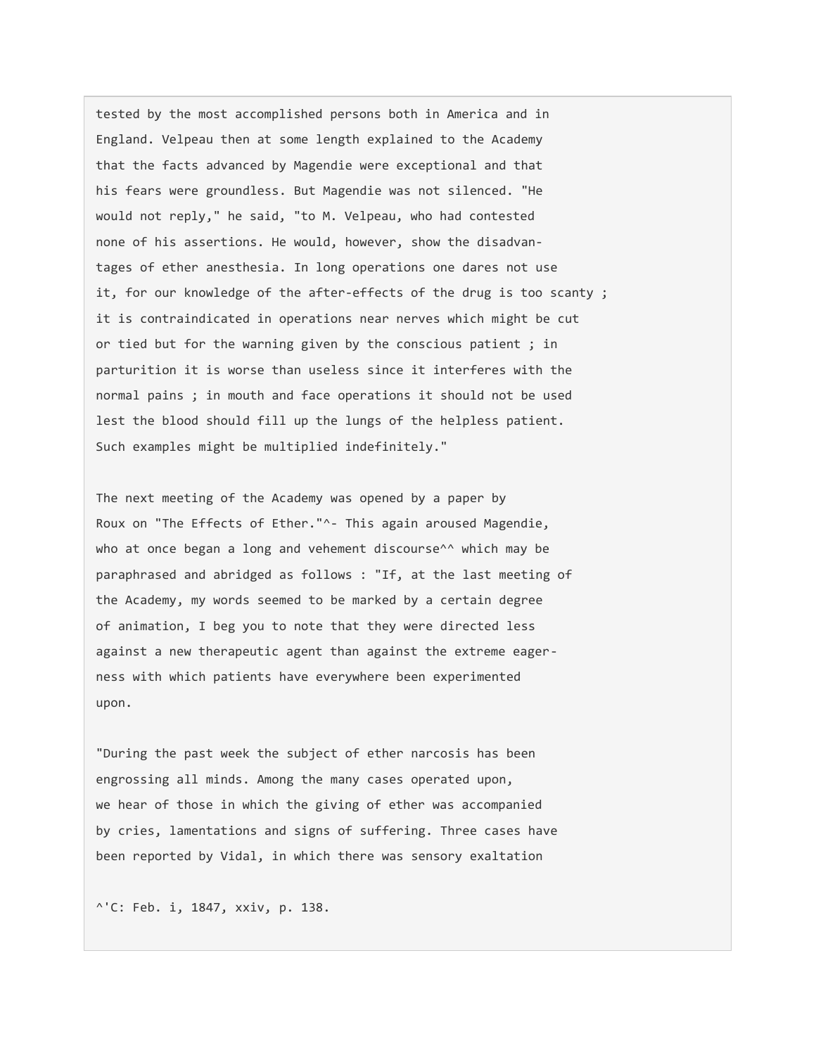tested by the most accomplished persons both in America and in England. Velpeau then at some length explained to the Academy that the facts advanced by Magendie were exceptional and that his fears were groundless. But Magendie was not silenced. "He would not reply," he said, "to M. Velpeau, who had contested none of his assertions. He would, however, show the disadvantages of ether anesthesia. In long operations one dares not use it, for our knowledge of the after-effects of the drug is too scanty ; it is contraindicated in operations near nerves which might be cut or tied but for the warning given by the conscious patient ; in parturition it is worse than useless since it interferes with the normal pains ; in mouth and face operations it should not be used lest the blood should fill up the lungs of the helpless patient. Such examples might be multiplied indefinitely."

The next meeting of the Academy was opened by a paper by Roux on "The Effects of Ether."^- This again aroused Magendie, who at once began a long and vehement discourse^^ which may be paraphrased and abridged as follows : "If, at the last meeting of the Academy, my words seemed to be marked by a certain degree of animation, I beg you to note that they were directed less against a new therapeutic agent than against the extreme eagerness with which patients have everywhere been experimented upon.

"During the past week the subject of ether narcosis has been engrossing all minds. Among the many cases operated upon, we hear of those in which the giving of ether was accompanied by cries, lamentations and signs of suffering. Three cases have been reported by Vidal, in which there was sensory exaltation

^'C: Feb. i, 1847, xxiv, p. 138.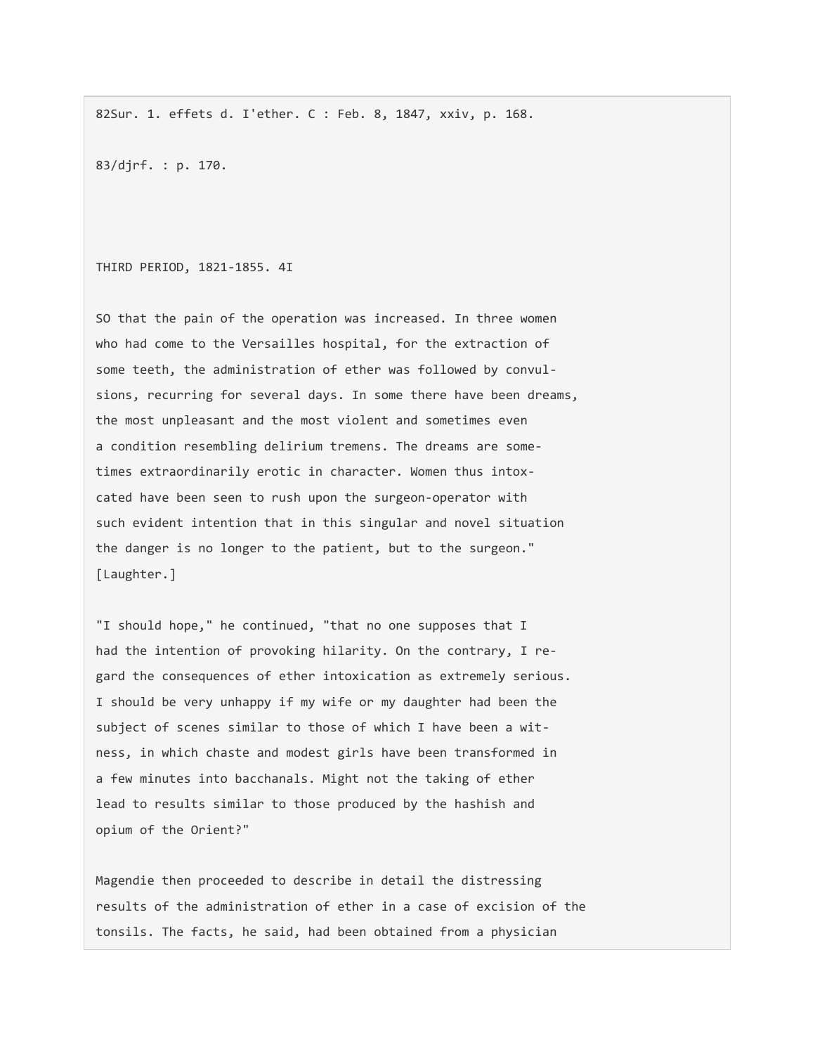82Sur. 1. effets d. I'ether. C : Feb. 8, 1847, xxiv, p. 168.

83/djrf. : p. 170.

SO that the pain of the operation was increased. In three women who had come to the Versailles hospital, for the extraction of some teeth, the administration of ether was followed by convulsions, recurring for several days. In some there have been dreams, the most unpleasant and the most violent and sometimes even a condition resembling delirium tremens. The dreams are sometimes extraordinarily erotic in character. Women thus intoxicated have been seen to rush upon the surgeon-operator with such evident intention that in this singular and novel situation the danger is no longer to the patient, but to the surgeon." [Laughter.]

"I should hope," he continued, "that no one supposes that I had the intention of provoking hilarity. On the contrary, I regard the consequences of ether intoxication as extremely serious. I should be very unhappy if my wife or my daughter had been the subject of scenes similar to those of which I have been a witness, in which chaste and modest girls have been transformed in a few minutes into bacchanals. Might not the taking of ether lead to results similar to those produced by the hashish and opium of the Orient?"

Magendie then proceeded to describe in detail the distressing results of the administration of ether in a case of excision of the tonsils. The facts, he said, had been obtained from a physician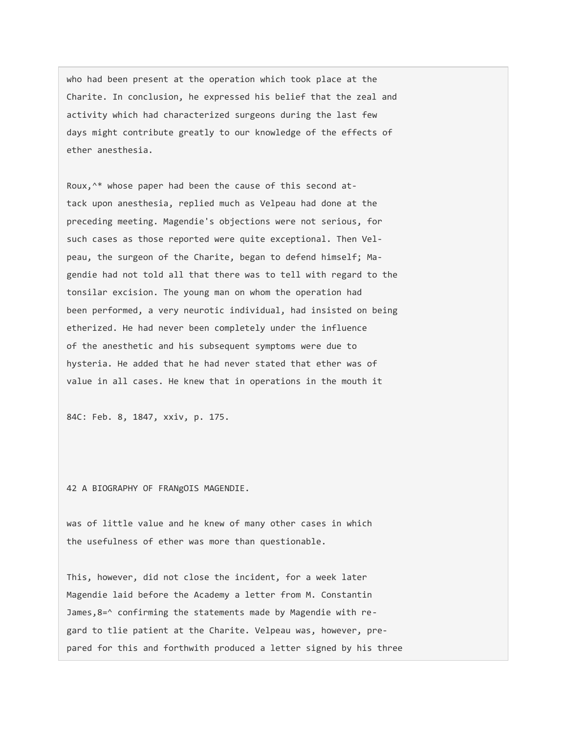who had been present at the operation which took place at the Charite. In conclusion, he expressed his belief that the zeal and activity which had characterized surgeons during the last few days might contribute greatly to our knowledge of the effects of ether anesthesia.

Roux,[84] whose paper had been the cause of this second attack upon anesthesia, replied much as Velpeau had done at the preceding meeting. Magendie's objections were not serious, for such cases as those reported were quite exceptional. Then Velpeau, the surgeon of the Charite, began to defend himself; Magendie had not told all that there was to tell with regard to the tonsilar excision. The young man on whom the operation had been performed, a very neurotic individual, had insisted on being etherized. He had never been completely under the influence of the anesthetic and his subsequent symptoms were due to hysteria. He added that he had never stated that ether was of value in all cases. He knew that in operations in the mouth it

84C: Feb. 8, 1847, xxiv, p. 175.

was of little value and he knew of many other cases in which the usefulness of ether was more than questionable.

This, however, did not close the incident, for a week later Magendie laid before the Academy a letter from M. Constantin James,[85] confirming the statements made by Magendie with regard to tlie patient at the Charite. Velpeau was, however, prepared for this and forthwith produced a letter signed by his three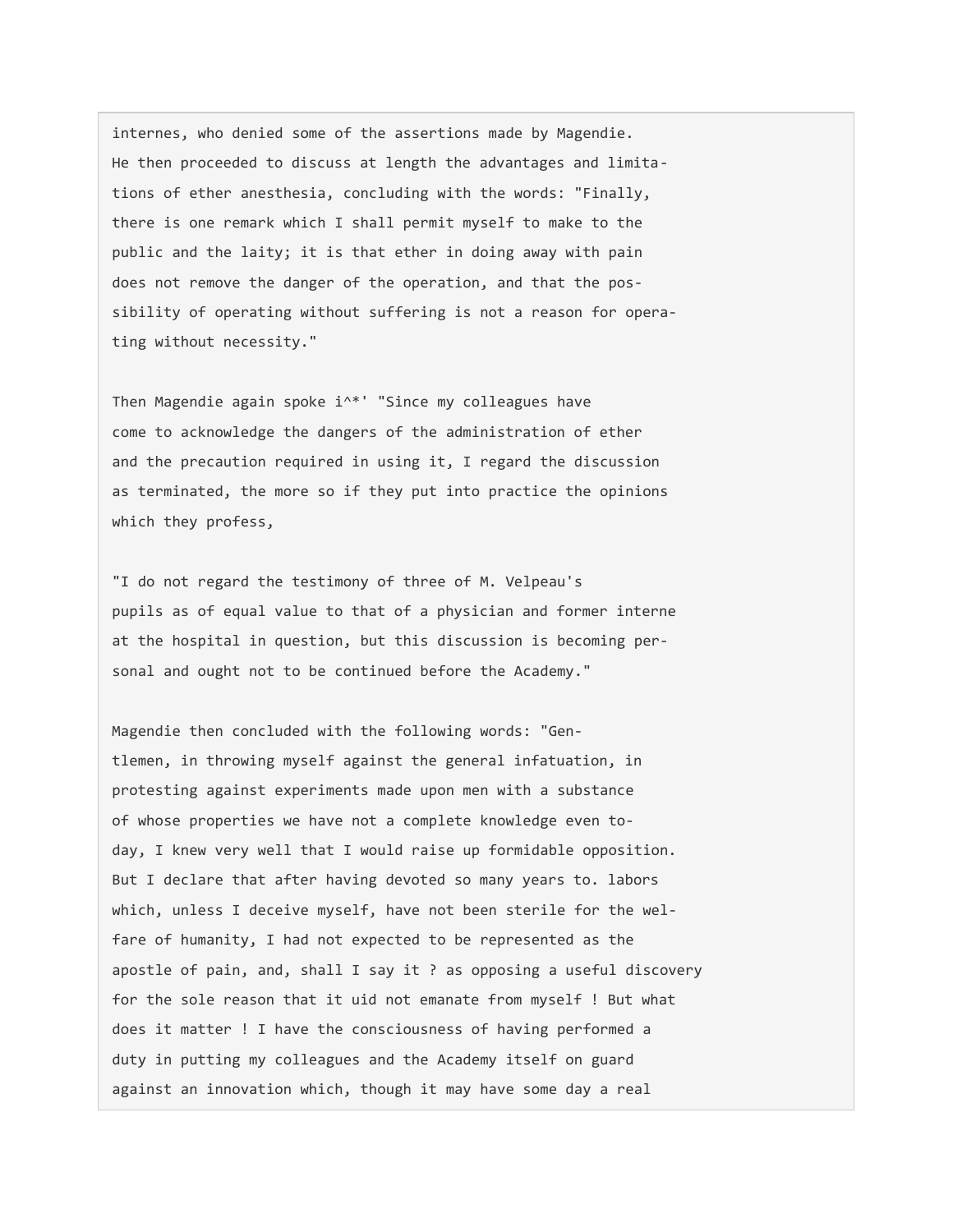internes, who denied some of the assertions made by Magendie. He then proceeded to discuss at length the advantages and limitations of ether anesthesia, concluding with the words: "Finally, there is one remark which I shall permit myself to make to the public and the laity; it is that ether in doing away with pain does not remove the danger of the operation, and that the possibility of operating without suffering is not a reason for operating without necessity."

Then Magendie again spoke i^*' "Since my colleagues have come to acknowledge the dangers of the administration of ether and the precaution required in using it, I regard the discussion as terminated, the more so if they put into practice the opinions which they profess,

"I do not regard the testimony of three of M. Velpeau's pupils as of equal value to that of a physician and former interne at the hospital in question, but this discussion is becoming personal and ought not to be continued before the Academy."

Magendie then concluded with the following words: "Gentlemen, in throwing myself against the general infatuation, in protesting against experiments made upon men with a substance of whose properties we have not a complete knowledge even today, I knew very well that I would raise up formidable opposition. But I declare that after having devoted so many years to. labors which, unless I deceive myself, have not been sterile for the welfare of humanity, I had not expected to be represented as the apostle of pain, and, shall I say it ? as opposing a useful discovery for the sole reason that it uid not emanate from myself ! But what does it matter ! I have the consciousness of having performed a duty in putting my colleagues and the Academy itself on guard against an innovation which, though it may have some day a real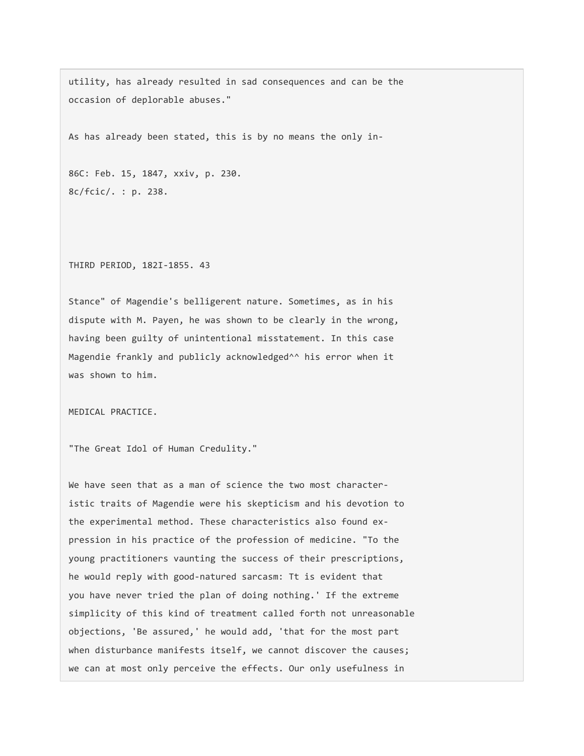utility, has already resulted in sad consequences and can be the occasion of deplorable abuses."

As has already been stated, this is by no means the only instance" of Magendie's belligerent nature. Sometimes, as in his dispute with M. Payen, he was shown to be clearly in the wrong, having been guilty of unintentional misstatement. In this case Magendie frankly and publicly acknowledged^^ his error when it was shown to him.

86C: Feb. 15, 1847, xxiv, p. 230.
8c/fcic/. : p. 238.

## MEDICAL PRACTICE.

### "The Great Idol of Human Credulity."

We have seen that as a man of science the two most characteristic traits of Magendie were his skepticism and his devotion to the experimental method. These characteristics also found expression in his practice of the profession of medicine. "To the young practitioners vaunting the success of their prescriptions, he would reply with good-natured sarcasm: Tt is evident that you have never tried the plan of doing nothing.' If the extreme simplicity of this kind of treatment called forth not unreasonable objections, 'Be assured,' he would add, 'that for the most part when disturbance manifests itself, we cannot discover the causes; we can at most only perceive the effects. Our only usefulness in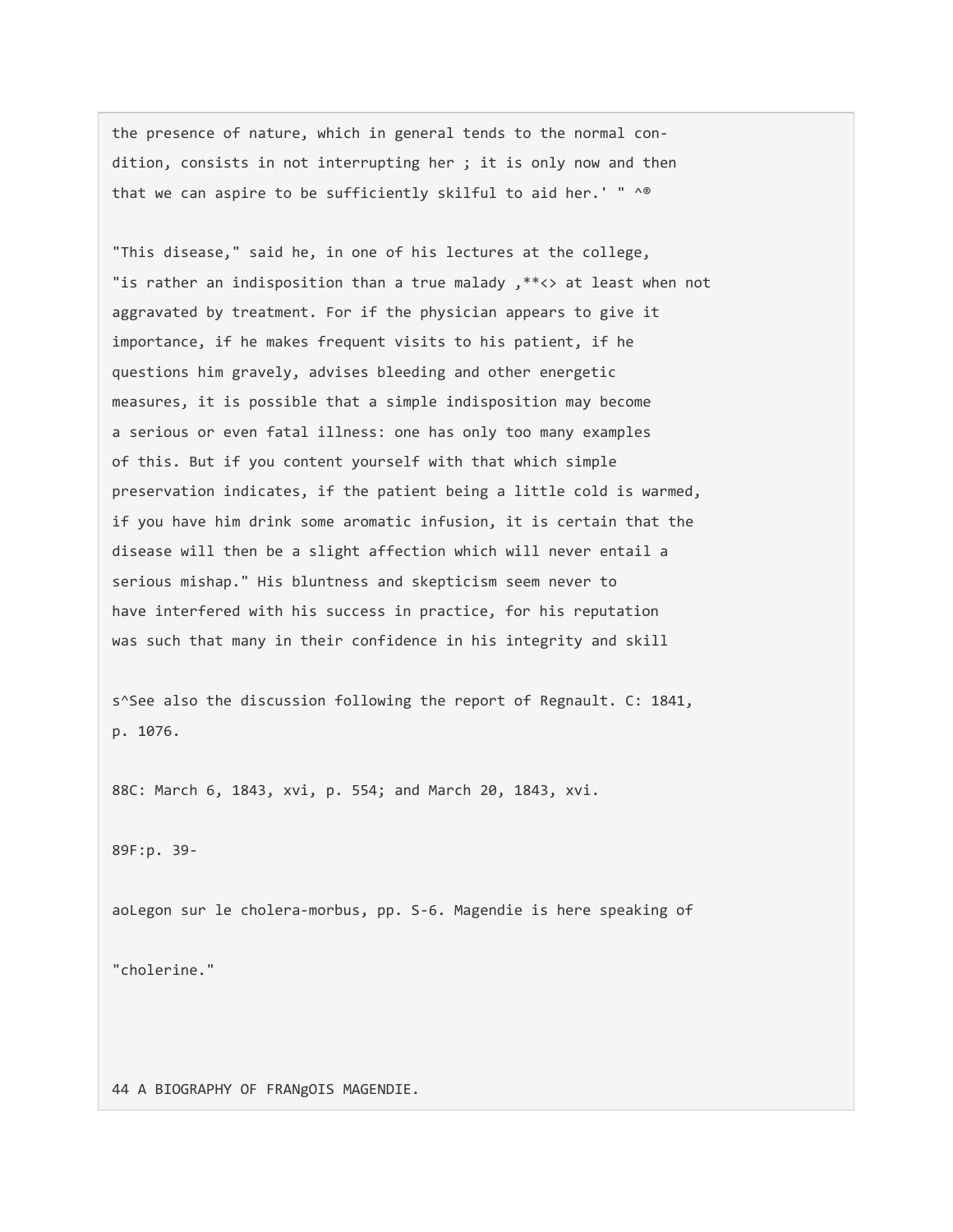the presence of nature, which in general tends to the normal condition, consists in not interrupting her ; it is only now and then that we can aspire to be sufficiently skilful to aid her.' " ^®

"This disease," said he, in one of his lectures at the college, "is rather an indisposition than a true malady ,**<> at least when not aggravated by treatment. For if the physician appears to give it importance, if he makes frequent visits to his patient, if he questions him gravely, advises bleeding and other energetic measures, it is possible that a simple indisposition may become a serious or even fatal illness: one has only too many examples of this. But if you content yourself with that which simple preservation indicates, if the patient being a little cold is warmed, if you have him drink some aromatic infusion, it is certain that the disease will then be a slight affection which will never entail a serious mishap." His bluntness and skepticism seem never to have interfered with his success in practice, for his reputation was such that many in their confidence in his integrity and skill

s^See also the discussion following the report of Regnault. C: 1841, p. 1076.

88C: March 6, 1843, xvi, p. 554; and March 20, 1843, xvi.

89F:p. 39-

aoLeçon sur le cholera-morbus, pp. S-6. Magendie is here speaking of "cholerine."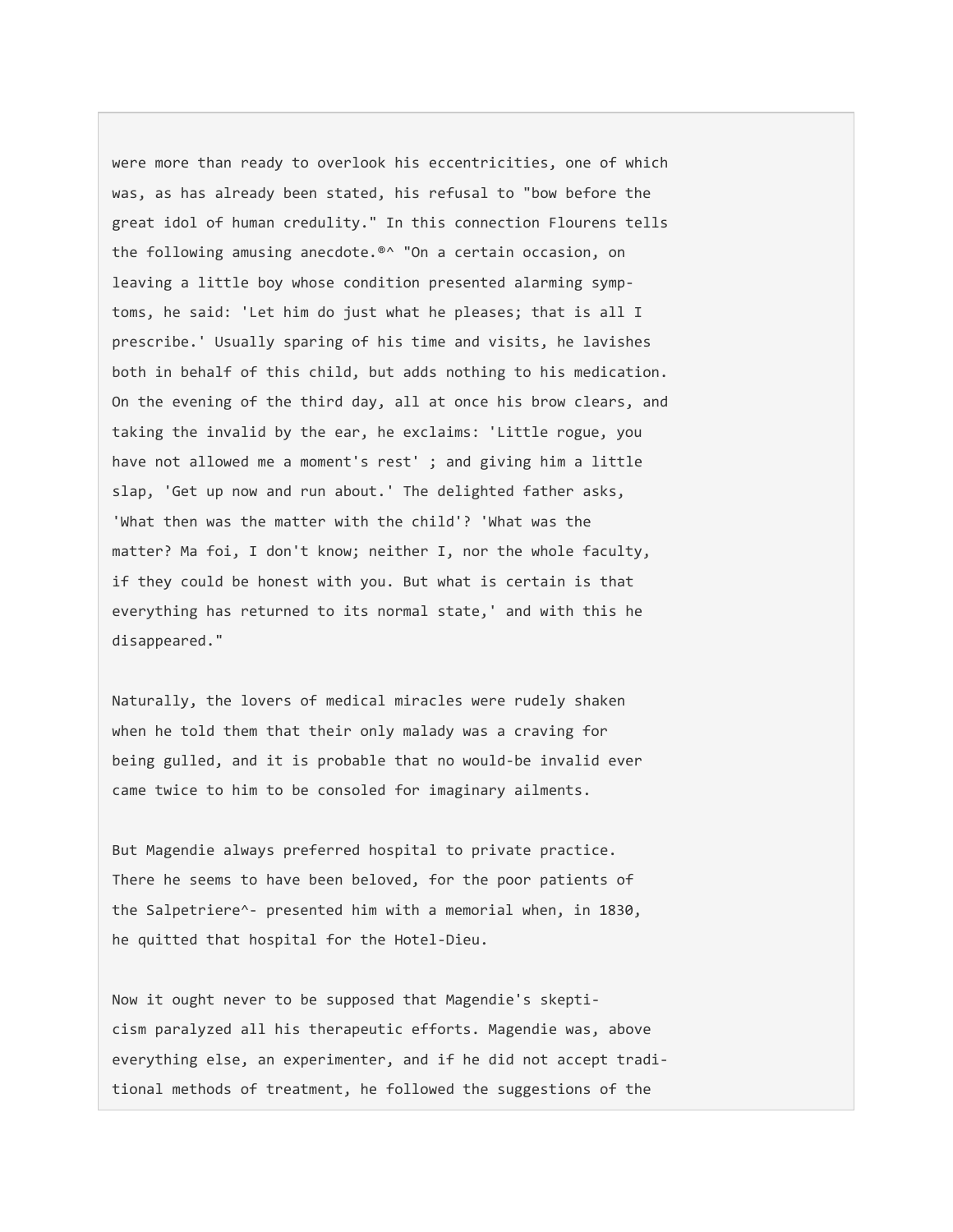were more than ready to overlook his eccentricities, one of which was, as has already been stated, his refusal to "bow before the great idol of human credulity." In this connection Flourens tells the following amusing anecdote.®^ "On a certain occasion, on leaving a little boy whose condition presented alarming symptoms, he said: 'Let him do just what he pleases; that is all I prescribe.' Usually sparing of his time and visits, he lavishes both in behalf of this child, but adds nothing to his medication. On the evening of the third day, all at once his brow clears, and taking the invalid by the ear, he exclaims: 'Little rogue, you have not allowed me a moment's rest' ; and giving him a little slap, 'Get up now and run about.' The delighted father asks, 'What then was the matter with the child'? 'What was the matter? Ma foi, I don't know; neither I, nor the whole faculty, if they could be honest with you. But what is certain is that everything has returned to its normal state,' and with this he disappeared."

Naturally, the lovers of medical miracles were rudely shaken when he told them that their only malady was a craving for being gulled, and it is probable that no would-be invalid ever came twice to him to be consoled for imaginary ailments.

But Magendie always preferred hospital to private practice. There he seems to have been beloved, for the poor patients of the Salpetriere^- presented him with a memorial when, in 1830, he quitted that hospital for the Hotel-Dieu.

Now it ought never to be supposed that Magendie's skepticism paralyzed all his therapeutic efforts. Magendie was, above everything else, an experimenter, and if he did not accept traditional methods of treatment, he followed the suggestions of the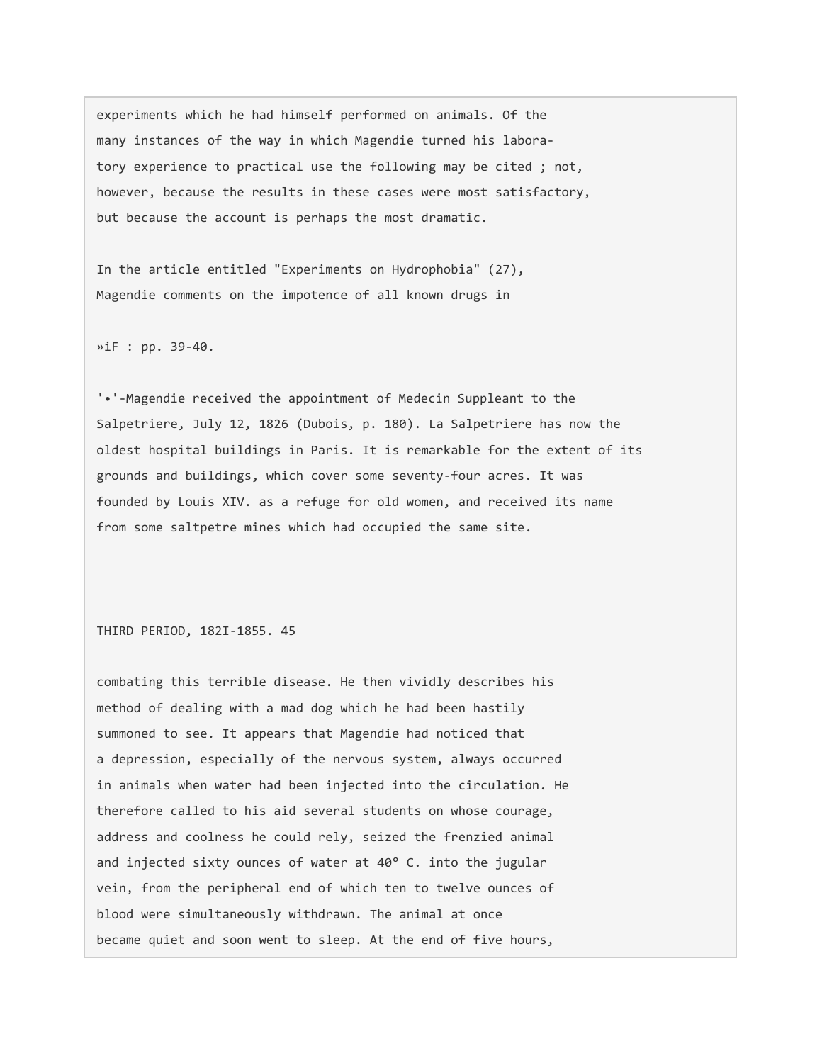experiments which he had himself performed on animals. Of the many instances of the way in which Magendie turned his laboratory experience to practical use the following may be cited ; not, however, because the results in these cases were most satisfactory, but because the account is perhaps the most dramatic.

In the article entitled "Experiments on Hydrophobia" (27), Magendie comments on the impotence of all known drugs in

»iF : pp. 39-40.

'•'-Magendie received the appointment of Medecin Suppleant to the Salpetriere, July 12, 1826 (Dubois, p. 180). La Salpetriere has now the oldest hospital buildings in Paris. It is remarkable for the extent of its grounds and buildings, which cover some seventy-four acres. It was founded by Louis XIV. as a refuge for old women, and received its name from some saltpetre mines which had occupied the same site.

combating this terrible disease. He then vividly describes his method of dealing with a mad dog which he had been hastily summoned to see. It appears that Magendie had noticed that a depression, especially of the nervous system, always occurred in animals when water had been injected into the circulation. He therefore called to his aid several students on whose courage, address and coolness he could rely, seized the frenzied animal and injected sixty ounces of water at 40° C. into the jugular vein, from the peripheral end of which ten to twelve ounces of blood were simultaneously withdrawn. The animal at once became quiet and soon went to sleep. At the end of five hours,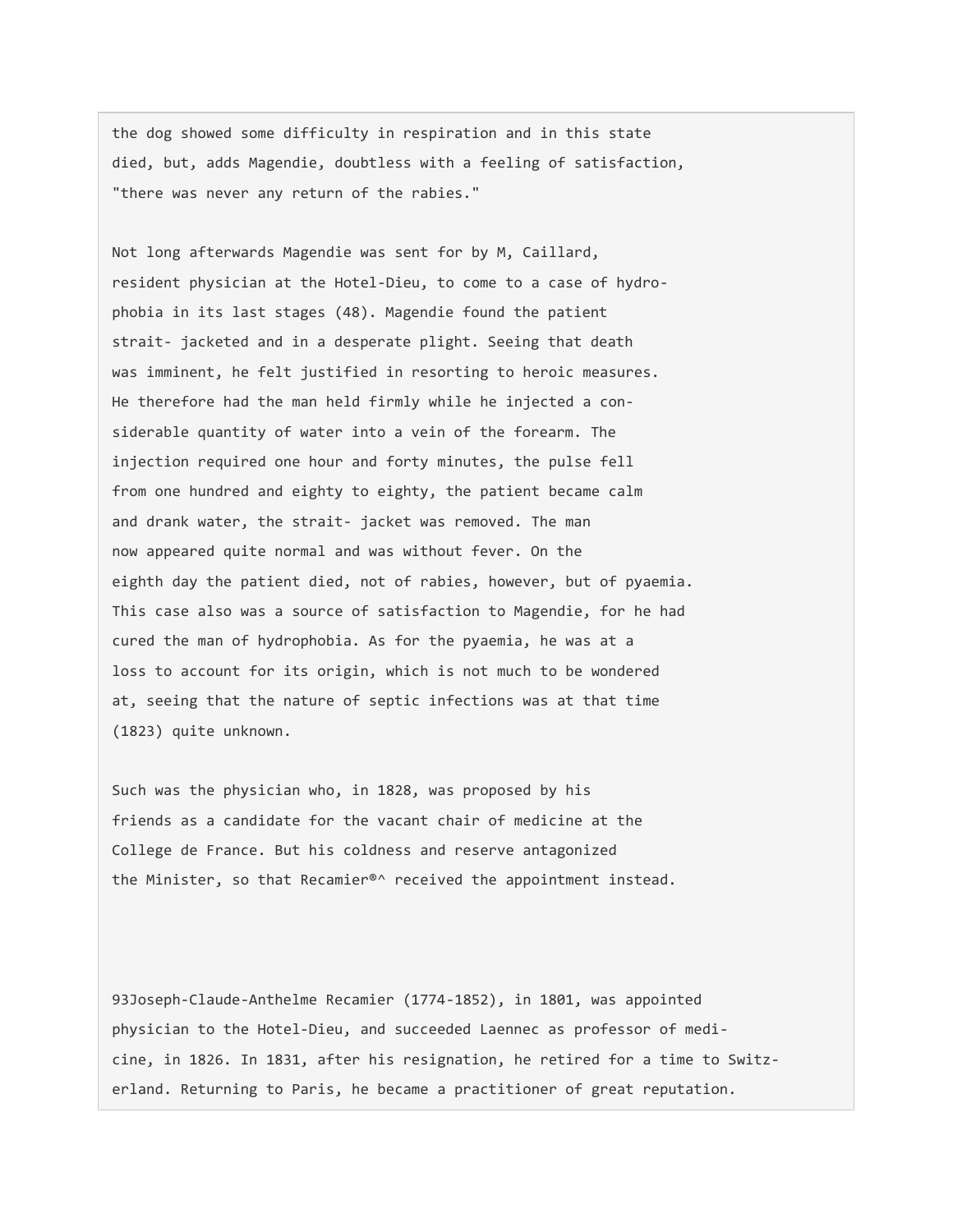the dog showed some difficulty in respiration and in this state died, but, adds Magendie, doubtless with a feeling of satisfaction, "there was never any return of the rabies."

Not long afterwards Magendie was sent for by M, Caillard, resident physician at the Hotel-Dieu, to come to a case of hydrophobia in its last stages (48). Magendie found the patient strait- jacketed and in a desperate plight. Seeing that death was imminent, he felt justified in resorting to heroic measures. He therefore had the man held firmly while he injected a considerable quantity of water into a vein of the forearm. The injection required one hour and forty minutes, the pulse fell from one hundred and eighty to eighty, the patient became calm and drank water, the strait- jacket was removed. The man now appeared quite normal and was without fever. On the eighth day the patient died, not of rabies, however, but of pyaemia. This case also was a source of satisfaction to Magendie, for he had cured the man of hydrophobia. As for the pyaemia, he was at a loss to account for its origin, which is not much to be wondered at, seeing that the nature of septic infections was at that time (1823) quite unknown.

Such was the physician who, in 1828, was proposed by his friends as a candidate for the vacant chair of medicine at the College de France. But his coldness and reserve antagonized the Minister, so that Recamier®^ received the appointment instead.

93Joseph-Claude-Anthelme Recamier (1774-1852), in 1801, was appointed physician to the Hotel-Dieu, and succeeded Laennec as professor of medicine, in 1826. In 1831, after his resignation, he retired for a time to Switzerland. Returning to Paris, he became a practitioner of great reputation.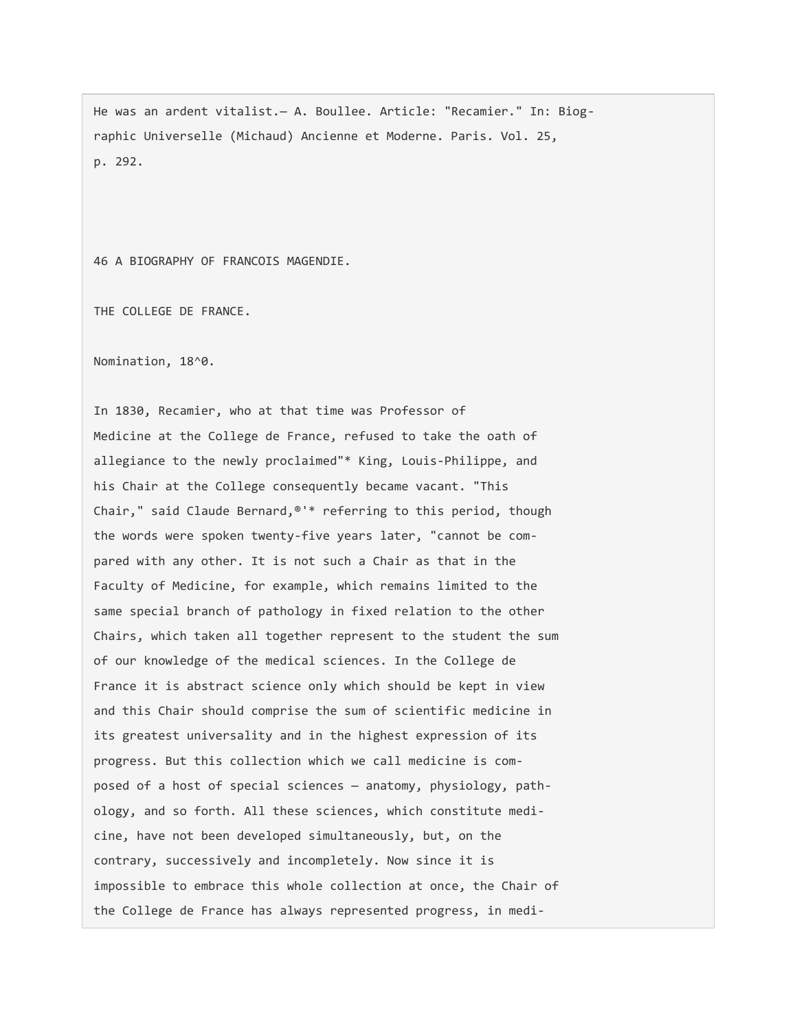He was an ardent vitalist.— A. Boullee. Article: "Recamier." In: Biographic Universelle (Michaud) Ancienne et Moderne. Paris. Vol. 25, p. 292.

## THE COLLEGE DE FRANCE.

### Nomination, 18^0.

In 1830, Recamier, who at that time was Professor of Medicine at the College de France, refused to take the oath of allegiance to the newly proclaimed"* King, Louis-Philippe, and his Chair at the College consequently became vacant. "This Chair," said Claude Bernard,®'* referring to this period, though the words were spoken twenty-five years later, "cannot be compared with any other. It is not such a Chair as that in the Faculty of Medicine, for example, which remains limited to the same special branch of pathology in fixed relation to the other Chairs, which taken all together represent to the student the sum of our knowledge of the medical sciences. In the College de France it is abstract science only which should be kept in view and this Chair should comprise the sum of scientific medicine in its greatest universality and in the highest expression of its progress. But this collection which we call medicine is composed of a host of special sciences — anatomy, physiology, pathology, and so forth. All these sciences, which constitute medicine, have not been developed simultaneously, but, on the contrary, successively and incompletely. Now since it is impossible to embrace this whole collection at once, the Chair of the College de France has always represented progress, in medi-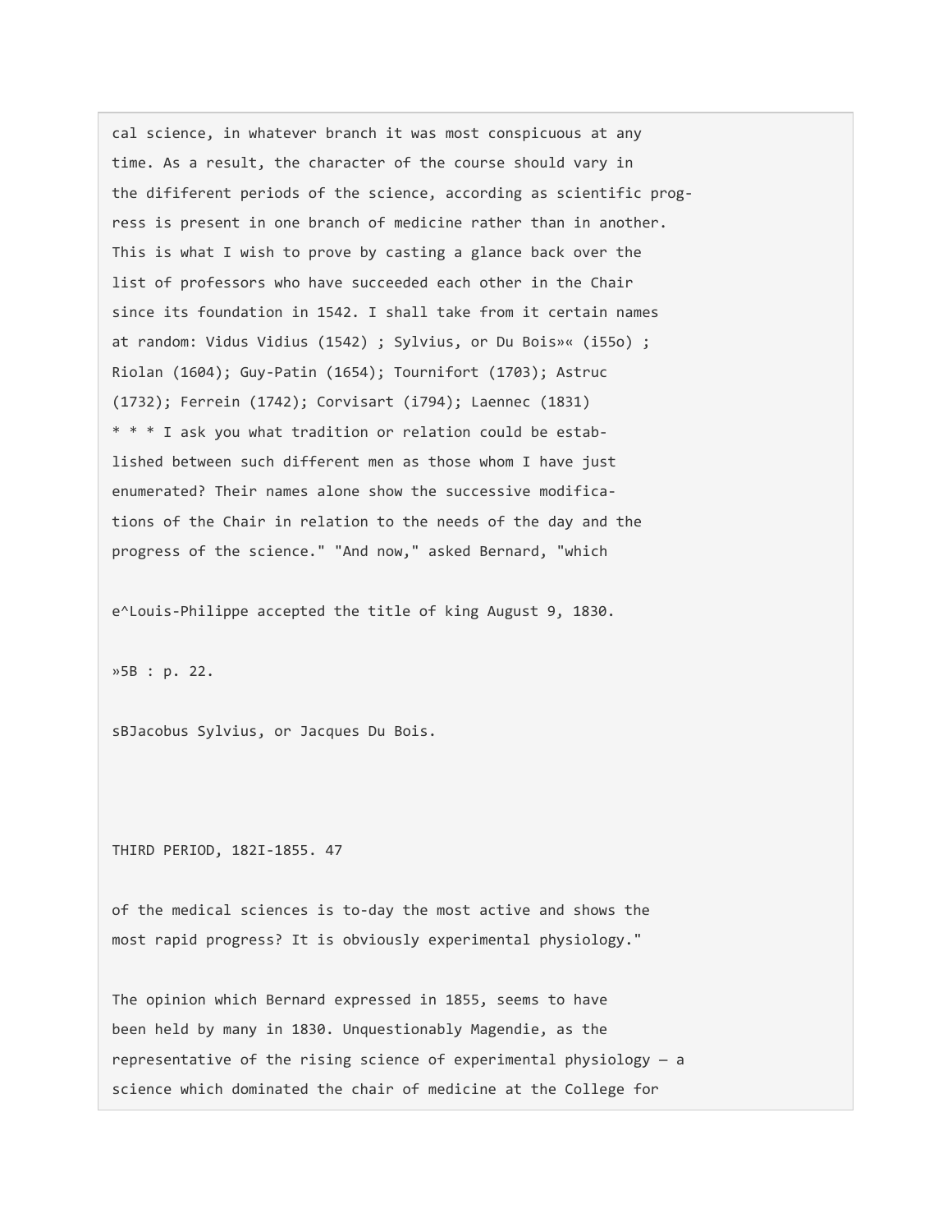cal science, in whatever branch it was most conspicuous at any time. As a result, the character of the course should vary in the dififerent periods of the science, according as scientific progress is present in one branch of medicine rather than in another. This is what I wish to prove by casting a glance back over the list of professors who have succeeded each other in the Chair since its foundation in 1542. I shall take from it certain names at random: Vidus Vidius (1542) ; Sylvius, or Du Bois»« (i55o) ; Riolan (1604); Guy-Patin (1654); Tournifort (1703); Astruc (1732); Ferrein (1742); Corvisart (i794); Laennec (1831) * * * I ask you what tradition or relation could be established between such different men as those whom I have just enumerated? Their names alone show the successive modifications of the Chair in relation to the needs of the day and the progress of the science." "And now," asked Bernard, "which

e^Louis-Philippe accepted the title of king August 9, 1830.

»5B : p. 22.

sBJacobus Sylvius, or Jacques Du Bois.

of the medical sciences is to-day the most active and shows the most rapid progress? It is obviously experimental physiology."

The opinion which Bernard expressed in 1855, seems to have been held by many in 1830. Unquestionably Magendie, as the representative of the rising science of experimental physiology — a science which dominated the chair of medicine at the College for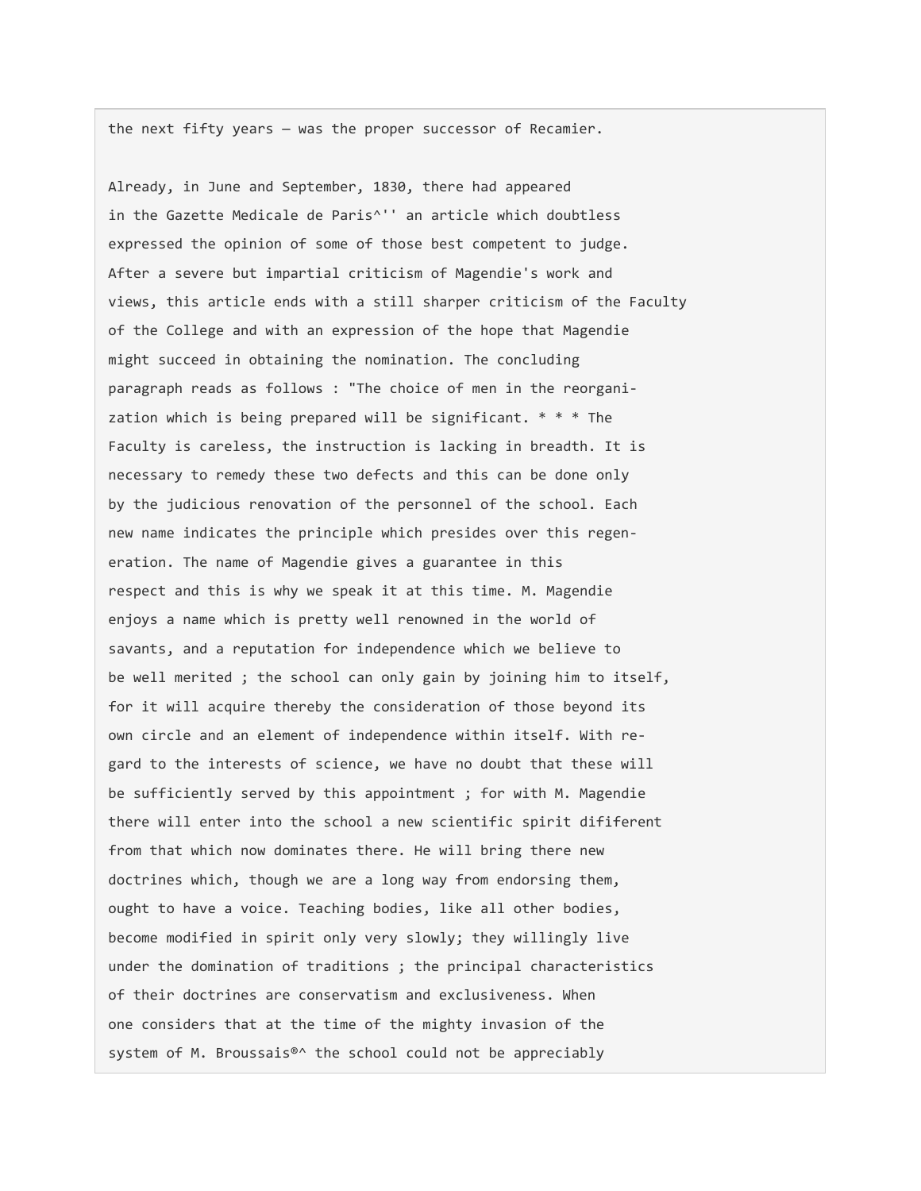the next fifty years — was the proper successor of Recamier.

Already, in June and September, 1830, there had appeared in the Gazette Medicale de Paris^'' an article which doubtless expressed the opinion of some of those best competent to judge. After a severe but impartial criticism of Magendie's work and views, this article ends with a still sharper criticism of the Faculty of the College and with an expression of the hope that Magendie might succeed in obtaining the nomination. The concluding paragraph reads as follows : "The choice of men in the reorganization which is being prepared will be significant. * * * The Faculty is careless, the instruction is lacking in breadth. It is necessary to remedy these two defects and this can be done only by the judicious renovation of the personnel of the school. Each new name indicates the principle which presides over this regeneration. The name of Magendie gives a guarantee in this respect and this is why we speak it at this time. M. Magendie enjoys a name which is pretty well renowned in the world of savants, and a reputation for independence which we believe to be well merited ; the school can only gain by joining him to itself, for it will acquire thereby the consideration of those beyond its own circle and an element of independence within itself. With regard to the interests of science, we have no doubt that these will be sufficiently served by this appointment ; for with M. Magendie there will enter into the school a new scientific spirit diflferent from that which now dominates there. He will bring there new doctrines which, though we are a long way from endorsing them, ought to have a voice. Teaching bodies, like all other bodies, become modified in spirit only very slowly; they willingly live under the domination of traditions ; the principal characteristics of their doctrines are conservatism and exclusiveness. When one considers that at the time of the mighty invasion of the system of M. Broussais®^ the school could not be appreciably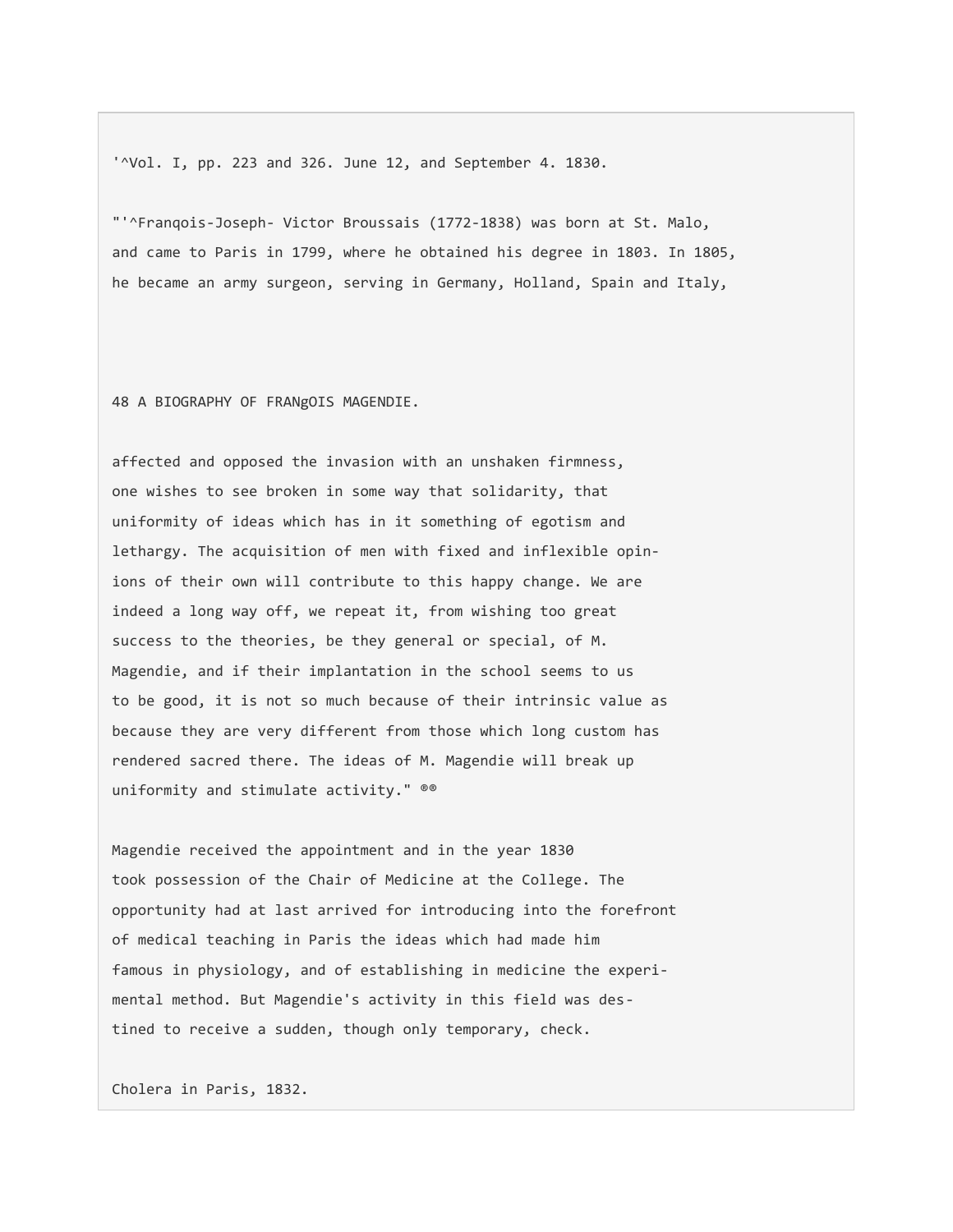'^Vol. I, pp. 223 and 326. June 12, and September 4. 1830.

"'^Franqois-Joseph- Victor Broussais (1772-1838) was born at St. Malo, and came to Paris in 1799, where he obtained his degree in 1803. In 1805, he became an army surgeon, serving in Germany, Holland, Spain and Italy,

affected and opposed the invasion with an unshaken firmness, one wishes to see broken in some way that solidarity, that uniformity of ideas which has in it something of egotism and lethargy. The acquisition of men with fixed and inflexible opinions of their own will contribute to this happy change. We are indeed a long way off, we repeat it, from wishing too great success to the theories, be they general or special, of M. Magendie, and if their implantation in the school seems to us to be good, it is not so much because of their intrinsic value as because they are very different from those which long custom has rendered sacred there. The ideas of M. Magendie will break up uniformity and stimulate activity." ®®

Magendie received the appointment and in the year 1830 took possession of the Chair of Medicine at the College. The opportunity had at last arrived for introducing into the forefront of medical teaching in Paris the ideas which had made him famous in physiology, and of establishing in medicine the experimental method. But Magendie's activity in this field was destined to receive a sudden, though only temporary, check.

## Cholera in Paris, 1832.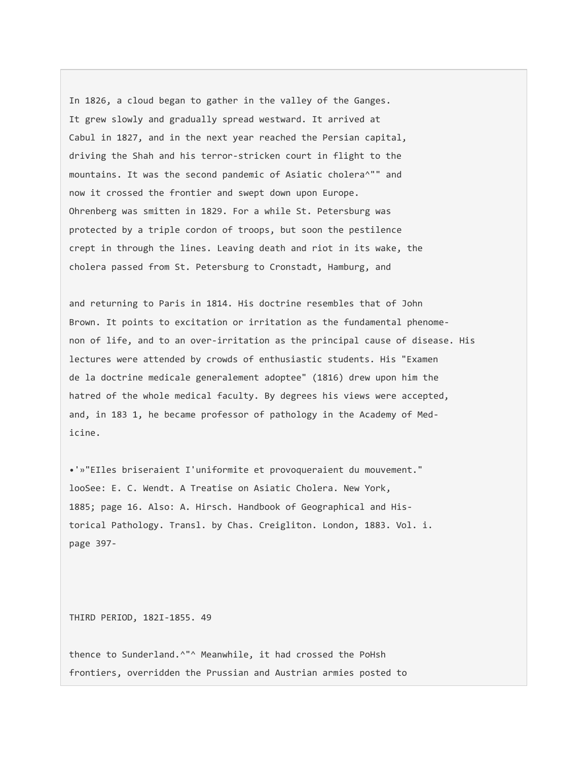In 1826, a cloud began to gather in the valley of the Ganges. It grew slowly and gradually spread westward. It arrived at Cabul in 1827, and in the next year reached the Persian capital, driving the Shah and his terror-stricken court in flight to the mountains. It was the second pandemic of Asiatic cholera^"" and now it crossed the frontier and swept down upon Europe. Ohrenberg was smitten in 1829. For a while St. Petersburg was protected by a triple cordon of troops, but soon the pestilence crept in through the lines. Leaving death and riot in its wake, the cholera passed from St. Petersburg to Cronstadt, Hamburg, and

and returning to Paris in 1814. His doctrine resembles that of John Brown. It points to excitation or irritation as the fundamental phenomenon of life, and to an over-irritation as the principal cause of disease. His lectures were attended by crowds of enthusiastic students. His "Examen de la doctrine medicale generalement adoptee" (1816) drew upon him the hatred of the whole medical faculty. By degrees his views were accepted, and, in 183 1, he became professor of pathology in the Academy of Medicine.

•'»"EIles briseraient I'uniformite et provoqueraient du mouvement."

looSee: E. C. Wendt. A Treatise on Asiatic Cholera. New York, 1885; page 16. Also: A. Hirsch. Handbook of Geographical and Historical Pathology. Transl. by Chas. Creigliton. London, 1883. Vol. i. page 397-

THIRD PERIOD, 182I-1855.

thence to Sunderland.^"^ Meanwhile, it had crossed the PoHsh frontiers, overridden the Prussian and Austrian armies posted to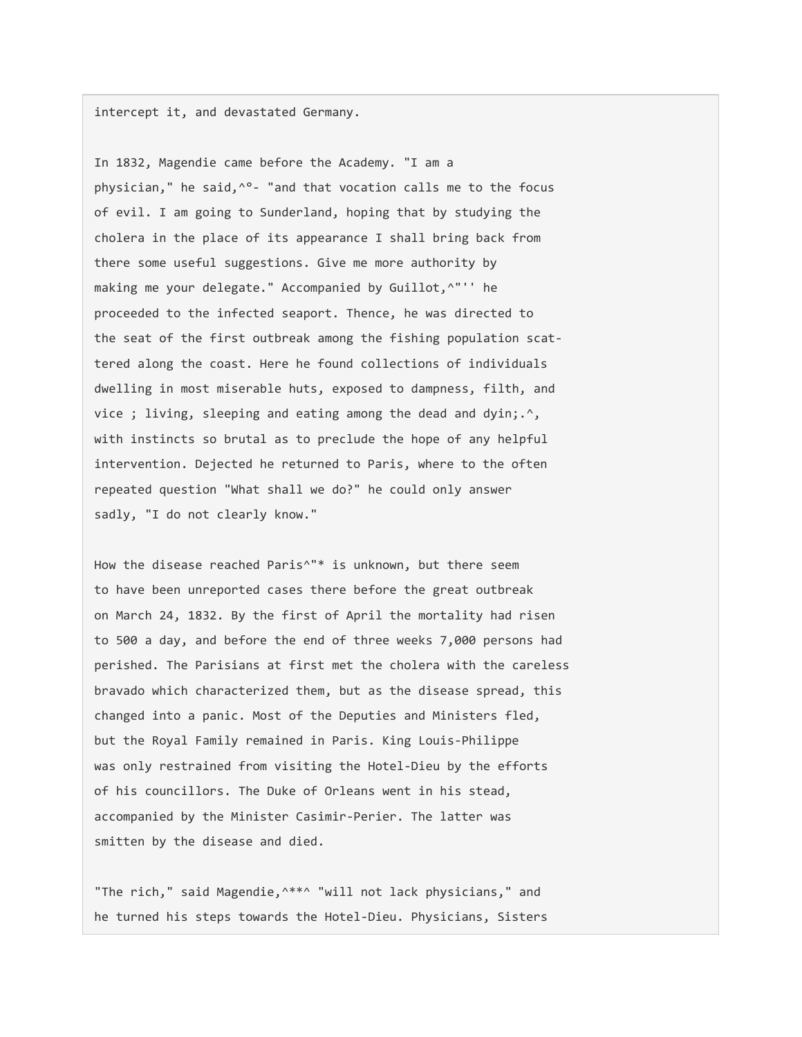intercept it, and devastated Germany.

In 1832, Magendie came before the Academy. "I am a physician," he said,^°- "and that vocation calls me to the focus of evil. I am going to Sunderland, hoping that by studying the cholera in the place of its appearance I shall bring back from there some useful suggestions. Give me more authority by making me your delegate." Accompanied by Guillot,^"'' he proceeded to the infected seaport. Thence, he was directed to the seat of the first outbreak among the fishing population scattered along the coast. Here he found collections of individuals dwelling in most miserable huts, exposed to dampness, filth, and vice ; living, sleeping and eating among the dead and dyin;.^, with instincts so brutal as to preclude the hope of any helpful intervention. Dejected he returned to Paris, where to the often repeated question "What shall we do?" he could only answer sadly, "I do not clearly know."

How the disease reached Paris^"* is unknown, but there seem to have been unreported cases there before the great outbreak on March 24, 1832. By the first of April the mortality had risen to 500 a day, and before the end of three weeks 7,000 persons had perished. The Parisians at first met the cholera with the careless bravado which characterized them, but as the disease spread, this changed into a panic. Most of the Deputies and Ministers fled, but the Royal Family remained in Paris. King Louis-Philippe was only restrained from visiting the Hotel-Dieu by the efforts of his councillors. The Duke of Orleans went in his stead, accompanied by the Minister Casimir-Perier. The latter was smitten by the disease and died.

"The rich," said Magendie,^**^ "will not lack physicians," and he turned his steps towards the Hotel-Dieu. Physicians, Sisters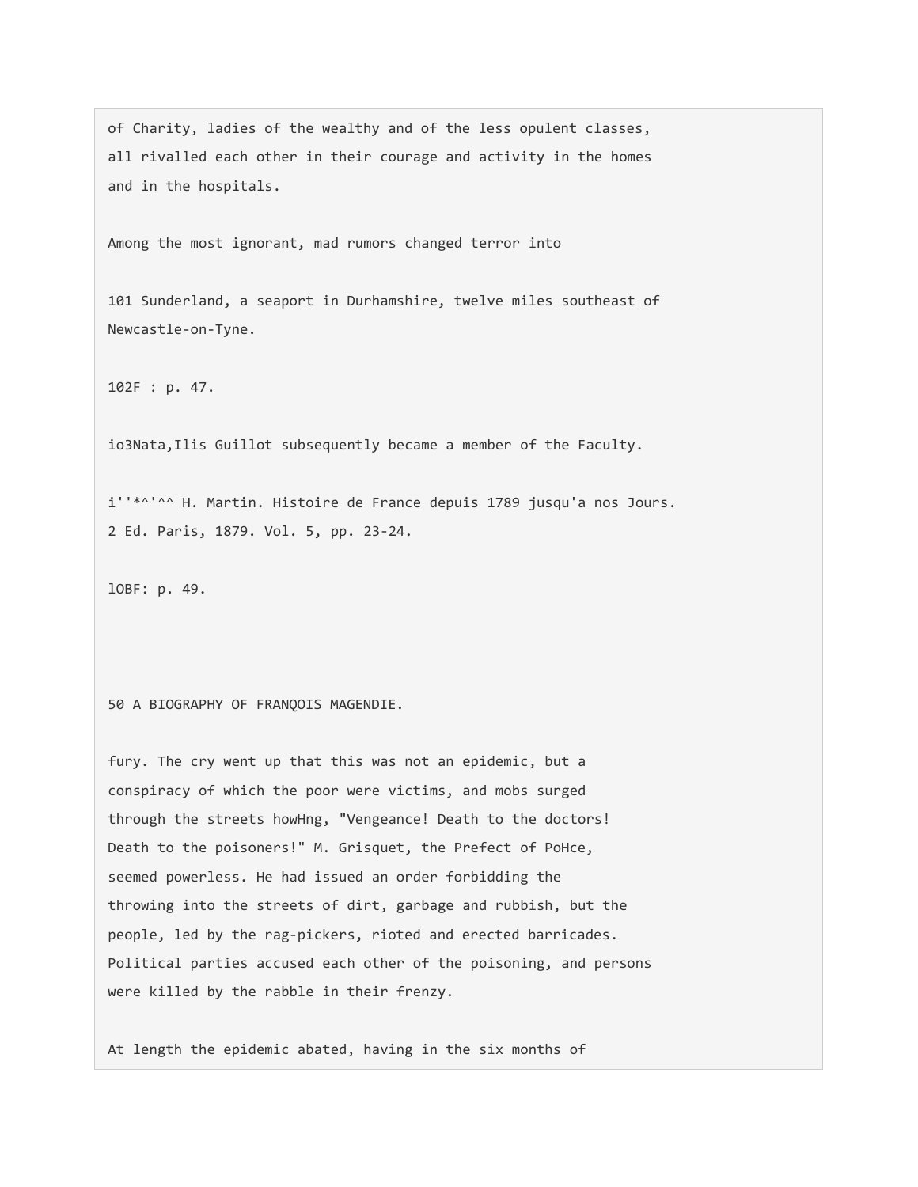of Charity, ladies of the wealthy and of the less opulent classes, all rivalled each other in their courage and activity in the homes and in the hospitals.

Among the most ignorant, mad rumors changed terror into

101 Sunderland, a seaport in Durhamshire, twelve miles southeast of Newcastle-on-Tyne.

102F : p. 47.

io3Nata,Ilis Guillot subsequently became a member of the Faculty.

i''*^'^^ H. Martin. Histoire de France depuis 1789 jusqu'a nos Jours. 2 Ed. Paris, 1879. Vol. 5, pp. 23-24.

lOBF: p. 49.

fury. The cry went up that this was not an epidemic, but a conspiracy of which the poor were victims, and mobs surged through the streets howHng, "Vengeance! Death to the doctors! Death to the poisoners!" M. Grisquet, the Prefect of PoHce, seemed powerless. He had issued an order forbidding the throwing into the streets of dirt, garbage and rubbish, but the people, led by the rag-pickers, rioted and erected barricades. Political parties accused each other of the poisoning, and persons were killed by the rabble in their frenzy.

At length the epidemic abated, having in the six months of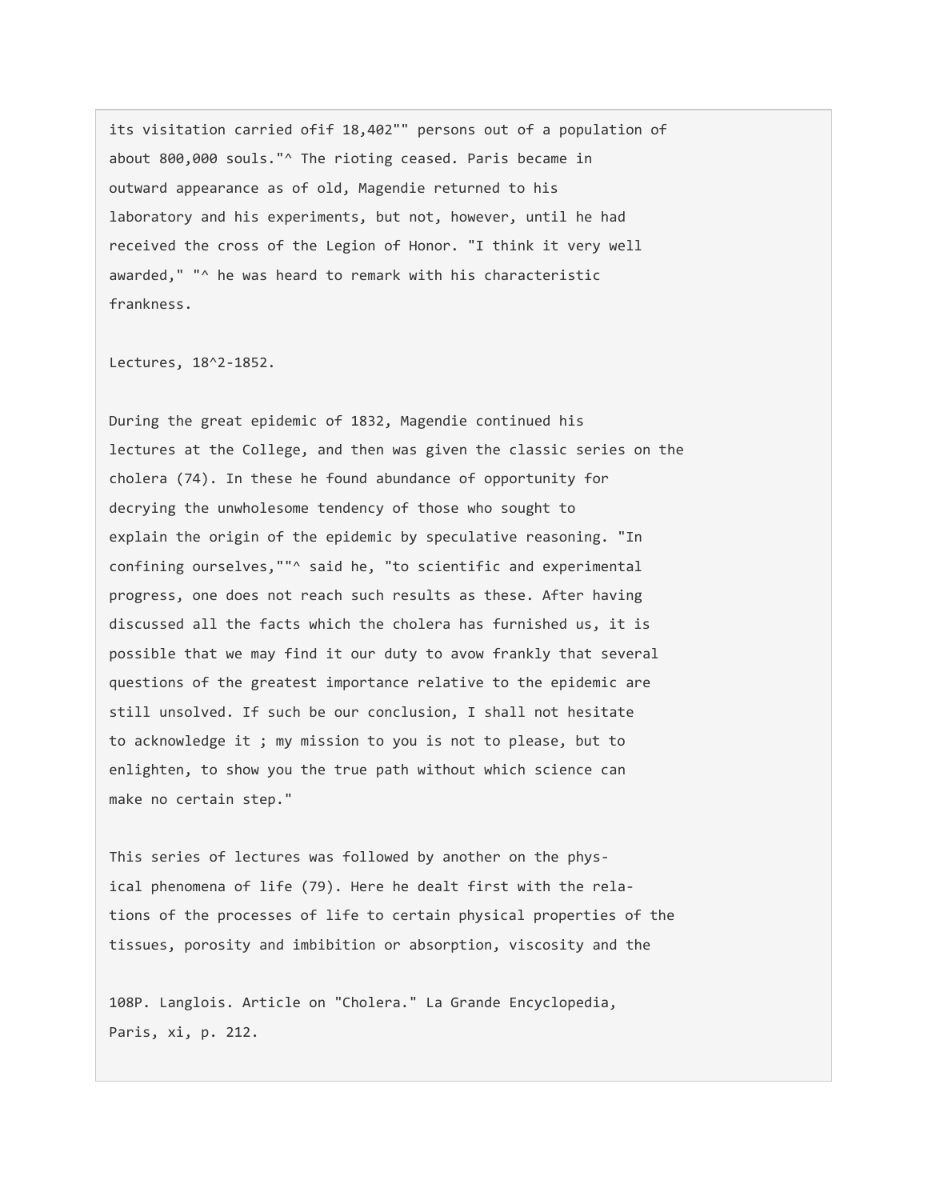its visitation carried ofif 18,402"" persons out of a population of about 800,000 souls."^ The rioting ceased. Paris became in outward appearance as of old, Magendie returned to his laboratory and his experiments, but not, however, until he had received the cross of the Legion of Honor. "I think it very well awarded," "^ he was heard to remark with his characteristic frankness.

## Lectures, 18^2-1852.

During the great epidemic of 1832, Magendie continued his lectures at the College, and then was given the classic series on the cholera (74). In these he found abundance of opportunity for decrying the unwholesome tendency of those who sought to explain the origin of the epidemic by speculative reasoning. "In confining ourselves,""^ said he, "to scientific and experimental progress, one does not reach such results as these. After having discussed all the facts which the cholera has furnished us, it is possible that we may find it our duty to avow frankly that several questions of the greatest importance relative to the epidemic are still unsolved. If such be our conclusion, I shall not hesitate to acknowledge it ; my mission to you is not to please, but to enlighten, to show you the true path without which science can make no certain step."

This series of lectures was followed by another on the physical phenomena of life (79). Here he dealt first with the relations of the processes of life to certain physical properties of the tissues, porosity and imbibition or absorption, viscosity and the

108P. Langlois. Article on "Cholera." La Grande Encyclopedia, Paris, xi, p. 212.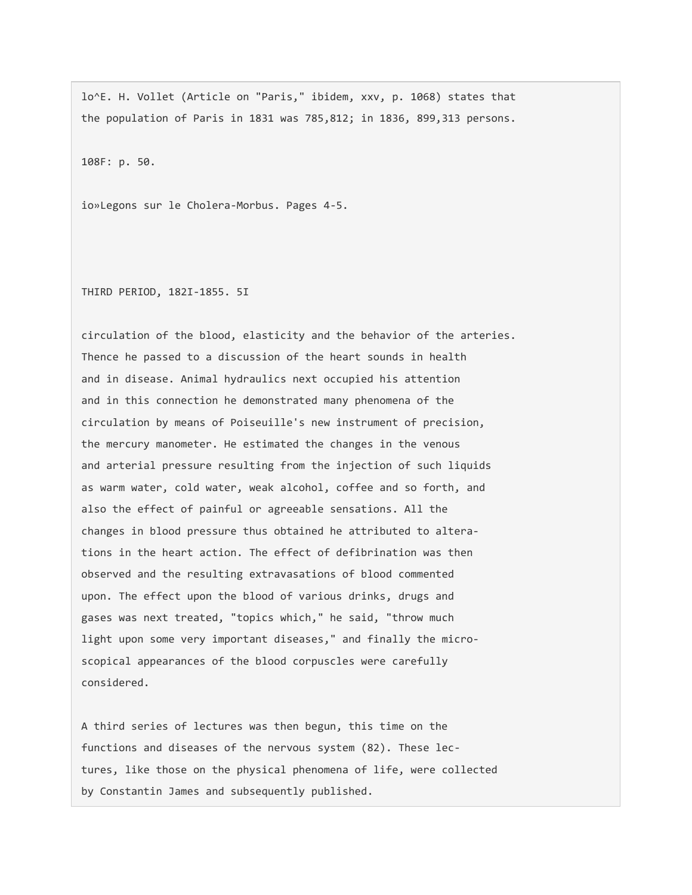lo^E. H. Vollet (Article on "Paris," ibidem, xxv, p. 1068) states that the population of Paris in 1831 was 785,812; in 1836, 899,313 persons.

108F: p. 50.

io»Legons sur le Cholera-Morbus. Pages 4-5.

circulation of the blood, elasticity and the behavior of the arteries. Thence he passed to a discussion of the heart sounds in health and in disease. Animal hydraulics next occupied his attention and in this connection he demonstrated many phenomena of the circulation by means of Poiseuille's new instrument of precision, the mercury manometer. He estimated the changes in the venous and arterial pressure resulting from the injection of such liquids as warm water, cold water, weak alcohol, coffee and so forth, and also the effect of painful or agreeable sensations. All the changes in blood pressure thus obtained he attributed to alterations in the heart action. The effect of defibrination was then observed and the resulting extravasations of blood commented upon. The effect upon the blood of various drinks, drugs and gases was next treated, "topics which," he said, "throw much light upon some very important diseases," and finally the microscopical appearances of the blood corpuscles were carefully considered.

A third series of lectures was then begun, this time on the functions and diseases of the nervous system (82). These lectures, like those on the physical phenomena of life, were collected by Constantin James and subsequently published.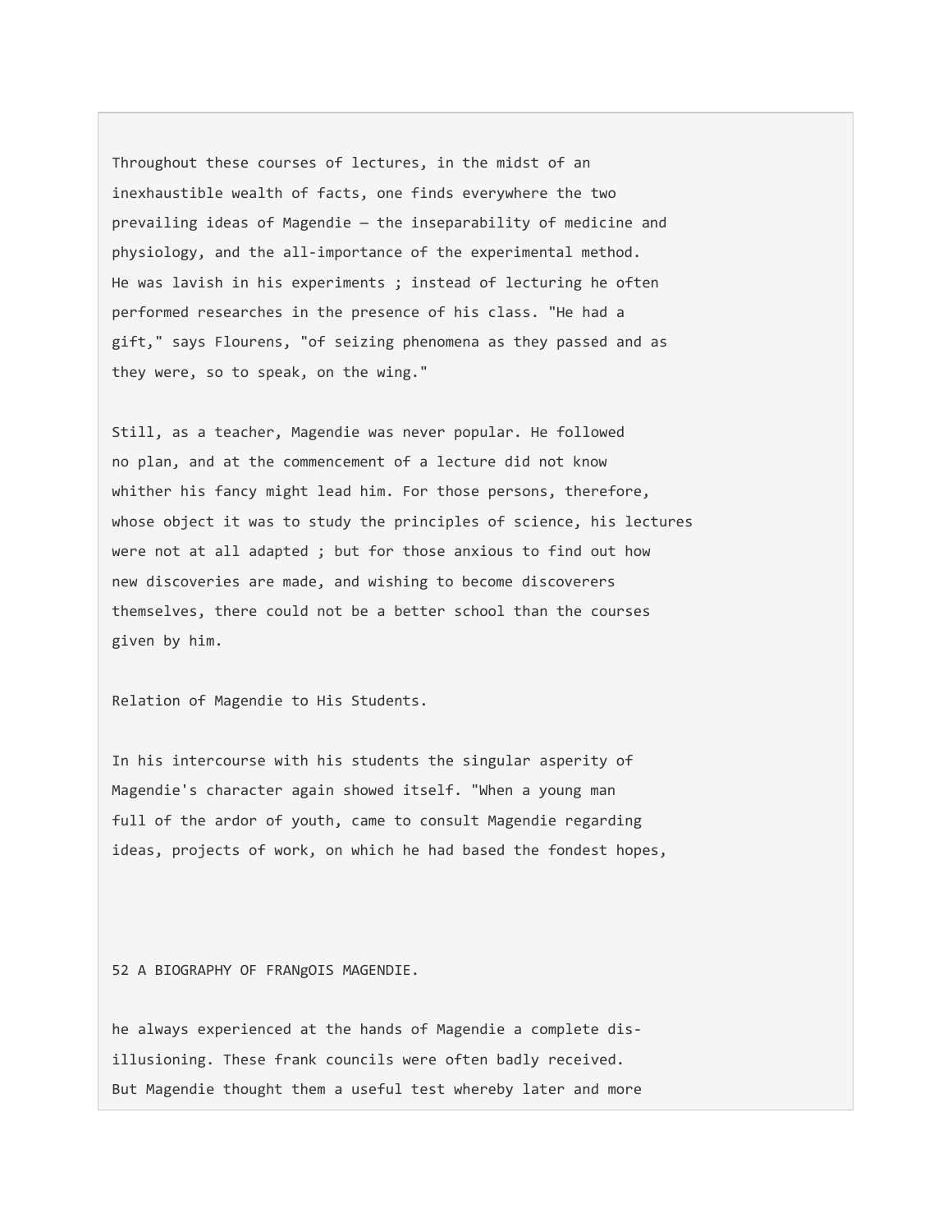Throughout these courses of lectures, in the midst of an inexhaustible wealth of facts, one finds everywhere the two prevailing ideas of Magendie — the inseparability of medicine and physiology, and the all-importance of the experimental method. He was lavish in his experiments ; instead of lecturing he often performed researches in the presence of his class. "He had a gift," says Flourens, "of seizing phenomena as they passed and as they were, so to speak, on the wing."

Still, as a teacher, Magendie was never popular. He followed no plan, and at the commencement of a lecture did not know whither his fancy might lead him. For those persons, therefore, whose object it was to study the principles of science, his lectures were not at all adapted ; but for those anxious to find out how new discoveries are made, and wishing to become discoverers themselves, there could not be a better school than the courses given by him.

## Relation of Magendie to His Students.

In his intercourse with his students the singular asperity of Magendie's character again showed itself. "When a young man full of the ardor of youth, came to consult Magendie regarding ideas, projects of work, on which he had based the fondest hopes, he always experienced at the hands of Magendie a complete disillusioning. These frank councils were often badly received. But Magendie thought them a useful test whereby later and more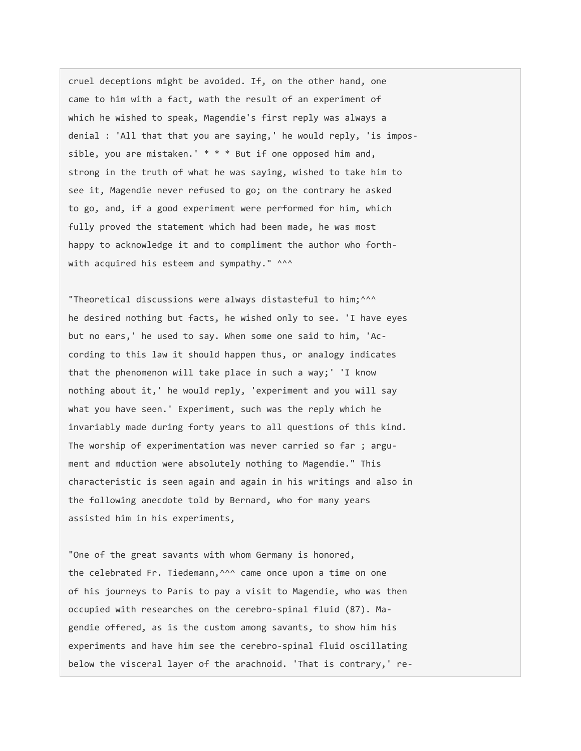cruel deceptions might be avoided. If, on the other hand, one came to him with a fact, wath the result of an experiment of which he wished to speak, Magendie's first reply was always a denial : 'All that that you are saying,' he would reply, 'is impossible, you are mistaken.' * * * But if one opposed him and, strong in the truth of what he was saying, wished to take him to see it, Magendie never refused to go; on the contrary he asked to go, and, if a good experiment were performed for him, which fully proved the statement which had been made, he was most happy to acknowledge it and to compliment the author who forthwith acquired his esteem and sympathy." ^^^

"Theoretical discussions were always distasteful to him;^^^ he desired nothing but facts, he wished only to see. 'I have eyes but no ears,' he used to say. When some one said to him, 'According to this law it should happen thus, or analogy indicates that the phenomenon will take place in such a way;' 'I know nothing about it,' he would reply, 'experiment and you will say what you have seen.' Experiment, such was the reply which he invariably made during forty years to all questions of this kind. The worship of experimentation was never carried so far ; argument and mduction were absolutely nothing to Magendie." This characteristic is seen again and again in his writings and also in the following anecdote told by Bernard, who for many years assisted him in his experiments,

"One of the great savants with whom Germany is honored, the celebrated Fr. Tiedemann,^^^ came once upon a time on one of his journeys to Paris to pay a visit to Magendie, who was then occupied with researches on the cerebro-spinal fluid (87). Magendie offered, as is the custom among savants, to show him his experiments and have him see the cerebro-spinal fluid oscillating below the visceral layer of the arachnoid. 'That is contrary,' re-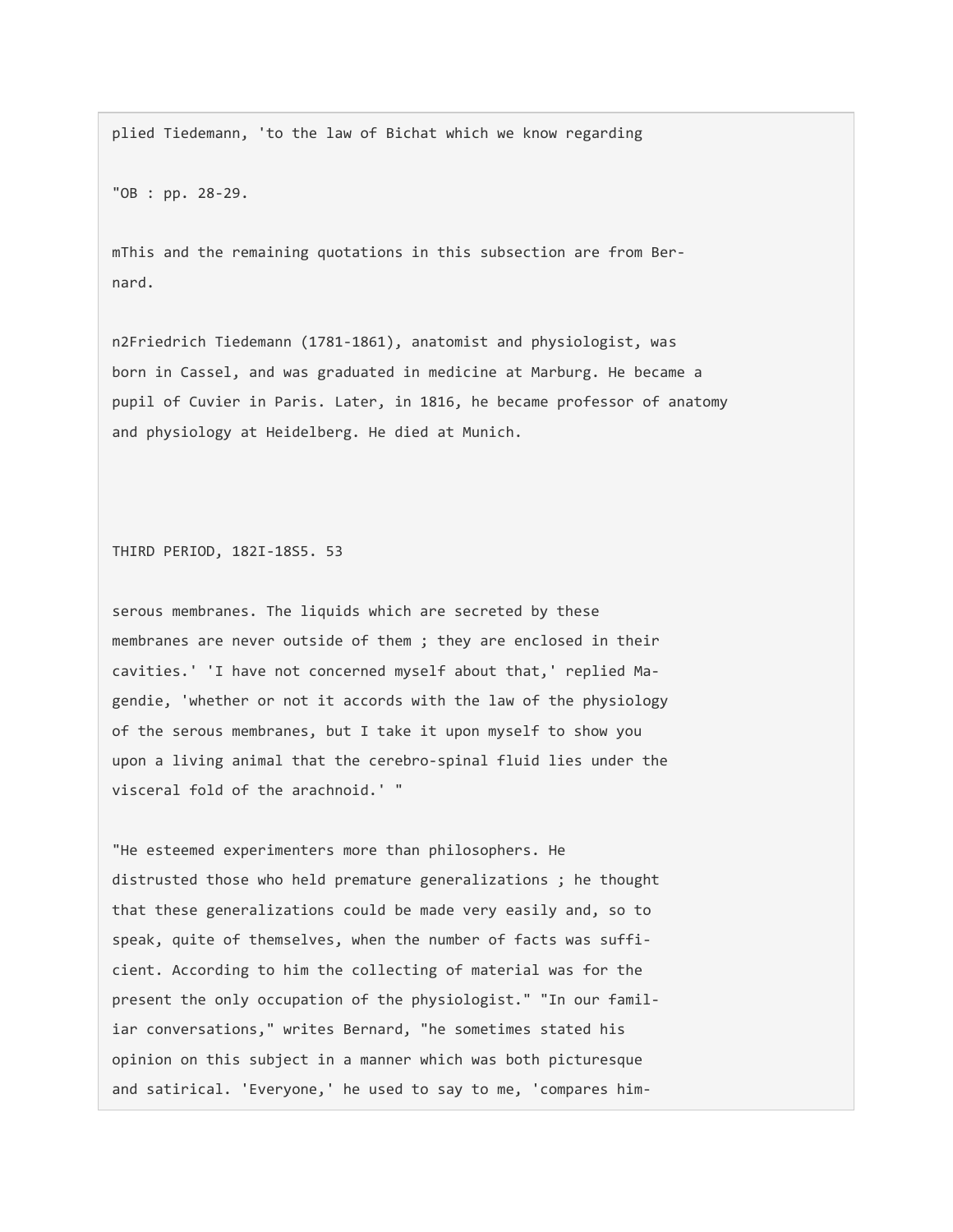plied Tiedemann, 'to the law of Bichat which we know regarding

"OB : pp. 28-29.

mThis and the remaining quotations in this subsection are from Bernard.

n2Friedrich Tiedemann (1781-1861), anatomist and physiologist, was born in Cassel, and was graduated in medicine at Marburg. He became a pupil of Cuvier in Paris. Later, in 1816, he became professor of anatomy and physiology at Heidelberg. He died at Munich.

serous membranes. The liquids which are secreted by these membranes are never outside of them ; they are enclosed in their cavities.' 'I have not concerned myself about that,' replied Magendie, 'whether or not it accords with the law of the physiology of the serous membranes, but I take it upon myself to show you upon a living animal that the cerebro-spinal fluid lies under the visceral fold of the arachnoid.' "

"He esteemed experimenters more than philosophers. He distrusted those who held premature generalizations ; he thought that these generalizations could be made very easily and, so to speak, quite of themselves, when the number of facts was sufficient. According to him the collecting of material was for the present the only occupation of the physiologist." "In our familiar conversations," writes Bernard, "he sometimes stated his opinion on this subject in a manner which was both picturesque and satirical. 'Everyone,' he used to say to me, 'compares him-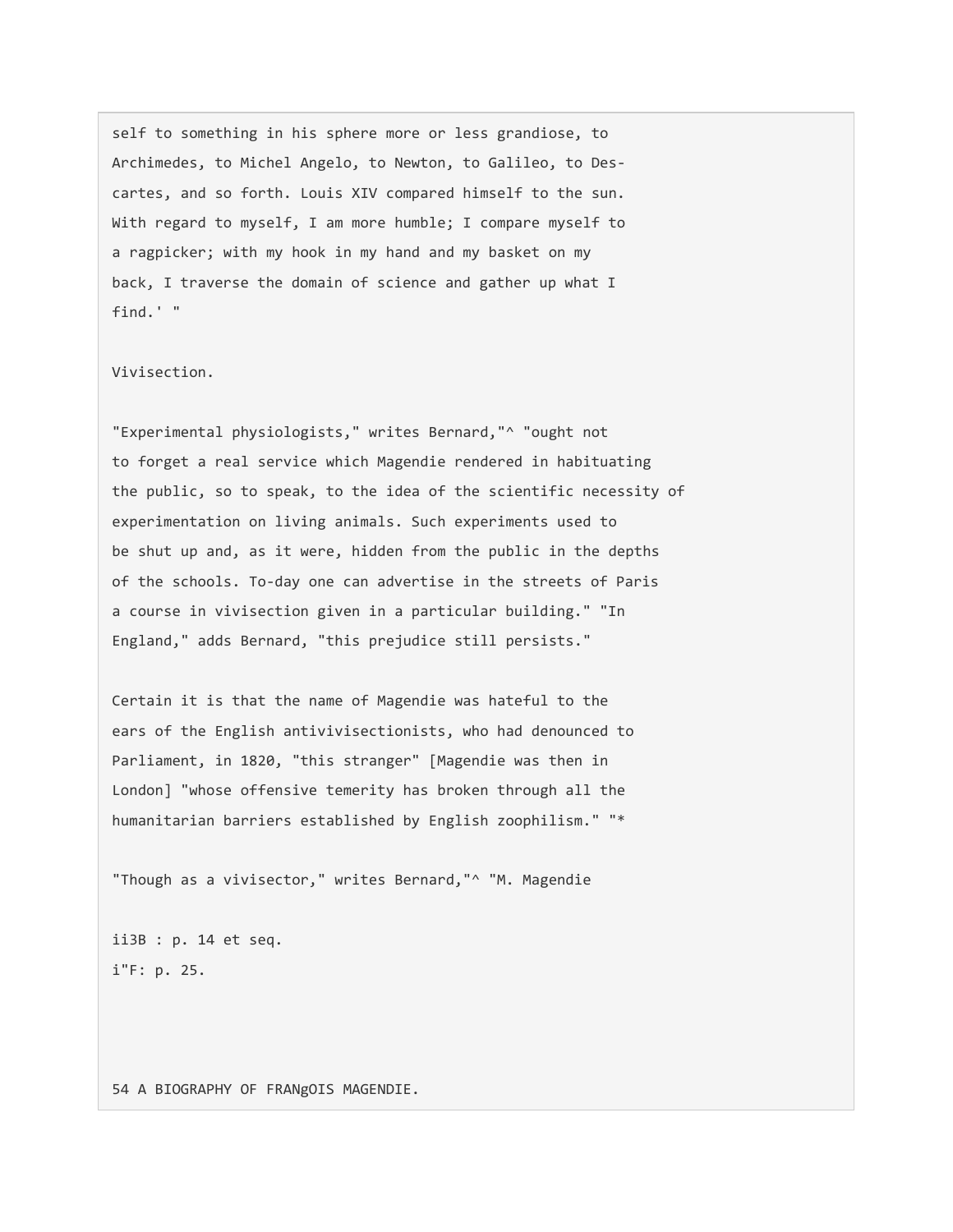self to something in his sphere more or less grandiose, to Archimedes, to Michel Angelo, to Newton, to Galileo, to Descartes, and so forth. Louis XIV compared himself to the sun. With regard to myself, I am more humble; I compare myself to a ragpicker; with my hook in my hand and my basket on my back, I traverse the domain of science and gather up what I find.' "

Vivisection.

"Experimental physiologists," writes Bernard,"^ "ought not to forget a real service which Magendie rendered in habituating the public, so to speak, to the idea of the scientific necessity of experimentation on living animals. Such experiments used to be shut up and, as it were, hidden from the public in the depths of the schools. To-day one can advertise in the streets of Paris a course in vivisection given in a particular building." "In England," adds Bernard, "this prejudice still persists."

Certain it is that the name of Magendie was hateful to the ears of the English antivivisectionists, who had denounced to Parliament, in 1820, "this stranger" [Magendie was then in London] "whose offensive temerity has broken through all the humanitarian barriers established by English zoophilism." "*

"Though as a vivisector," writes Bernard,"^ "M. Magendie

ii3B : p. 14 et seq.
i"F: p. 25.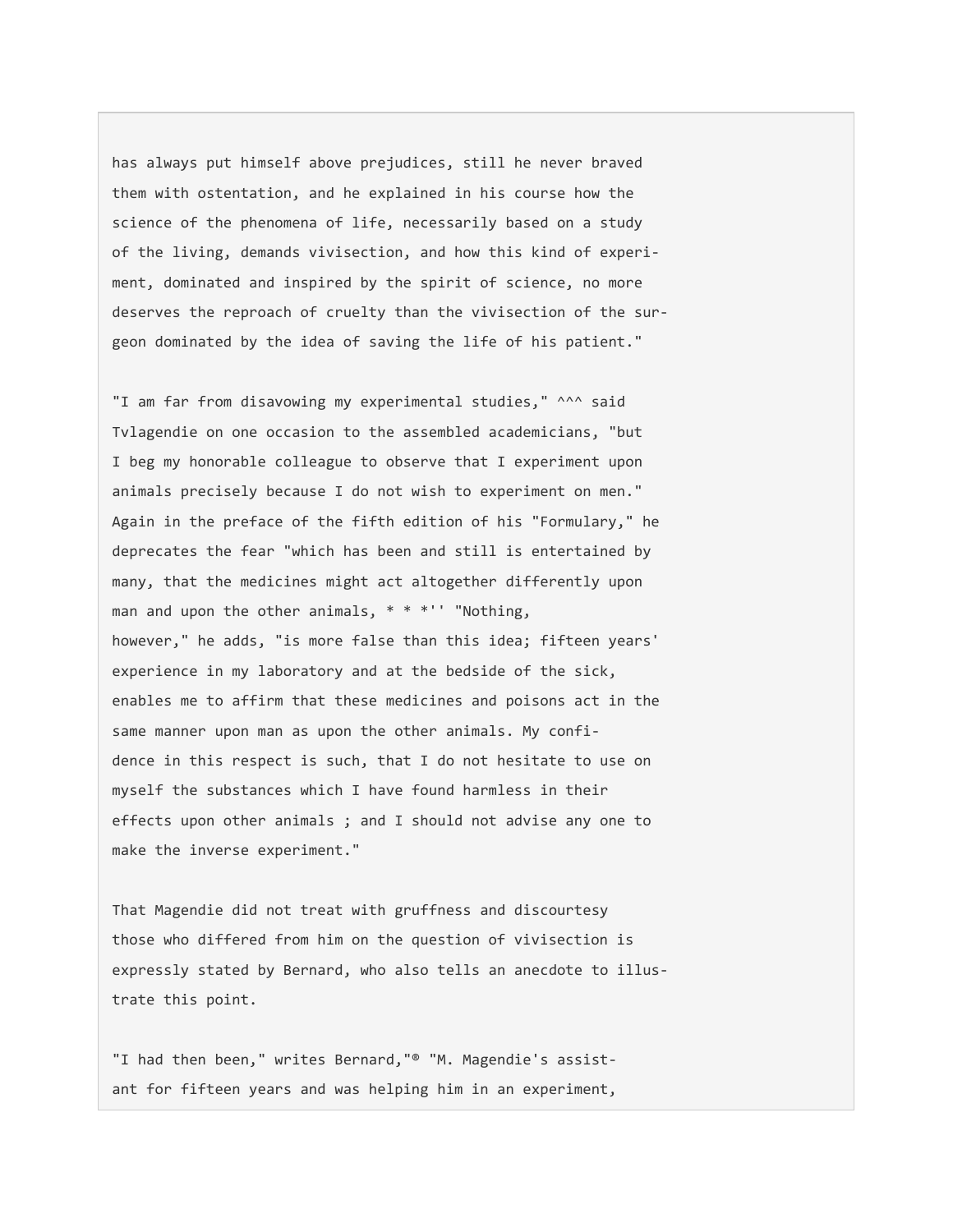has always put himself above prejudices, still he never braved them with ostentation, and he explained in his course how the science of the phenomena of life, necessarily based on a study of the living, demands vivisection, and how this kind of experiment, dominated and inspired by the spirit of science, no more deserves the reproach of cruelty than the vivisection of the surgeon dominated by the idea of saving the life of his patient."

"I am far from disavowing my experimental studies," ^^^ said Tvlagendie on one occasion to the assembled academicians, "but I beg my honorable colleague to observe that I experiment upon animals precisely because I do not wish to experiment on men." Again in the preface of the fifth edition of his "Formulary," he deprecates the fear "which has been and still is entertained by many, that the medicines might act altogether differently upon man and upon the other animals, * * *'' "Nothing, however," he adds, "is more false than this idea; fifteen years' experience in my laboratory and at the bedside of the sick, enables me to affirm that these medicines and poisons act in the same manner upon man as upon the other animals. My confidence in this respect is such, that I do not hesitate to use on myself the substances which I have found harmless in their effects upon other animals ; and I should not advise any one to make the inverse experiment."

That Magendie did not treat with gruffness and discourtesy those who differed from him on the question of vivisection is expressly stated by Bernard, who also tells an anecdote to illustrate this point.

"I had then been," writes Bernard,"® "M. Magendie's assistant for fifteen years and was helping him in an experiment,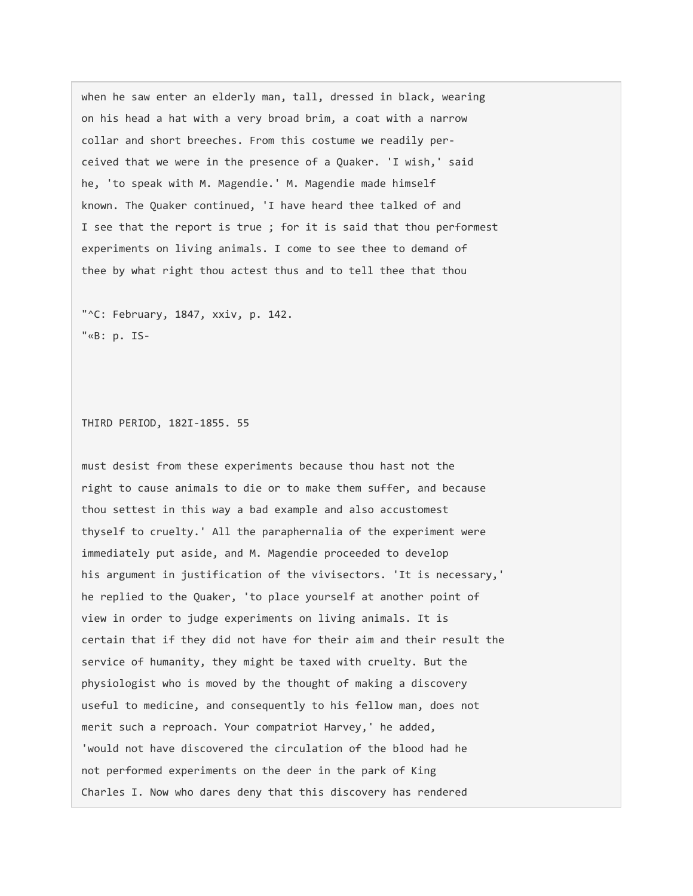when he saw enter an elderly man, tall, dressed in black, wearing on his head a hat with a very broad brim, a coat with a narrow collar and short breeches. From this costume we readily perceived that we were in the presence of a Quaker. 'I wish,' said he, 'to speak with M. Magendie.' M. Magendie made himself known. The Quaker continued, 'I have heard thee talked of and I see that the report is true ; for it is said that thou performest experiments on living animals. I come to see thee to demand of thee by what right thou actest thus and to tell thee that thou

"^C: February, 1847, xxiv, p. 142.
"«B: p. IS-

must desist from these experiments because thou hast not the right to cause animals to die or to make them suffer, and because thou settest in this way a bad example and also accustomest thyself to cruelty.' All the paraphernalia of the experiment were immediately put aside, and M. Magendie proceeded to develop his argument in justification of the vivisectors. 'It is necessary,' he replied to the Quaker, 'to place yourself at another point of view in order to judge experiments on living animals. It is certain that if they did not have for their aim and their result the service of humanity, they might be taxed with cruelty. But the physiologist who is moved by the thought of making a discovery useful to medicine, and consequently to his fellow man, does not merit such a reproach. Your compatriot Harvey,' he added, 'would not have discovered the circulation of the blood had he not performed experiments on the deer in the park of King Charles I. Now who dares deny that this discovery has rendered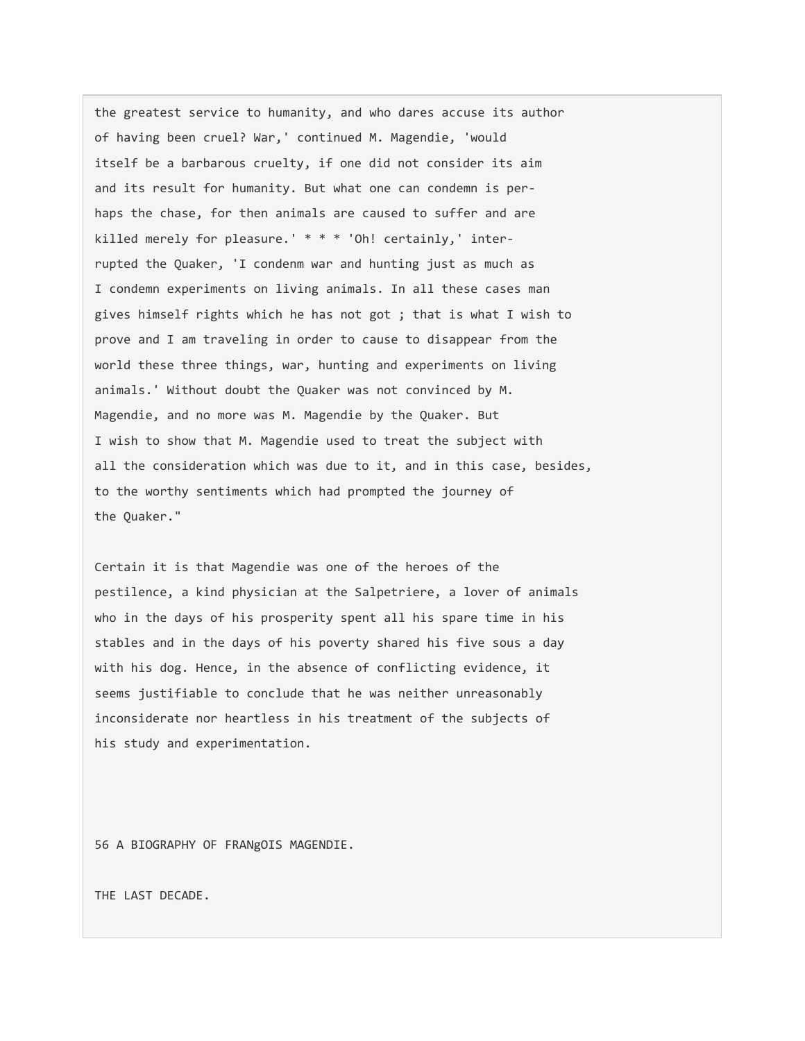the greatest service to humanity, and who dares accuse its author of having been cruel? War,' continued M. Magendie, 'would itself be a barbarous cruelty, if one did not consider its aim and its result for humanity. But what one can condemn is perhaps the chase, for then animals are caused to suffer and are killed merely for pleasure.' * * * 'Oh! certainly,' interrupted the Quaker, 'I condenm war and hunting just as much as I condemn experiments on living animals. In all these cases man gives himself rights which he has not got ; that is what I wish to prove and I am traveling in order to cause to disappear from the world these three things, war, hunting and experiments on living animals.' Without doubt the Quaker was not convinced by M. Magendie, and no more was M. Magendie by the Quaker. But I wish to show that M. Magendie used to treat the subject with all the consideration which was due to it, and in this case, besides, to the worthy sentiments which had prompted the journey of the Quaker."

Certain it is that Magendie was one of the heroes of the pestilence, a kind physician at the Salpetriere, a lover of animals who in the days of his prosperity spent all his spare time in his stables and in the days of his poverty shared his five sous a day with his dog. Hence, in the absence of conflicting evidence, it seems justifiable to conclude that he was neither unreasonably inconsiderate nor heartless in his treatment of the subjects of his study and experimentation.

## THE LAST DECADE.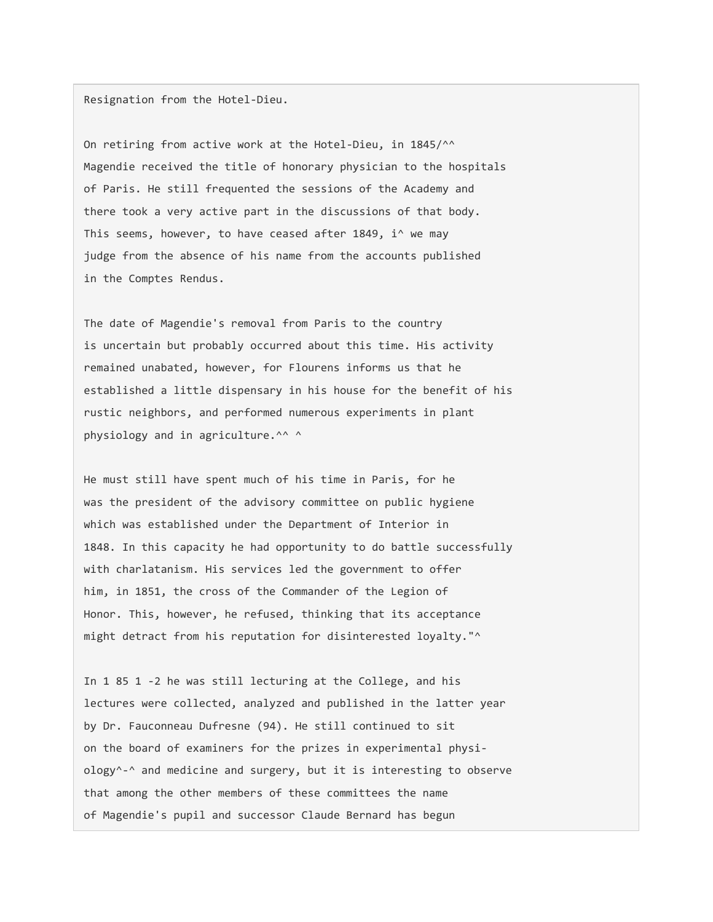Resignation from the Hotel-Dieu.

On retiring from active work at the Hotel-Dieu, in 1845/^^ Magendie received the title of honorary physician to the hospitals of Paris. He still frequented the sessions of the Academy and there took a very active part in the discussions of that body. This seems, however, to have ceased after 1849, i^ we may judge from the absence of his name from the accounts published in the Comptes Rendus.

The date of Magendie's removal from Paris to the country is uncertain but probably occurred about this time. His activity remained unabated, however, for Flourens informs us that he established a little dispensary in his house for the benefit of his rustic neighbors, and performed numerous experiments in plant physiology and in agriculture.^^ ^

He must still have spent much of his time in Paris, for he was the president of the advisory committee on public hygiene which was established under the Department of Interior in 1848. In this capacity he had opportunity to do battle successfully with charlatanism. His services led the government to offer him, in 1851, the cross of the Commander of the Legion of Honor. This, however, he refused, thinking that its acceptance might detract from his reputation for disinterested loyalty."^

In 1 85 1 -2 he was still lecturing at the College, and his lectures were collected, analyzed and published in the latter year by Dr. Fauconneau Dufresne (94). He still continued to sit on the board of examiners for the prizes in experimental physiology^-^ and medicine and surgery, but it is interesting to observe that among the other members of these committees the name of Magendie's pupil and successor Claude Bernard has begun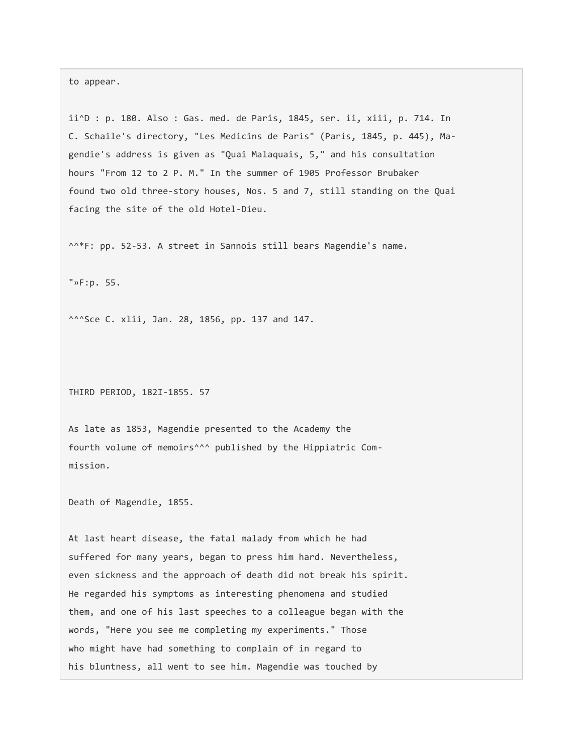to appear.

ii^D : p. 180. Also : Gas. med. de Paris, 1845, ser. ii, xiii, p. 714. In C. Schaile's directory, "Les Medicins de Paris" (Paris, 1845, p. 445), Magendie's address is given as "Quai Malaquais, 5," and his consultation hours "From 12 to 2 P. M." In the summer of 1905 Professor Brubaker found two old three-story houses, Nos. 5 and 7, still standing on the Quai facing the site of the old Hotel-Dieu.

^^*F: pp. 52-53. A street in Sannois still bears Magendie's name.

"»F:p. 55.

^^^Sce C. xlii, Jan. 28, 1856, pp. 137 and 147.

As late as 1853, Magendie presented to the Academy the fourth volume of memoirs^^^ published by the Hippiatric Commission.

Death of Magendie, 1855.

At last heart disease, the fatal malady from which he had suffered for many years, began to press him hard. Nevertheless, even sickness and the approach of death did not break his spirit. He regarded his symptoms as interesting phenomena and studied them, and one of his last speeches to a colleague began with the words, "Here you see me completing my experiments." Those who might have had something to complain of in regard to his bluntness, all went to see him. Magendie was touched by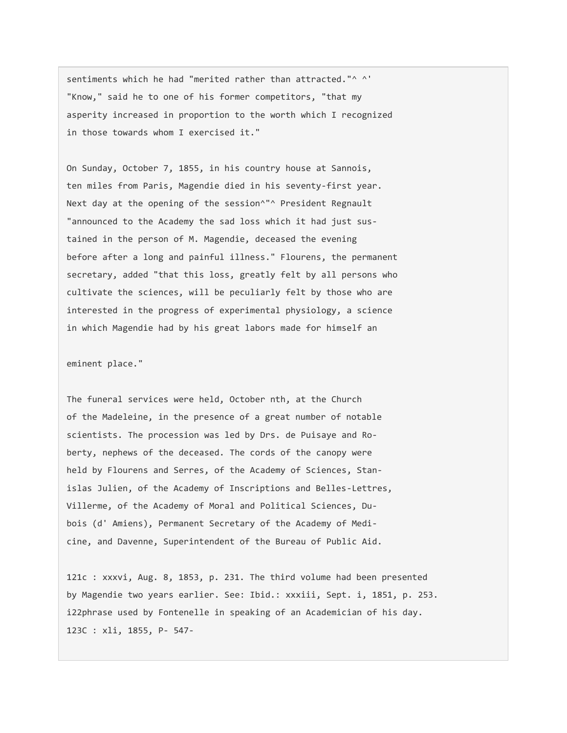sentiments which he had "merited rather than attracted."^ ^' "Know," said he to one of his former competitors, "that my asperity increased in proportion to the worth which I recognized in those towards whom I exercised it."

On Sunday, October 7, 1855, in his country house at Sannois, ten miles from Paris, Magendie died in his seventy-first year. Next day at the opening of the session^"^ President Regnault "announced to the Academy the sad loss which it had just sustained in the person of M. Magendie, deceased the evening before after a long and painful illness." Flourens, the permanent secretary, added "that this loss, greatly felt by all persons who cultivate the sciences, will be peculiarly felt by those who are interested in the progress of experimental physiology, a science in which Magendie had by his great labors made for himself an eminent place."

The funeral services were held, October nth, at the Church of the Madeleine, in the presence of a great number of notable scientists. The procession was led by Drs. de Puisaye and Roberty, nephews of the deceased. The cords of the canopy were held by Flourens and Serres, of the Academy of Sciences, Stanislas Julien, of the Academy of Inscriptions and Belles-Lettres, Villerme, of the Academy of Moral and Political Sciences, Dubois (d' Amiens), Permanent Secretary of the Academy of Medicine, and Davenne, Superintendent of the Bureau of Public Aid.

121c : xxxvi, Aug. 8, 1853, p. 231. The third volume had been presented by Magendie two years earlier. See: Ibid.: xxxiii, Sept. i, 1851, p. 253.
i22phrase used by Fontenelle in speaking of an Academician of his day.
123C : xli, 1855, P- 547-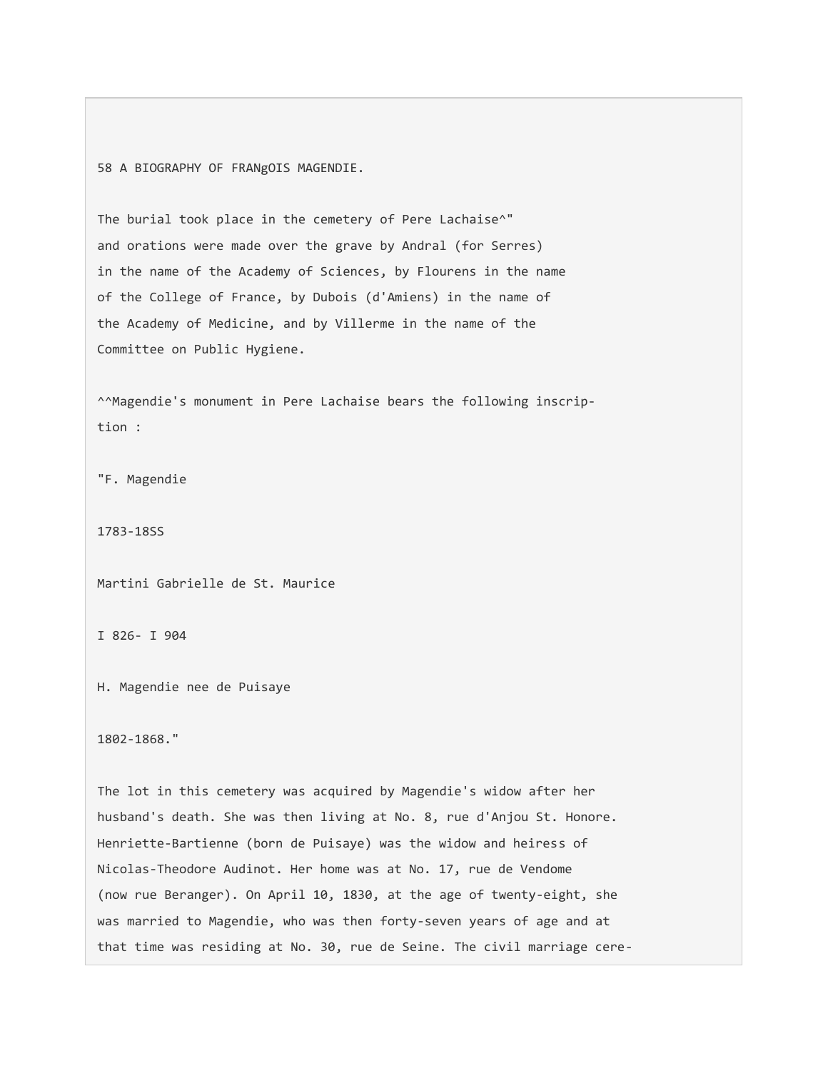The burial took place in the cemetery of Pere Lachaise^"
and orations were made over the grave by Andral (for Serres)
in the name of the Academy of Sciences, by Flourens in the name
of the College of France, by Dubois (d'Amiens) in the name of
the Academy of Medicine, and by Villerme in the name of the
Committee on Public Hygiene.

^^Magendie's monument in Pere Lachaise bears the following inscription :

"F. Magendie

1783-18SS

Martini Gabrielle de St. Maurice

I 826- I 904

H. Magendie nee de Puisaye

1802-1868."

The lot in this cemetery was acquired by Magendie's widow after her
husband's death. She was then living at No. 8, rue d'Anjou St. Honore.
Henriette-Bartienne (born de Puisaye) was the widow and heiress of
Nicolas-Theodore Audinot. Her home was at No. 17, rue de Vendome
(now rue Beranger). On April 10, 1830, at the age of twenty-eight, she
was married to Magendie, who was then forty-seven years of age and at
that time was residing at No. 30, rue de Seine. The civil marriage cere-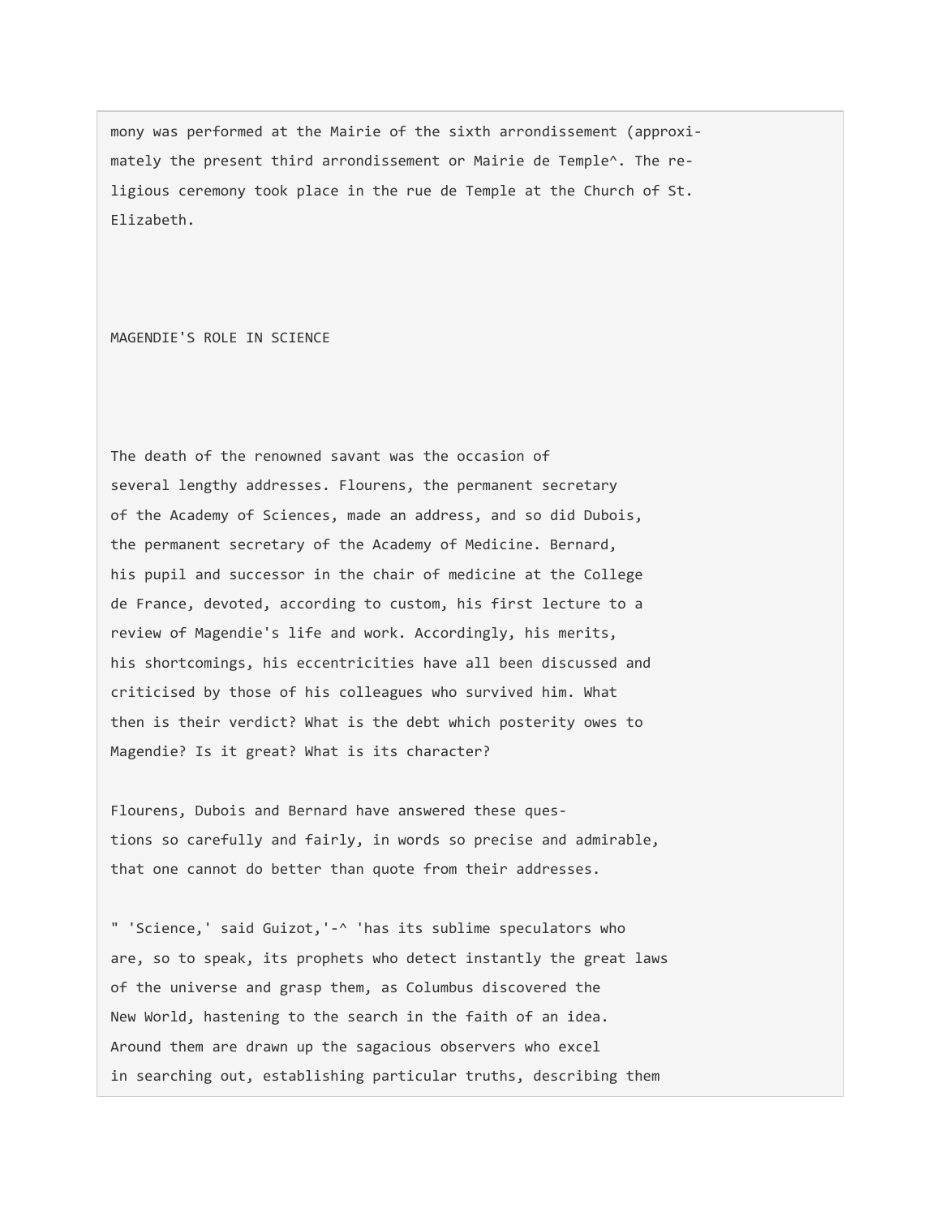mony was performed at the Mairie of the sixth arrondissement (approximately the present third arrondissement or Mairie de Temple^. The religious ceremony took place in the rue de Temple at the Church of St. Elizabeth.

## MAGENDIE'S ROLE IN SCIENCE

The death of the renowned savant was the occasion of several lengthy addresses. Flourens, the permanent secretary of the Academy of Sciences, made an address, and so did Dubois, the permanent secretary of the Academy of Medicine. Bernard, his pupil and successor in the chair of medicine at the College de France, devoted, according to custom, his first lecture to a review of Magendie's life and work. Accordingly, his merits, his shortcomings, his eccentricities have all been discussed and criticised by those of his colleagues who survived him. What then is their verdict? What is the debt which posterity owes to Magendie? Is it great? What is its character?

Flourens, Dubois and Bernard have answered these questions so carefully and fairly, in words so precise and admirable, that one cannot do better than quote from their addresses.

" 'Science,' said Guizot,'-^ 'has its sublime speculators who are, so to speak, its prophets who detect instantly the great laws of the universe and grasp them, as Columbus discovered the New World, hastening to the search in the faith of an idea. Around them are drawn up the sagacious observers who excel in searching out, establishing particular truths, describing them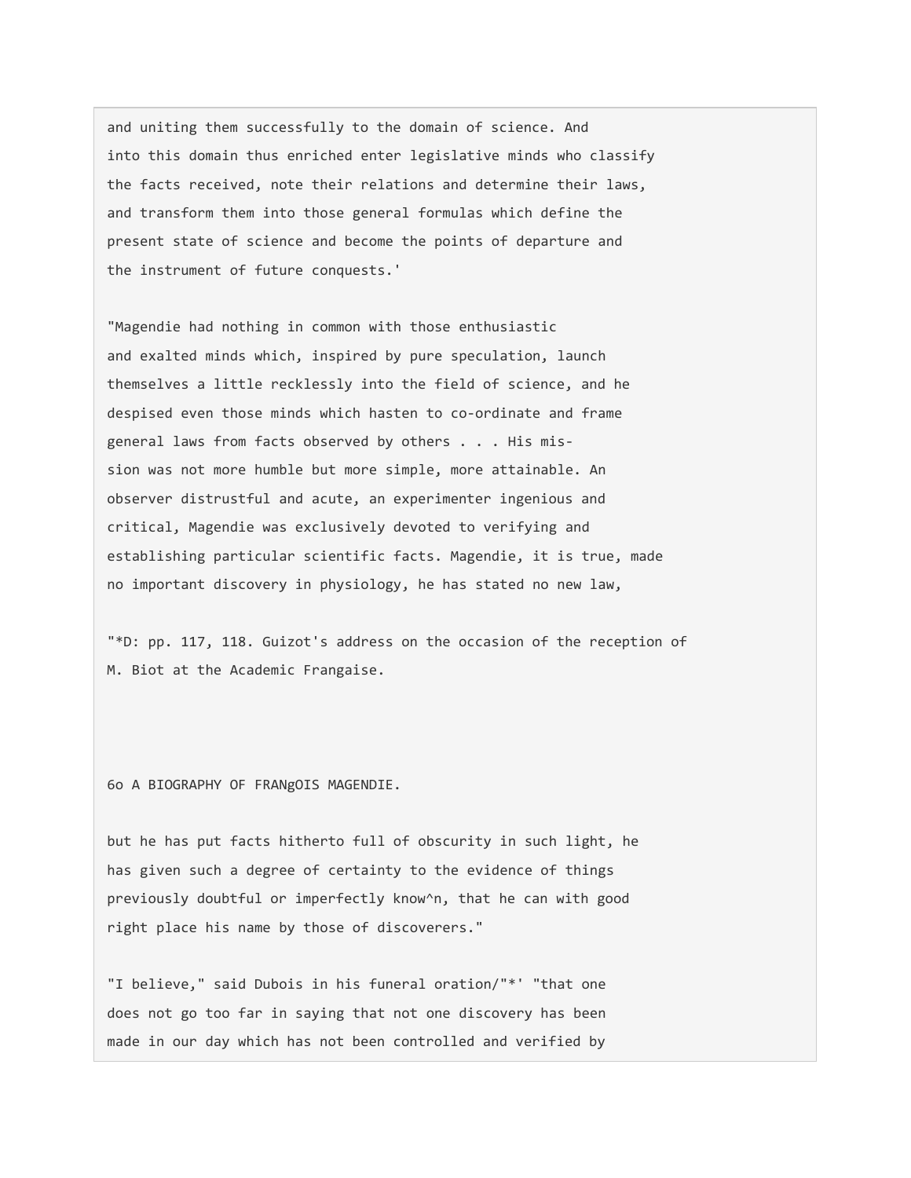and uniting them successfully to the domain of science. And into this domain thus enriched enter legislative minds who classify the facts received, note their relations and determine their laws, and transform them into those general formulas which define the present state of science and become the points of departure and the instrument of future conquests.'

"Magendie had nothing in common with those enthusiastic and exalted minds which, inspired by pure speculation, launch themselves a little recklessly into the field of science, and he despised even those minds which hasten to co-ordinate and frame general laws from facts observed by others . . . His mission was not more humble but more simple, more attainable. An observer distrustful and acute, an experimenter ingenious and critical, Magendie was exclusively devoted to verifying and establishing particular scientific facts. Magendie, it is true, made no important discovery in physiology, he has stated no new law,

"*D: pp. 117, 118. Guizot's address on the occasion of the reception of M. Biot at the Academic Frangaise.

but he has put facts hitherto full of obscurity in such light, he has given such a degree of certainty to the evidence of things previously doubtful or imperfectly know^n, that he can with good right place his name by those of discoverers."

"I believe," said Dubois in his funeral oration/"*' "that one does not go too far in saying that not one discovery has been made in our day which has not been controlled and verified by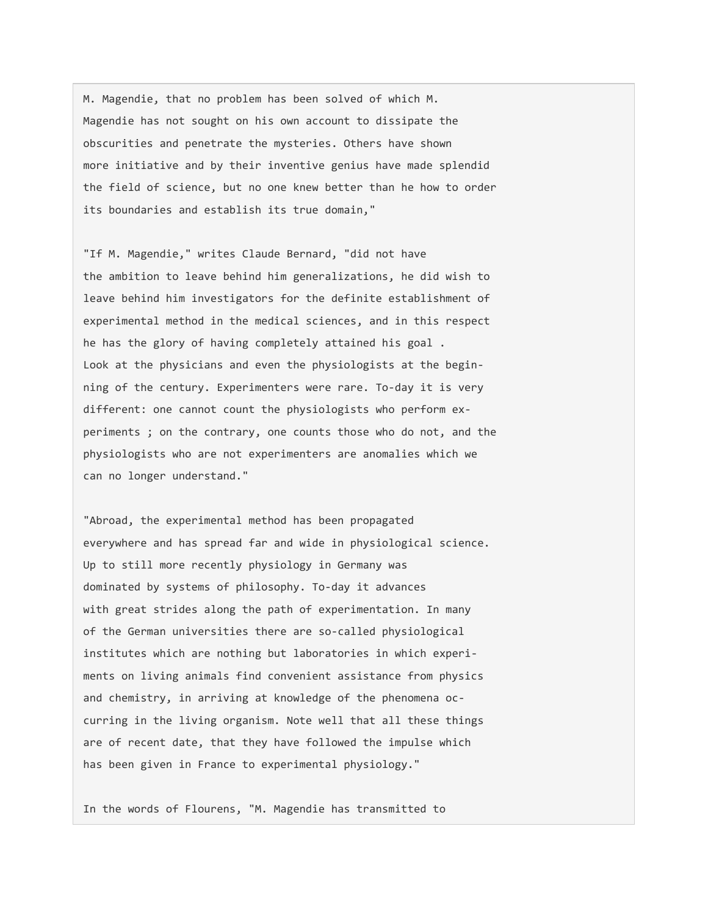M. Magendie, that no problem has been solved of which M. Magendie has not sought on his own account to dissipate the obscurities and penetrate the mysteries. Others have shown more initiative and by their inventive genius have made splendid the field of science, but no one knew better than he how to order its boundaries and establish its true domain,"

"If M. Magendie," writes Claude Bernard, "did not have the ambition to leave behind him generalizations, he did wish to leave behind him investigators for the definite establishment of experimental method in the medical sciences, and in this respect he has the glory of having completely attained his goal . Look at the physicians and even the physiologists at the beginning of the century. Experimenters were rare. To-day it is very different: one cannot count the physiologists who perform experiments ; on the contrary, one counts those who do not, and the physiologists who are not experimenters are anomalies which we can no longer understand."

"Abroad, the experimental method has been propagated everywhere and has spread far and wide in physiological science. Up to still more recently physiology in Germany was dominated by systems of philosophy. To-day it advances with great strides along the path of experimentation. In many of the German universities there are so-called physiological institutes which are nothing but laboratories in which experiments on living animals find convenient assistance from physics and chemistry, in arriving at knowledge of the phenomena occurring in the living organism. Note well that all these things are of recent date, that they have followed the impulse which has been given in France to experimental physiology."

In the words of Flourens, "M. Magendie has transmitted to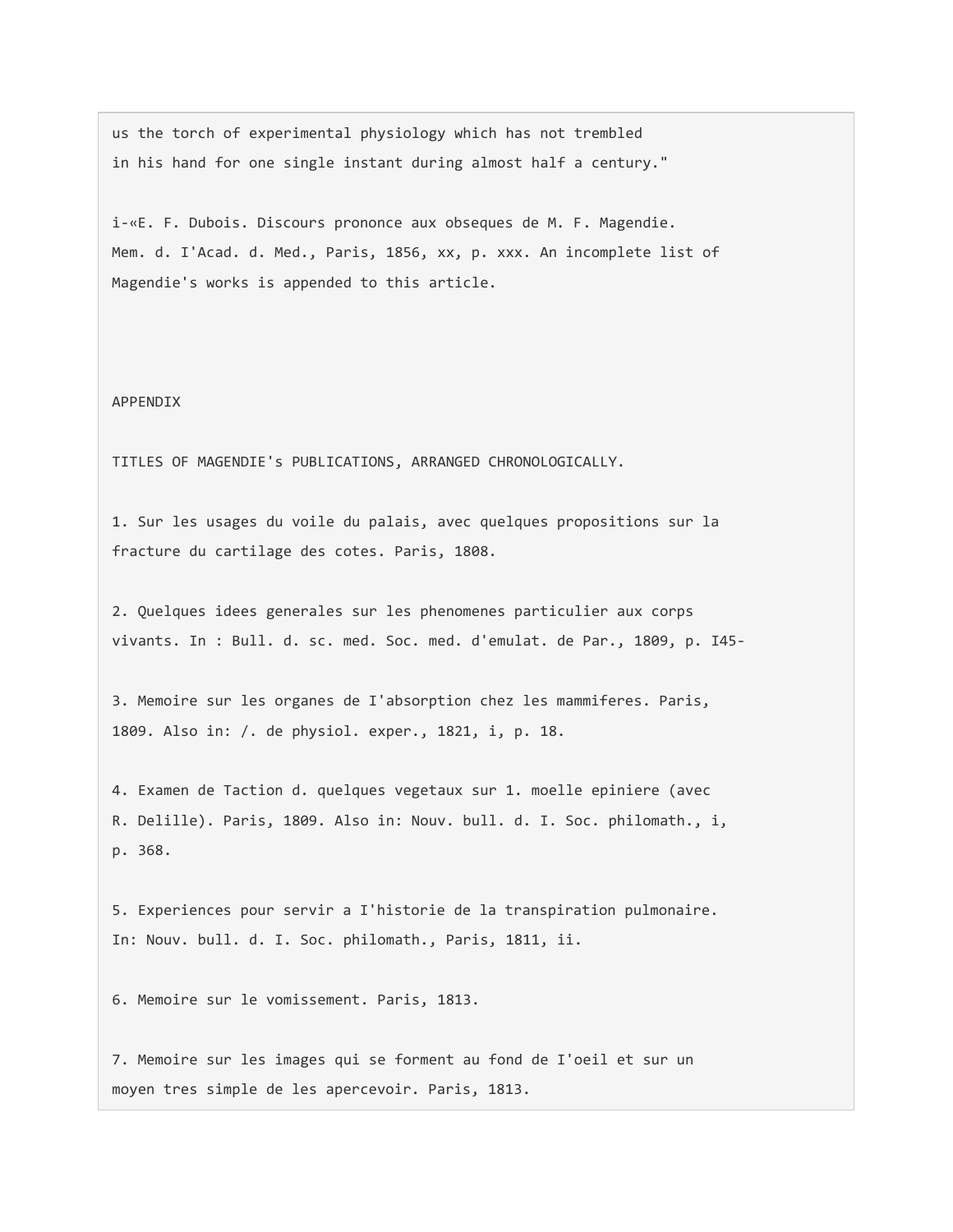us the torch of experimental physiology which has not trembled in his hand for one single instant during almost half a century."

i-«E. F. Dubois. Discours prononce aux obseques de M. F. Magendie. Mem. d. I'Acad. d. Med., Paris, 1856, xx, p. xxx. An incomplete list of Magendie's works is appended to this article.

## APPENDIX

### TITLES OF MAGENDIE's PUBLICATIONS, ARRANGED CHRONOLOGICALLY.

1. Sur les usages du voile du palais, avec quelques propositions sur la fracture du cartilage des cotes. Paris, 1808.

2. Quelques idees generales sur les phenomenes particulier aux corps vivants. In : Bull. d. sc. med. Soc. med. d'emulat. de Par., 1809, p. I45-

3. Memoire sur les organes de I'absorption chez les mammiferes. Paris, 1809. Also in: /. de physiol. exper., 1821, i, p. 18.

4. Examen de Taction d. quelques vegetaux sur 1. moelle epiniere (avec R. Delille). Paris, 1809. Also in: Nouv. bull. d. I. Soc. philomath., i, p. 368.

5. Experiences pour servir a I'historie de la transpiration pulmonaire. In: Nouv. bull. d. I. Soc. philomath., Paris, 1811, ii.

6. Memoire sur le vomissement. Paris, 1813.

7. Memoire sur les images qui se forment au fond de I'oeil et sur un moyen tres simple de les apercevoir. Paris, 1813.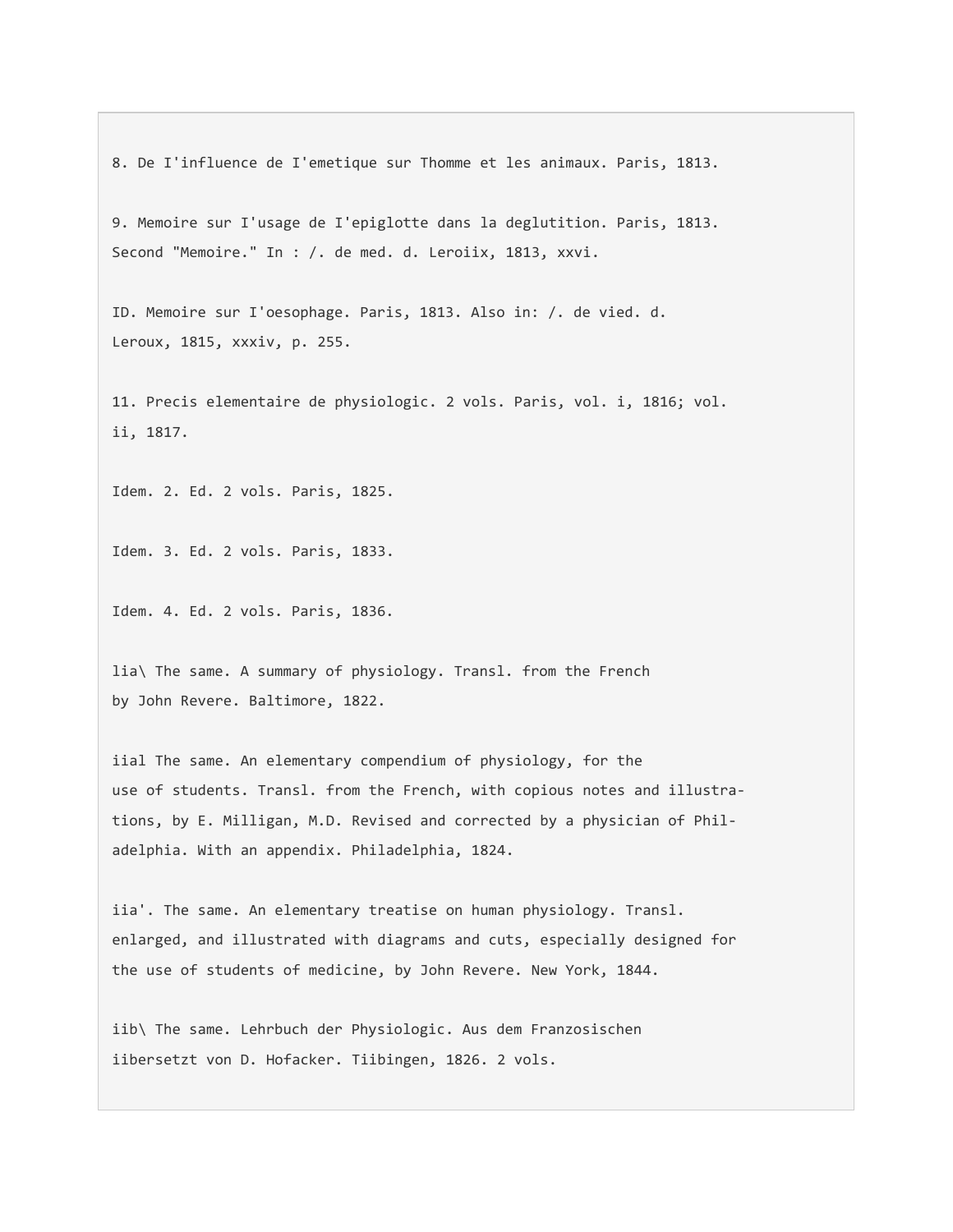8. De I'influence de I'emetique sur Thomme et les animaux. Paris, 1813.

9. Memoire sur I'usage de I'epiglotte dans la deglutition. Paris, 1813.
Second "Memoire." In : /. de med. d. Leroiix, 1813, xxvi.

ID. Memoire sur I'oesophage. Paris, 1813. Also in: /. de vied. d.
Leroux, 1815, xxxiv, p. 255.

11. Precis elementaire de physiologic. 2 vols. Paris, vol. i, 1816; vol.
ii, 1817.

Idem. 2. Ed. 2 vols. Paris, 1825.

Idem. 3. Ed. 2 vols. Paris, 1833.

Idem. 4. Ed. 2 vols. Paris, 1836.

lia\ The same. A summary of physiology. Transl. from the French
by John Revere. Baltimore, 1822.

iial The same. An elementary compendium of physiology, for the
use of students. Transl. from the French, with copious notes and illustra-
tions, by E. Milligan, M.D. Revised and corrected by a physician of Phil-
adelphia. With an appendix. Philadelphia, 1824.

iia'. The same. An elementary treatise on human physiology. Transl.
enlarged, and illustrated with diagrams and cuts, especially designed for
the use of students of medicine, by John Revere. New York, 1844.

iib\ The same. Lehrbuch der Physiologic. Aus dem Franzosischen
iibersetzt von D. Hofacker. Tiibingen, 1826. 2 vols.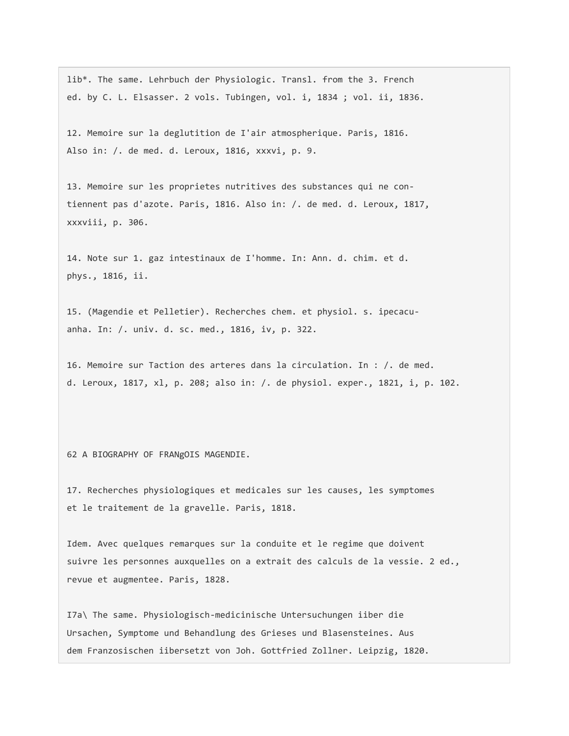lib*. The same. Lehrbuch der Physiologic. Transl. from the 3. French ed. by C. L. Elsasser. 2 vols. Tubingen, vol. i, 1834 ; vol. ii, 1836.

12. Memoire sur la deglutition de I'air atmospherique. Paris, 1816. Also in: /. de med. d. Leroux, 1816, xxxvi, p. 9.

13. Memoire sur les proprietes nutritives des substances qui ne contiennent pas d'azote. Paris, 1816. Also in: /. de med. d. Leroux, 1817, xxxviii, p. 306.

14. Note sur 1. gaz intestinaux de I'homme. In: Ann. d. chim. et d. phys., 1816, ii.

15. (Magendie et Pelletier). Recherches chem. et physiol. s. ipecacuanha. In: /. univ. d. sc. med., 1816, iv, p. 322.

16. Memoire sur Taction des arteres dans la circulation. In : /. de med. d. Leroux, 1817, xl, p. 208; also in: /. de physiol. exper., 1821, i, p. 102.

17. Recherches physiologiques et medicales sur les causes, les symptomes et le traitement de la gravelle. Paris, 1818.

Idem. Avec quelques remarques sur la conduite et le regime que doivent suivre les personnes auxquelles on a extrait des calculs de la vessie. 2 ed., revue et augmentee. Paris, 1828.

I7a\ The same. Physiologisch-medicinische Untersuchungen iiber die Ursachen, Symptome und Behandlung des Grieses und Blasensteines. Aus dem Franzosischen iibersetzt von Joh. Gottfried Zollner. Leipzig, 1820.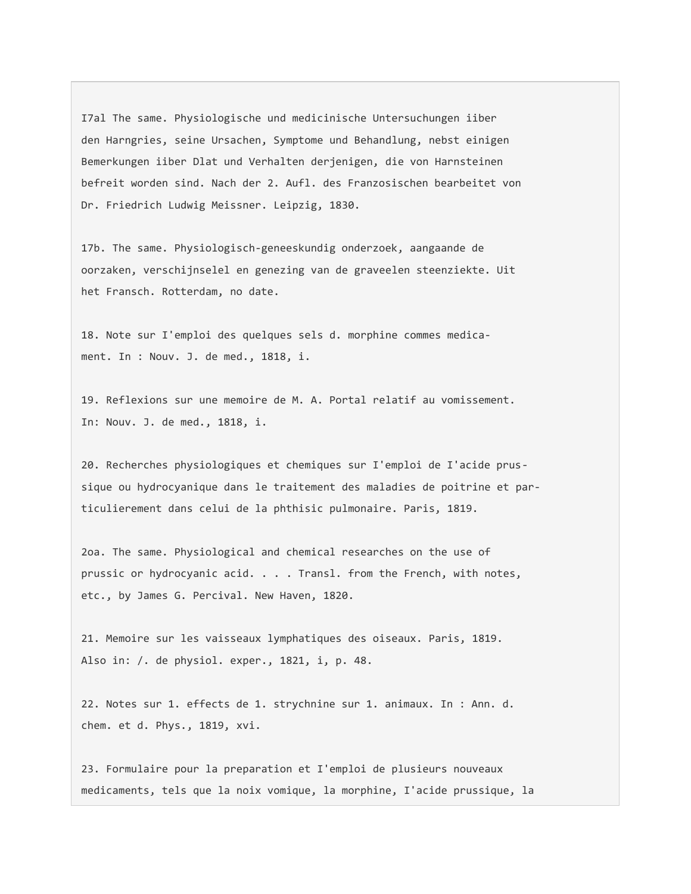I7al The same. Physiologische und medicinische Untersuchungen iiber den Harngries, seine Ursachen, Symptome und Behandlung, nebst einigen Bemerkungen iiber Dlat und Verhalten derjenigen, die von Harnsteinen befreit worden sind. Nach der 2. Aufl. des Franzosischen bearbeitet von Dr. Friedrich Ludwig Meissner. Leipzig, 1830.

17b. The same. Physiologisch-geneeskundig onderzoek, aangaande de oorzaken, verschijnselel en genezing van de graveelen steenziekte. Uit het Fransch. Rotterdam, no date.

18. Note sur I'emploi des quelques sels d. morphine commes medicament. In : Nouv. J. de med., 1818, i.

19. Reflexions sur une memoire de M. A. Portal relatif au vomissement. In: Nouv. J. de med., 1818, i.

20. Recherches physiologiques et chemiques sur I'emploi de I'acide prussique ou hydrocyanique dans le traitement des maladies de poitrine et particulierement dans celui de la phthisic pulmonaire. Paris, 1819.

2oa. The same. Physiological and chemical researches on the use of prussic or hydrocyanic acid. . . . Transl. from the French, with notes, etc., by James G. Percival. New Haven, 1820.

21. Memoire sur les vaisseaux lymphatiques des oiseaux. Paris, 1819. Also in: /. de physiol. exper., 1821, i, p. 48.

22. Notes sur 1. effects de 1. strychnine sur 1. animaux. In : Ann. d. chem. et d. Phys., 1819, xvi.

23. Formulaire pour la preparation et I'emploi de plusieurs nouveaux medicaments, tels que la noix vomique, la morphine, I'acide prussique, la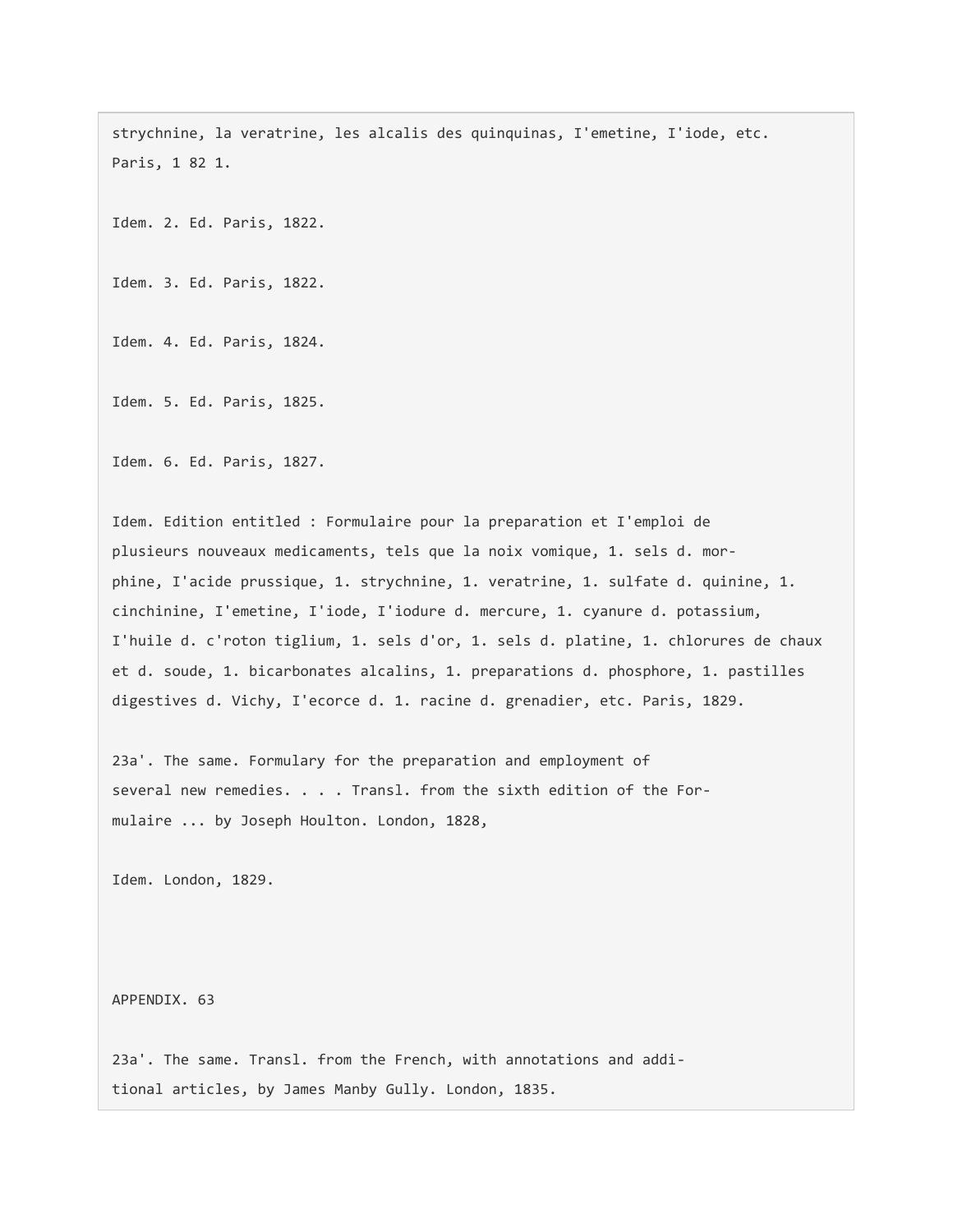strychnine, la veratrine, les alcalis des quinquinas, I'emetine, I'iode, etc. Paris, 1 82 1.

Idem. 2. Ed. Paris, 1822.

Idem. 3. Ed. Paris, 1822.

Idem. 4. Ed. Paris, 1824.

Idem. 5. Ed. Paris, 1825.

Idem. 6. Ed. Paris, 1827.

Idem. Edition entitled : Formulaire pour la preparation et I'emploi de plusieurs nouveaux medicaments, tels que la noix vomique, 1. sels d. morphine, I'acide prussique, 1. strychnine, 1. veratrine, 1. sulfate d. quinine, 1. cinchinine, I'emetine, I'iode, I'iodure d. mercure, 1. cyanure d. potassium, I'huile d. c'roton tiglium, 1. sels d'or, 1. sels d. platine, 1. chlorures de chaux et d. soude, 1. bicarbonates alcalins, 1. preparations d. phosphore, 1. pastilles digestives d. Vichy, I'ecorce d. 1. racine d. grenadier, etc. Paris, 1829.

23a'. The same. Formulary for the preparation and employment of several new remedies. . . . Transl. from the sixth edition of the Formulaire ... by Joseph Houlton. London, 1828,

Idem. London, 1829.

23a'. The same. Transl. from the French, with annotations and additional articles, by James Manby Gully. London, 1835.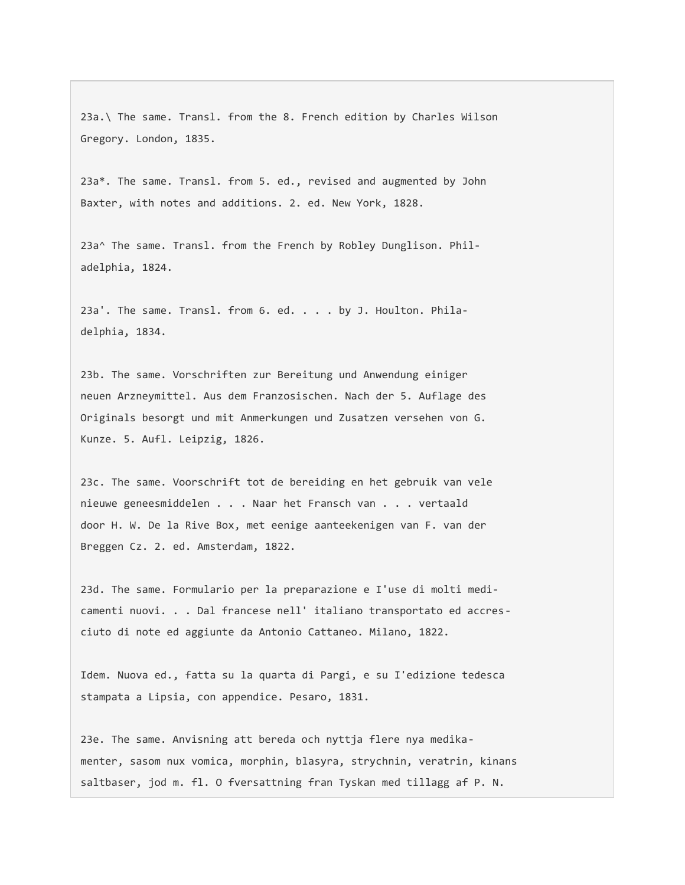23a.\ The same. Transl. from the 8. French edition by Charles Wilson Gregory. London, 1835.

23a*. The same. Transl. from 5. ed., revised and augmented by John Baxter, with notes and additions. 2. ed. New York, 1828.

23a^ The same. Transl. from the French by Robley Dunglison. Philadelphia, 1824.

23a'. The same. Transl. from 6. ed. . . . by J. Houlton. Philadelphia, 1834.

23b. The same. Vorschriften zur Bereitung und Anwendung einiger neuen Arzneymittel. Aus dem Franzosischen. Nach der 5. Auflage des Originals besorgt und mit Anmerkungen und Zusatzen versehen von G. Kunze. 5. Aufl. Leipzig, 1826.

23c. The same. Voorschrift tot de bereiding en het gebruik van vele nieuwe geneesmiddelen . . . Naar het Fransch van . . . vertaald door H. W. De la Rive Box, met eenige aanteekenigen van F. van der Breggen Cz. 2. ed. Amsterdam, 1822.

23d. The same. Formulario per la preparazione e I'use di molti medicamenti nuovi. . . Dal francese nell' italiano transportato ed accresciuto di note ed aggiunte da Antonio Cattaneo. Milano, 1822.

Idem. Nuova ed., fatta su la quarta di Pargi, e su I'edizione tedesca stampata a Lipsia, con appendice. Pesaro, 1831.

23e. The same. Anvisning att bereda och nyttja flere nya medikamenter, sasom nux vomica, morphin, blasyra, strychnin, veratrin, kinans saltbaser, jod m. fl. O fversattning fran Tyskan med tillagg af P. N.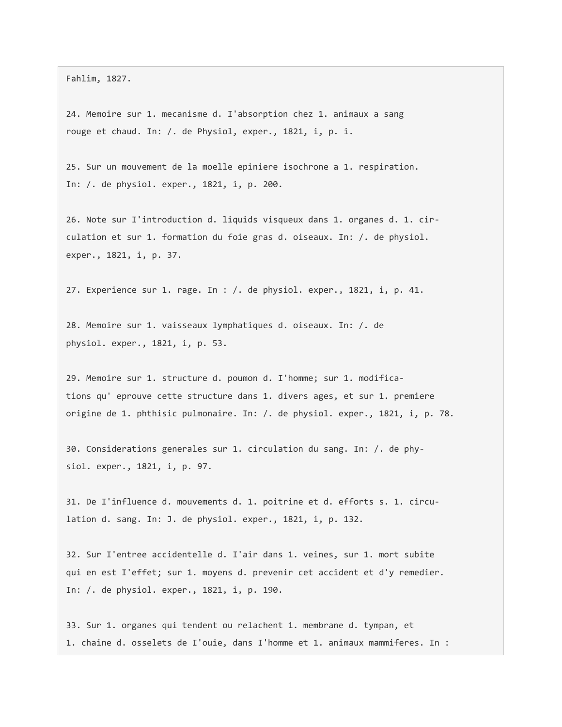Fahlim, 1827.

24. Memoire sur 1. mecanisme d. I'absorption chez 1. animaux a sang rouge et chaud. In: /. de Physiol, exper., 1821, i, p. i.

25. Sur un mouvement de la moelle epiniere isochrone a 1. respiration. In: /. de physiol. exper., 1821, i, p. 200.

26. Note sur I'introduction d. liquids visqueux dans 1. organes d. 1. circulation et sur 1. formation du foie gras d. oiseaux. In: /. de physiol. exper., 1821, i, p. 37.

27. Experience sur 1. rage. In : /. de physiol. exper., 1821, i, p. 41.

28. Memoire sur 1. vaisseaux lymphatiques d. oiseaux. In: /. de physiol. exper., 1821, i, p. 53.

29. Memoire sur 1. structure d. poumon d. I'homme; sur 1. modifications qu' eprouve cette structure dans 1. divers ages, et sur 1. premiere origine de 1. phthisic pulmonaire. In: /. de physiol. exper., 1821, i, p. 78.

30. Considerations generales sur 1. circulation du sang. In: /. de physiol. exper., 1821, i, p. 97.

31. De I'influence d. mouvements d. 1. poitrine et d. efforts s. 1. circulation d. sang. In: J. de physiol. exper., 1821, i, p. 132.

32. Sur I'entree accidentelle d. I'air dans 1. veines, sur 1. mort subite qui en est I'effet; sur 1. moyens d. prevenir cet accident et d'y remedier. In: /. de physiol. exper., 1821, i, p. 190.

33. Sur 1. organes qui tendent ou relachent 1. membrane d. tympan, et 1. chaine d. osselets de I'ouie, dans I'homme et 1. animaux mammiferes. In :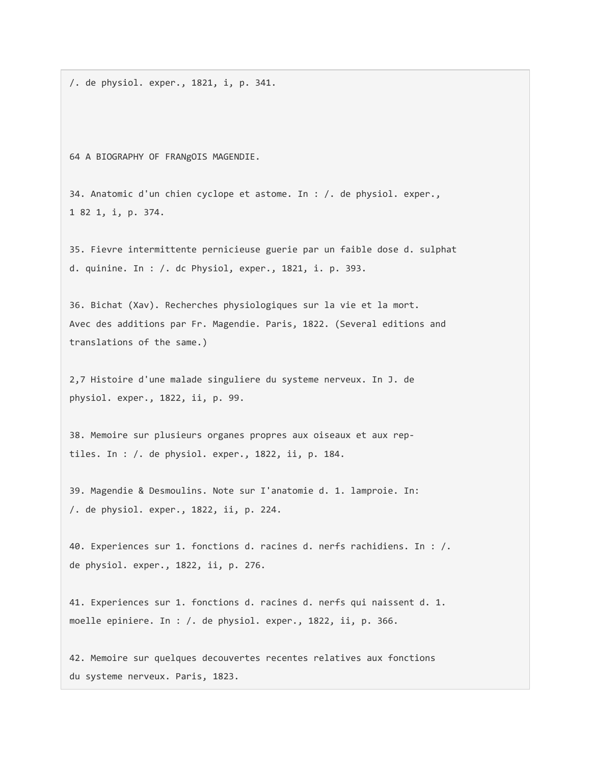/. de physiol. exper., 1821, i, p. 341.

34. Anatomic d'un chien cyclope et astome. In : /. de physiol. exper., 1 82 1, i, p. 374.

35. Fievre intermittente pernicieuse guerie par un faible dose d. sulphat d. quinine. In : /. dc Physiol, exper., 1821, i. p. 393.

36. Bichat (Xav). Recherches physiologiques sur la vie et la mort. Avec des additions par Fr. Magendie. Paris, 1822. (Several editions and translations of the same.)

2,7 Histoire d'une malade singuliere du systeme nerveux. In J. de physiol. exper., 1822, ii, p. 99.

38. Memoire sur plusieurs organes propres aux oiseaux et aux reptiles. In : /. de physiol. exper., 1822, ii, p. 184.

39. Magendie & Desmoulins. Note sur I'anatomie d. 1. lamproie. In: /. de physiol. exper., 1822, ii, p. 224.

40. Experiences sur 1. fonctions d. racines d. nerfs rachidiens. In : /. de physiol. exper., 1822, ii, p. 276.

41. Experiences sur 1. fonctions d. racines d. nerfs qui naissent d. 1. moelle epiniere. In : /. de physiol. exper., 1822, ii, p. 366.

42. Memoire sur quelques decouvertes recentes relatives aux fonctions du systeme nerveux. Paris, 1823.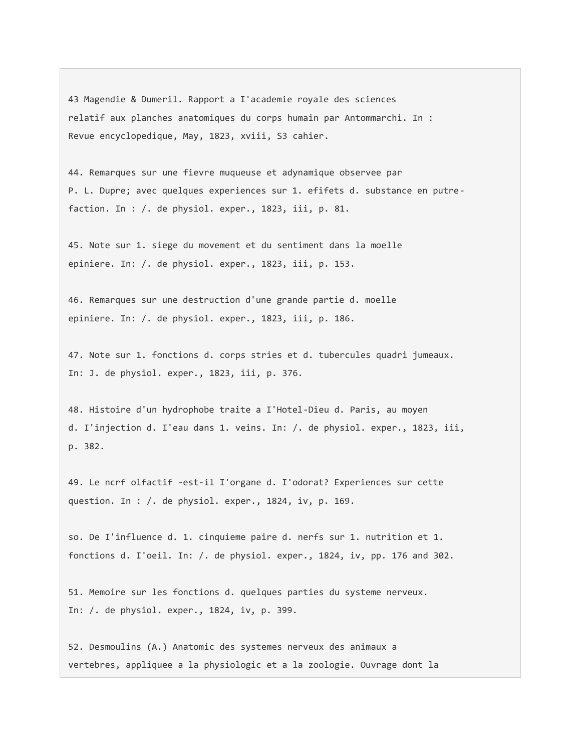43 Magendie & Dumeril. Rapport a I'academie royale des sciences relatif aux planches anatomiques du corps humain par Antommarchi. In : Revue encyclopedique, May, 1823, xviii, S3 cahier.

44. Remarques sur une fievre muqueuse et adynamique observee par P. L. Dupre; avec quelques experiences sur 1. efifets d. substance en putre-faction. In : /. de physiol. exper., 1823, iii, p. 81.

45. Note sur 1. siege du movement et du sentiment dans la moelle epiniere. In: /. de physiol. exper., 1823, iii, p. 153.

46. Remarques sur une destruction d'une grande partie d. moelle epiniere. In: /. de physiol. exper., 1823, iii, p. 186.

47. Note sur 1. fonctions d. corps stries et d. tubercules quadri jumeaux. In: J. de physiol. exper., 1823, iii, p. 376.

48. Histoire d'un hydrophobe traite a I'Hotel-Dieu d. Paris, au moyen d. I'injection d. I'eau dans 1. veins. In: /. de physiol. exper., 1823, iii, p. 382.

49. Le ncrf olfactif -est-il I'organe d. I'odorat? Experiences sur cette question. In : /. de physiol. exper., 1824, iv, p. 169.

so. De I'influence d. 1. cinquieme paire d. nerfs sur 1. nutrition et 1. fonctions d. I'oeil. In: /. de physiol. exper., 1824, iv, pp. 176 and 302.

51. Memoire sur les fonctions d. quelques parties du systeme nerveux. In: /. de physiol. exper., 1824, iv, p. 399.

52. Desmoulins (A.) Anatomic des systemes nerveux des animaux a vertebres, appliquee a la physiologic et a la zoologie. Ouvrage dont la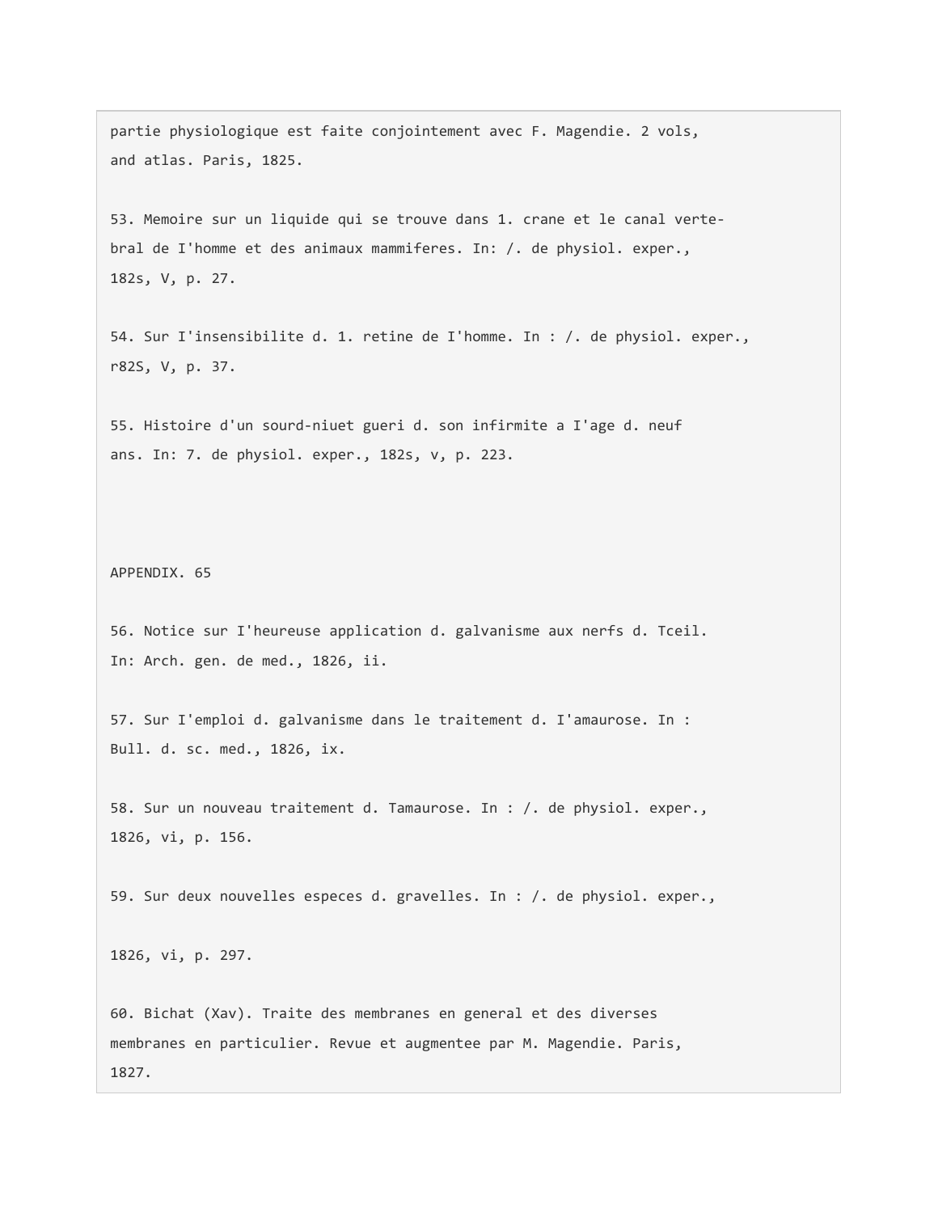partie physiologique est faite conjointement avec F. Magendie. 2 vols, and atlas. Paris, 1825.

53. Memoire sur un liquide qui se trouve dans 1. crane et le canal vertebral de I'homme et des animaux mammiferes. In: /. de physiol. exper., 182s, V, p. 27.

54. Sur I'insensibilite d. 1. retine de I'homme. In : /. de physiol. exper., r82S, V, p. 37.

55. Histoire d'un sourd-niuet gueri d. son infirmite a I'age d. neuf ans. In: 7. de physiol. exper., 182s, v, p. 223.

56. Notice sur I'heureuse application d. galvanisme aux nerfs d. Tceil. In: Arch. gen. de med., 1826, ii.

57. Sur I'emploi d. galvanisme dans le traitement d. I'amaurose. In : Bull. d. sc. med., 1826, ix.

58. Sur un nouveau traitement d. Tamaurose. In : /. de physiol. exper., 1826, vi, p. 156.

59. Sur deux nouvelles especes d. gravelles. In : /. de physiol. exper., 1826, vi, p. 297.

60. Bichat (Xav). Traite des membranes en general et des diverses membranes en particulier. Revue et augmentee par M. Magendie. Paris, 1827.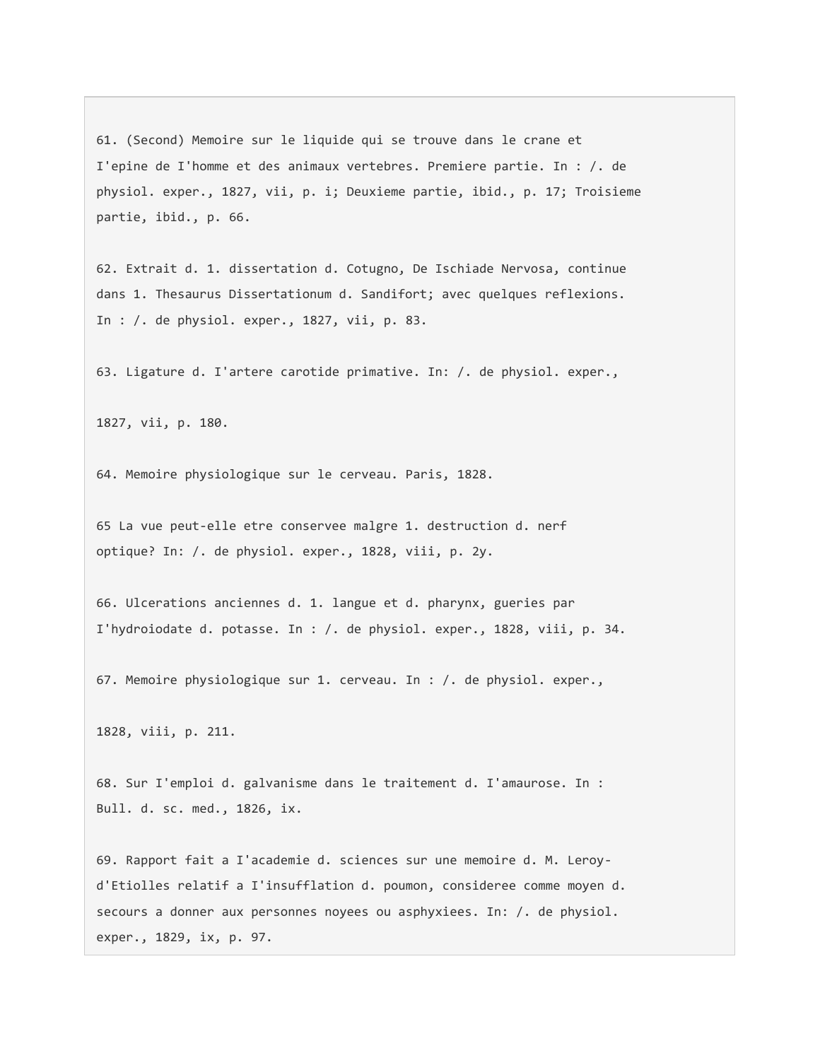61. (Second) Memoire sur le liquide qui se trouve dans le crane et I'epine de I'homme et des animaux vertebres. Premiere partie. In : /. de physiol. exper., 1827, vii, p. i; Deuxieme partie, ibid., p. 17; Troisieme partie, ibid., p. 66.

62. Extrait d. 1. dissertation d. Cotugno, De Ischiade Nervosa, continue dans 1. Thesaurus Dissertationum d. Sandifort; avec quelques reflexions. In : /. de physiol. exper., 1827, vii, p. 83.

63. Ligature d. I'artere carotide primative. In: /. de physiol. exper., 1827, vii, p. 180.

64. Memoire physiologique sur le cerveau. Paris, 1828.

65 La vue peut-elle etre conservee malgre 1. destruction d. nerf optique? In: /. de physiol. exper., 1828, viii, p. 2y.

66. Ulcerations anciennes d. 1. langue et d. pharynx, gueries par I'hydroiodate d. potasse. In : /. de physiol. exper., 1828, viii, p. 34.

67. Memoire physiologique sur 1. cerveau. In : /. de physiol. exper., 1828, viii, p. 211.

68. Sur I'emploi d. galvanisme dans le traitement d. I'amaurose. In : Bull. d. sc. med., 1826, ix.

69. Rapport fait a I'academie d. sciences sur une memoire d. M. Leroy-d'Etiolles relatif a I'insufflation d. poumon, consideree comme moyen d. secours a donner aux personnes noyees ou asphyxiees. In: /. de physiol. exper., 1829, ix, p. 97.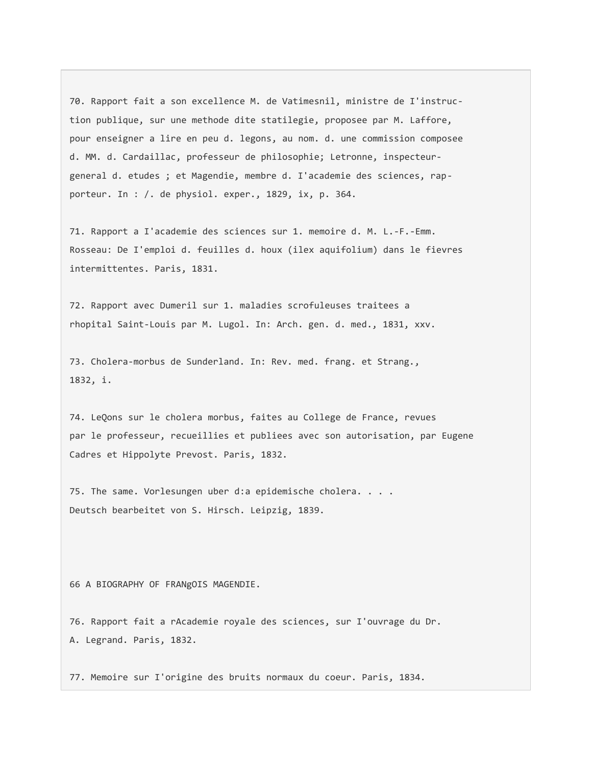70. Rapport fait a son excellence M. de Vatimesnil, ministre de I'instruction publique, sur une methode dite statilegie, proposee par M. Laffore, pour enseigner a lire en peu d. legons, au nom. d. une commission composee d. MM. d. Cardaillac, professeur de philosophie; Letronne, inspecteur-general d. etudes ; et Magendie, membre d. I'academie des sciences, rapporteur. In : /. de physiol. exper., 1829, ix, p. 364.

71. Rapport a I'academie des sciences sur 1. memoire d. M. L.-F.-Emm. Rosseau: De I'emploi d. feuilles d. houx (ilex aquifolium) dans le fievres intermittentes. Paris, 1831.

72. Rapport avec Dumeril sur 1. maladies scrofuleuses traitees a rhopital Saint-Louis par M. Lugol. In: Arch. gen. d. med., 1831, xxv.

73. Cholera-morbus de Sunderland. In: Rev. med. frang. et Strang., 1832, i.

74. LeQons sur le cholera morbus, faites au College de France, revues par le professeur, recueillies et publiees avec son autorisation, par Eugene Cadres et Hippolyte Prevost. Paris, 1832.

75. The same. Vorlesungen uber d:a epidemische cholera. . . . Deutsch bearbeitet von S. Hirsch. Leipzig, 1839.

76. Rapport fait a rAcademie royale des sciences, sur I'ouvrage du Dr. A. Legrand. Paris, 1832.

77. Memoire sur I'origine des bruits normaux du coeur. Paris, 1834.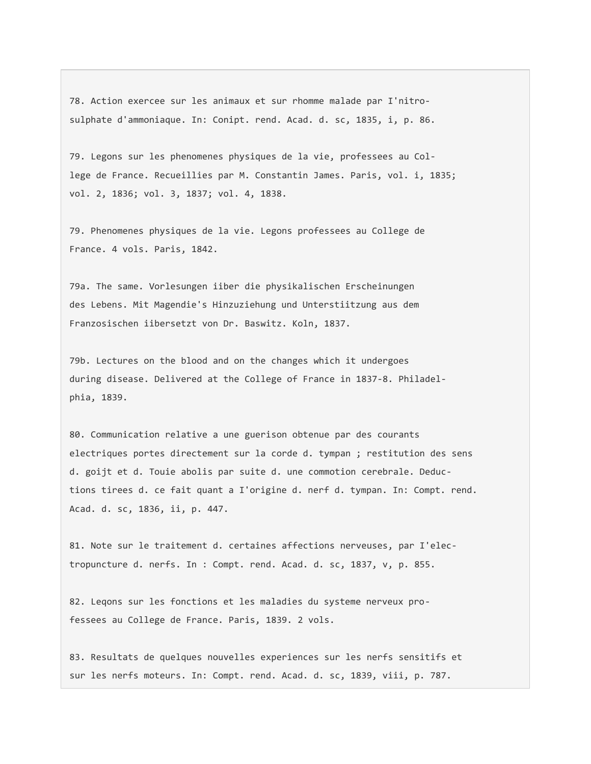78. Action exercee sur les animaux et sur rhomme malade par I'nitro-
sulphate d'ammoniaque. In: Conipt. rend. Acad. d. sc, 1835, i, p. 86.

79. Legons sur les phenomenes physiques de la vie, professees au Col-
lege de France. Recueillies par M. Constantin James. Paris, vol. i, 1835;
vol. 2, 1836; vol. 3, 1837; vol. 4, 1838.

79. Phenomenes physiques de la vie. Legons professees au College de
France. 4 vols. Paris, 1842.

79a. The same. Vorlesungen iiber die physikalischen Erscheinungen
des Lebens. Mit Magendie's Hinzuziehung und Unterstiitzung aus dem
Franzosischen iibersetzt von Dr. Baswitz. Koln, 1837.

79b. Lectures on the blood and on the changes which it undergoes
during disease. Delivered at the College of France in 1837-8. Philadel-
phia, 1839.

80. Communication relative a une guerison obtenue par des courants
electriques portes directement sur la corde d. tympan ; restitution des sens
d. goijt et d. Touie abolis par suite d. une commotion cerebrale. Deduc-
tions tirees d. ce fait quant a I'origine d. nerf d. tympan. In: Compt. rend.
Acad. d. sc, 1836, ii, p. 447.

81. Note sur le traitement d. certaines affections nerveuses, par I'elec-
tropuncture d. nerfs. In : Compt. rend. Acad. d. sc, 1837, v, p. 855.

82. Leqons sur les fonctions et les maladies du systeme nerveux pro-
fessees au College de France. Paris, 1839. 2 vols.

83. Resultats de quelques nouvelles experiences sur les nerfs sensitifs et
sur les nerfs moteurs. In: Compt. rend. Acad. d. sc, 1839, viii, p. 787.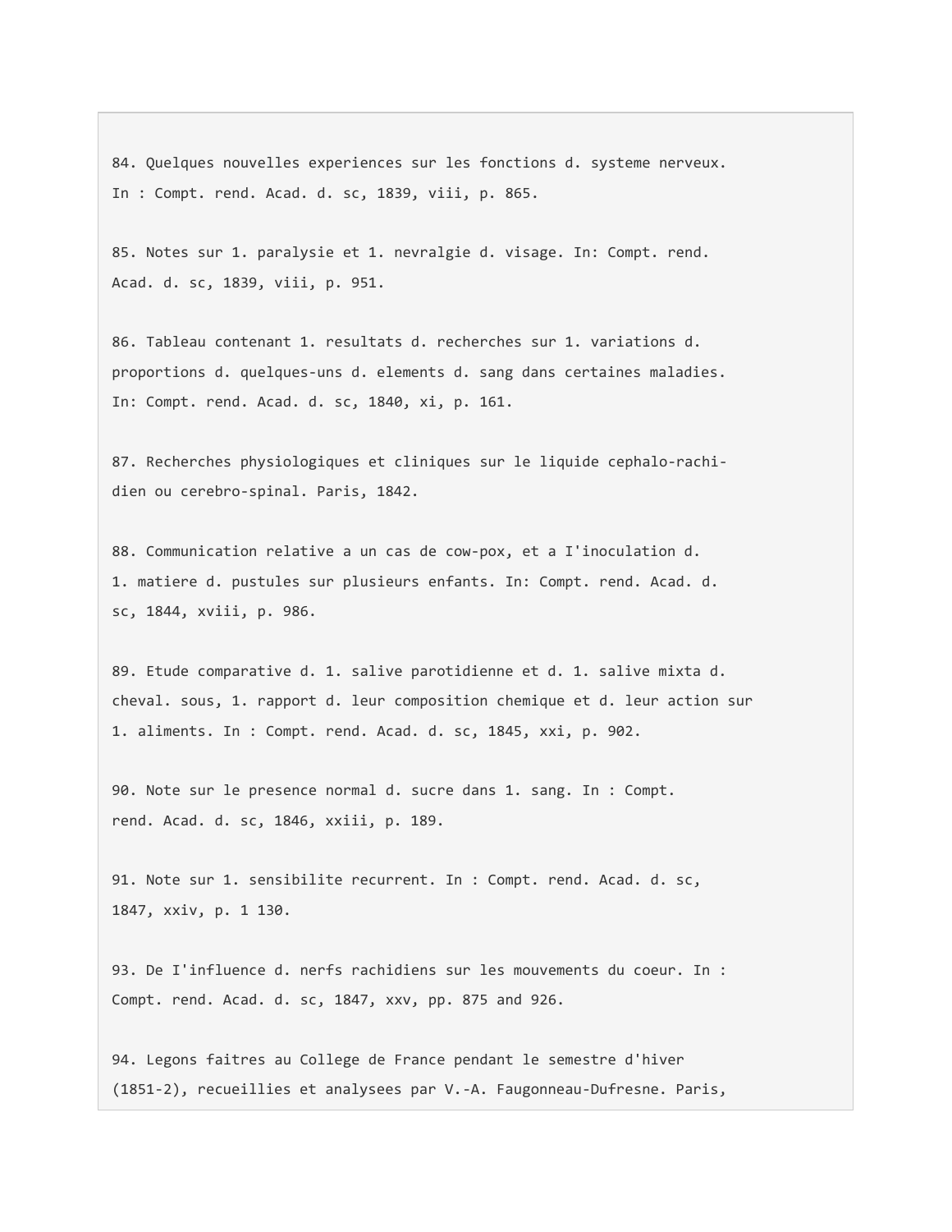84. Quelques nouvelles experiences sur les fonctions d. systeme nerveux.
In : Compt. rend. Acad. d. sc, 1839, viii, p. 865.

85. Notes sur 1. paralysie et 1. nevralgie d. visage. In: Compt. rend.
Acad. d. sc, 1839, viii, p. 951.

86. Tableau contenant 1. resultats d. recherches sur 1. variations d.
proportions d. quelques-uns d. elements d. sang dans certaines maladies.
In: Compt. rend. Acad. d. sc, 1840, xi, p. 161.

87. Recherches physiologiques et cliniques sur le liquide cephalo-rachi-
dien ou cerebro-spinal. Paris, 1842.

88. Communication relative a un cas de cow-pox, et a I'inoculation d.
1. matiere d. pustules sur plusieurs enfants. In: Compt. rend. Acad. d.
sc, 1844, xviii, p. 986.

89. Etude comparative d. 1. salive parotidienne et d. 1. salive mixta d.
cheval. sous, 1. rapport d. leur composition chemique et d. leur action sur
1. aliments. In : Compt. rend. Acad. d. sc, 1845, xxi, p. 902.

90. Note sur le presence normal d. sucre dans 1. sang. In : Compt.
rend. Acad. d. sc, 1846, xxiii, p. 189.

91. Note sur 1. sensibilite recurrent. In : Compt. rend. Acad. d. sc,
1847, xxiv, p. 1 130.

93. De I'influence d. nerfs rachidiens sur les mouvements du coeur. In :
Compt. rend. Acad. d. sc, 1847, xxv, pp. 875 and 926.

94. Legons faitres au College de France pendant le semestre d'hiver
(1851-2), recueillies et analysees par V.-A. Faugonneau-Dufresne. Paris,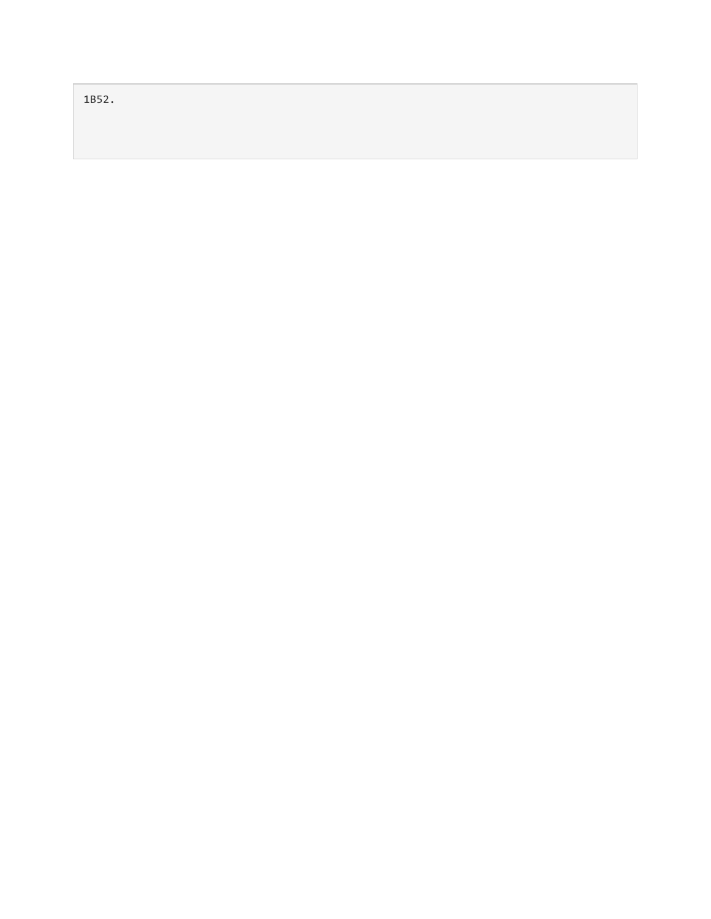```
1B52.
```